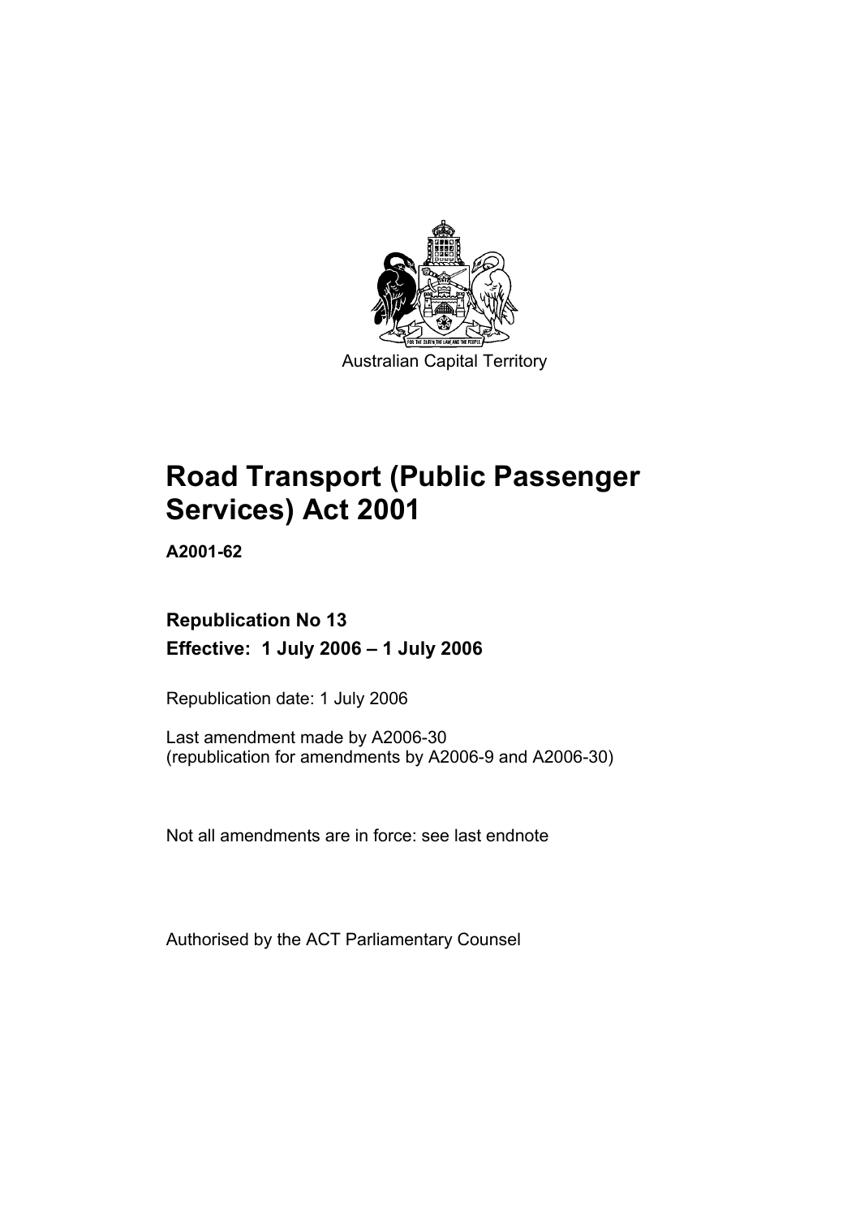Australian Capital Territory

# Road Transport (Public Passenger Services) Act 2001

**A2001-62**

**Republication No 13**

**Effective: 1 July 2006 – 1 July 2006**

Republication date: 1 July 2006

Last amendment made by A2006-30
(republication for amendments by A2006-9 and A2006-30)

Not all amendments are in force: see last endnote

Authorised by the ACT Parliamentary Counsel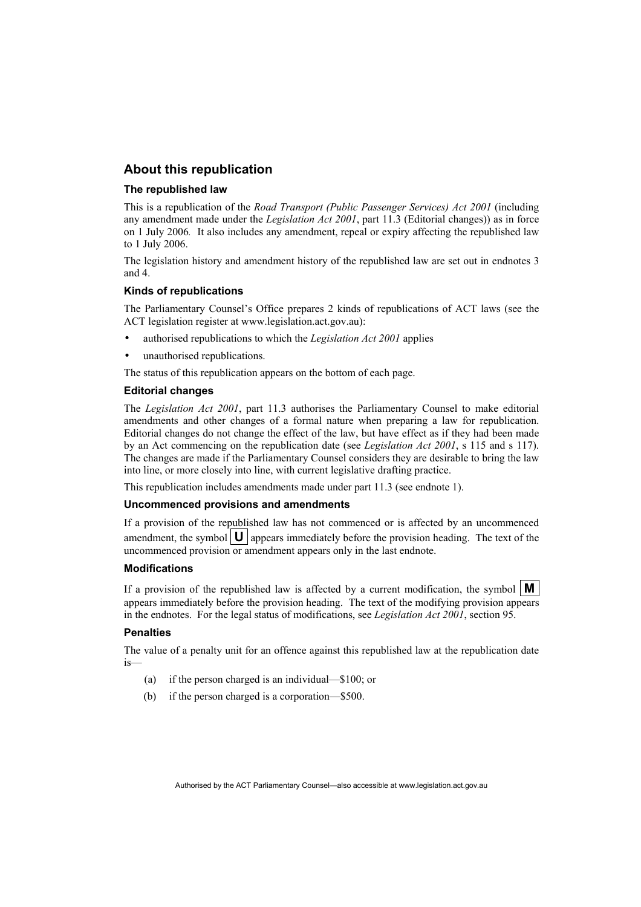## About this republication

### The republished law

This is a republication of the *Road Transport (Public Passenger Services) Act 2001* (including any amendment made under the *Legislation Act 2001*, part 11.3 (Editorial changes)) as in force on 1 July 2006*.* It also includes any amendment, repeal or expiry affecting the republished law to 1 July 2006.

The legislation history and amendment history of the republished law are set out in endnotes 3 and 4.

### Kinds of republications

The Parliamentary Counsel's Office prepares 2 kinds of republications of ACT laws (see the ACT legislation register at www.legislation.act.gov.au):

- authorised republications to which the *Legislation Act 2001* applies
- unauthorised republications.

The status of this republication appears on the bottom of each page.

### Editorial changes

The *Legislation Act 2001*, part 11.3 authorises the Parliamentary Counsel to make editorial amendments and other changes of a formal nature when preparing a law for republication. Editorial changes do not change the effect of the law, but have effect as if they had been made by an Act commencing on the republication date (see *Legislation Act 2001*, s 115 and s 117). The changes are made if the Parliamentary Counsel considers they are desirable to bring the law into line, or more closely into line, with current legislative drafting practice.

This republication includes amendments made under part 11.3 (see endnote 1).

### Uncommenced provisions and amendments

If a provision of the republished law has not commenced or is affected by an uncommenced amendment, the symbol **U** appears immediately before the provision heading. The text of the uncommenced provision or amendment appears only in the last endnote.

### Modifications

If a provision of the republished law is affected by a current modification, the symbol **M** appears immediately before the provision heading. The text of the modifying provision appears in the endnotes. For the legal status of modifications, see *Legislation Act 2001*, section 95.

### Penalties

The value of a penalty unit for an offence against this republished law at the republication date is—

(a) if the person charged is an individual—$100; or

(b) if the person charged is a corporation—$500.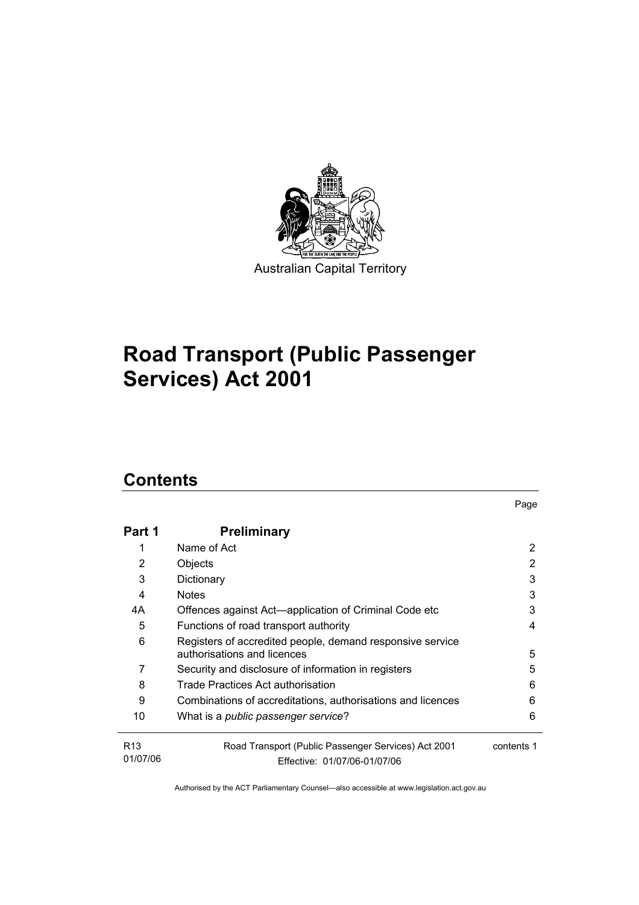Australian Capital Territory

# Road Transport (Public Passenger Services) Act 2001

## Contents

| | | Page |
|---|---|---|
| **Part 1** | **Preliminary** | |
| 1 | Name of Act | 2 |
| 2 | Objects | 2 |
| 3 | Dictionary | 3 |
| 4 | Notes | 3 |
| 4A | Offences against Act—application of Criminal Code etc | 3 |
| 5 | Functions of road transport authority | 4 |
| 6 | Registers of accredited people, demand responsive service authorisations and licences | 5 |
| 7 | Security and disclosure of information in registers | 5 |
| 8 | Trade Practices Act authorisation | 6 |
| 9 | Combinations of accreditations, authorisations and licences | 6 |
| 10 | What is a *public passenger service*? | 6 |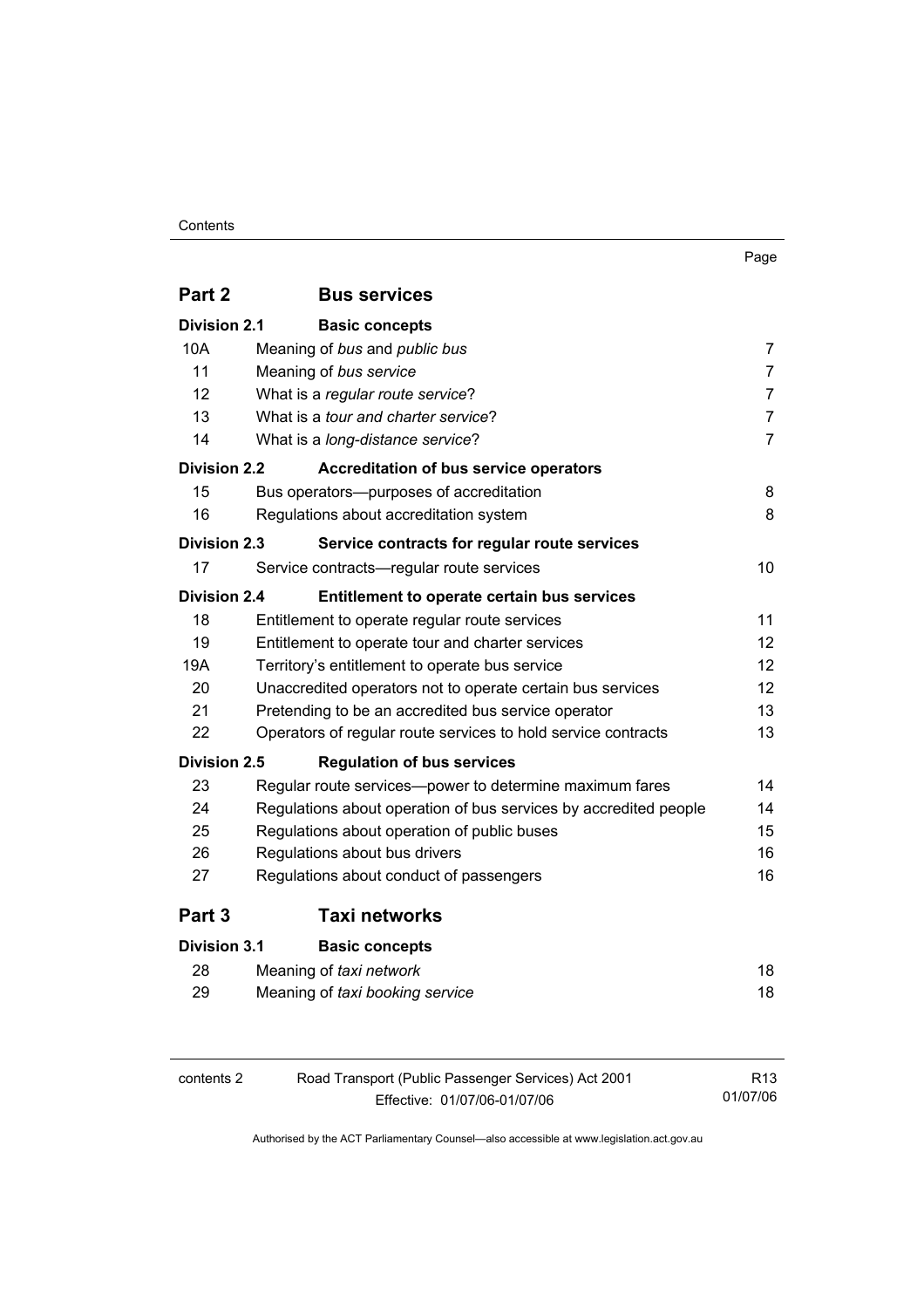| | | Page |
|---|---|---|
| **Part 2** | **Bus services** | |
| **Division 2.1** | **Basic concepts** | |
| 10A | Meaning of *bus* and *public bus* | 7 |
| 11 | Meaning of *bus service* | 7 |
| 12 | What is a *regular route service*? | 7 |
| 13 | What is a *tour and charter service*? | 7 |
| 14 | What is a *long-distance service*? | 7 |
| **Division 2.2** | **Accreditation of bus service operators** | |
| 15 | Bus operators—purposes of accreditation | 8 |
| 16 | Regulations about accreditation system | 8 |
| **Division 2.3** | **Service contracts for regular route services** | |
| 17 | Service contracts—regular route services | 10 |
| **Division 2.4** | **Entitlement to operate certain bus services** | |
| 18 | Entitlement to operate regular route services | 11 |
| 19 | Entitlement to operate tour and charter services | 12 |
| 19A | Territory's entitlement to operate bus service | 12 |
| 20 | Unaccredited operators not to operate certain bus services | 12 |
| 21 | Pretending to be an accredited bus service operator | 13 |
| 22 | Operators of regular route services to hold service contracts | 13 |
| **Division 2.5** | **Regulation of bus services** | |
| 23 | Regular route services—power to determine maximum fares | 14 |
| 24 | Regulations about operation of bus services by accredited people | 14 |
| 25 | Regulations about operation of public buses | 15 |
| 26 | Regulations about bus drivers | 16 |
| 27 | Regulations about conduct of passengers | 16 |
| **Part 3** | **Taxi networks** | |
| **Division 3.1** | **Basic concepts** | |
| 28 | Meaning of *taxi network* | 18 |
| 29 | Meaning of *taxi booking service* | 18 |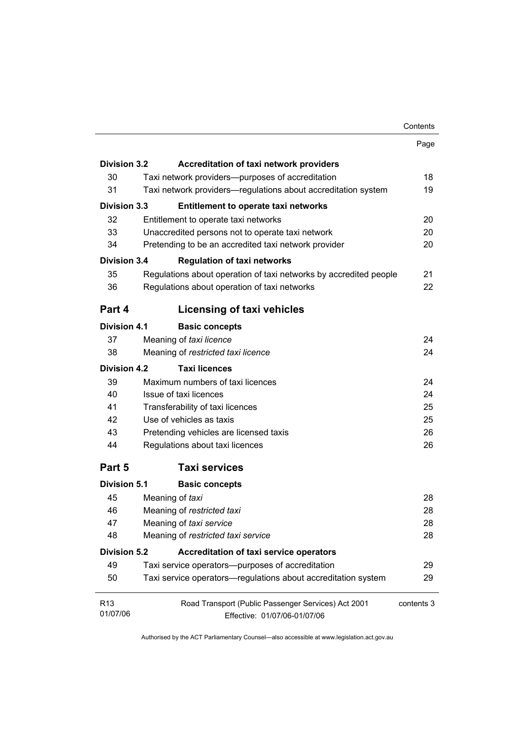| | | Page |
|---|---|---|
| **Division 3.2** | **Accreditation of taxi network providers** | |
| 30 | Taxi network providers—purposes of accreditation | 18 |
| 31 | Taxi network providers—regulations about accreditation system | 19 |
| **Division 3.3** | **Entitlement to operate taxi networks** | |
| 32 | Entitlement to operate taxi networks | 20 |
| 33 | Unaccredited persons not to operate taxi network | 20 |
| 34 | Pretending to be an accredited taxi network provider | 20 |
| **Division 3.4** | **Regulation of taxi networks** | |
| 35 | Regulations about operation of taxi networks by accredited people | 21 |
| 36 | Regulations about operation of taxi networks | 22 |

## Part 4 Licensing of taxi vehicles

| | | |
|---|---|---|
| **Division 4.1** | **Basic concepts** | |
| 37 | Meaning of *taxi licence* | 24 |
| 38 | Meaning of *restricted taxi licence* | 24 |
| **Division 4.2** | **Taxi licences** | |
| 39 | Maximum numbers of taxi licences | 24 |
| 40 | Issue of taxi licences | 24 |
| 41 | Transferability of taxi licences | 25 |
| 42 | Use of vehicles as taxis | 25 |
| 43 | Pretending vehicles are licensed taxis | 26 |
| 44 | Regulations about taxi licences | 26 |

## Part 5 Taxi services

| | | |
|---|---|---|
| **Division 5.1** | **Basic concepts** | |
| 45 | Meaning of *taxi* | 28 |
| 46 | Meaning of *restricted taxi* | 28 |
| 47 | Meaning of *taxi service* | 28 |
| 48 | Meaning of *restricted taxi service* | 28 |
| **Division 5.2** | **Accreditation of taxi service operators** | |
| 49 | Taxi service operators—purposes of accreditation | 29 |
| 50 | Taxi service operators—regulations about accreditation system | 29 |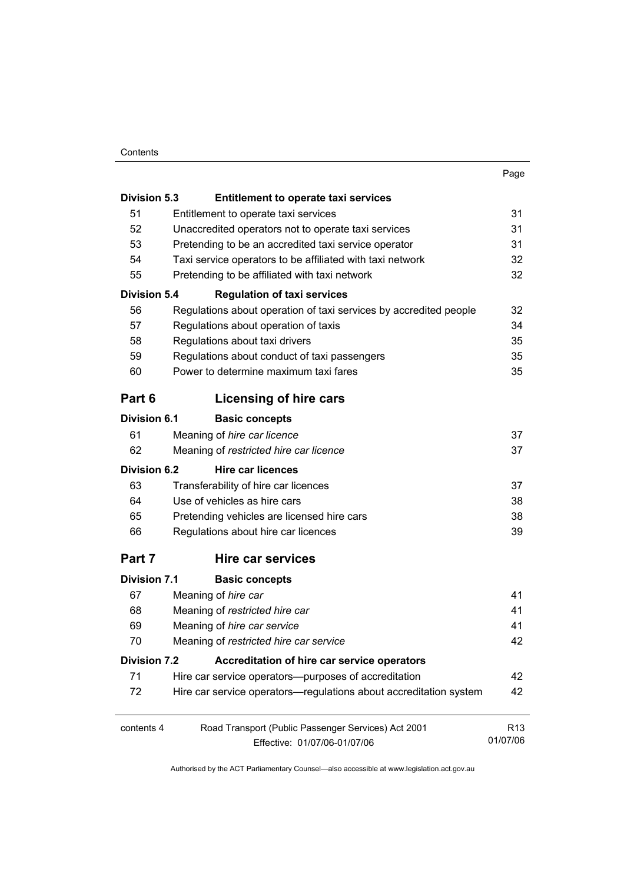| | | Page |
|---|---|---|
| **Division 5.3** | **Entitlement to operate taxi services** | |
| 51 | Entitlement to operate taxi services | 31 |
| 52 | Unaccredited operators not to operate taxi services | 31 |
| 53 | Pretending to be an accredited taxi service operator | 31 |
| 54 | Taxi service operators to be affiliated with taxi network | 32 |
| 55 | Pretending to be affiliated with taxi network | 32 |
| **Division 5.4** | **Regulation of taxi services** | |
| 56 | Regulations about operation of taxi services by accredited people | 32 |
| 57 | Regulations about operation of taxis | 34 |
| 58 | Regulations about taxi drivers | 35 |
| 59 | Regulations about conduct of taxi passengers | 35 |
| 60 | Power to determine maximum taxi fares | 35 |
| **Part 6** | **Licensing of hire cars** | |
| **Division 6.1** | **Basic concepts** | |
| 61 | Meaning of *hire car licence* | 37 |
| 62 | Meaning of *restricted hire car licence* | 37 |
| **Division 6.2** | **Hire car licences** | |
| 63 | Transferability of hire car licences | 37 |
| 64 | Use of vehicles as hire cars | 38 |
| 65 | Pretending vehicles are licensed hire cars | 38 |
| 66 | Regulations about hire car licences | 39 |
| **Part 7** | **Hire car services** | |
| **Division 7.1** | **Basic concepts** | |
| 67 | Meaning of *hire car* | 41 |
| 68 | Meaning of *restricted hire car* | 41 |
| 69 | Meaning of *hire car service* | 41 |
| 70 | Meaning of *restricted hire car service* | 42 |
| **Division 7.2** | **Accreditation of hire car service operators** | |
| 71 | Hire car service operators—purposes of accreditation | 42 |
| 72 | Hire car service operators—regulations about accreditation system | 42 |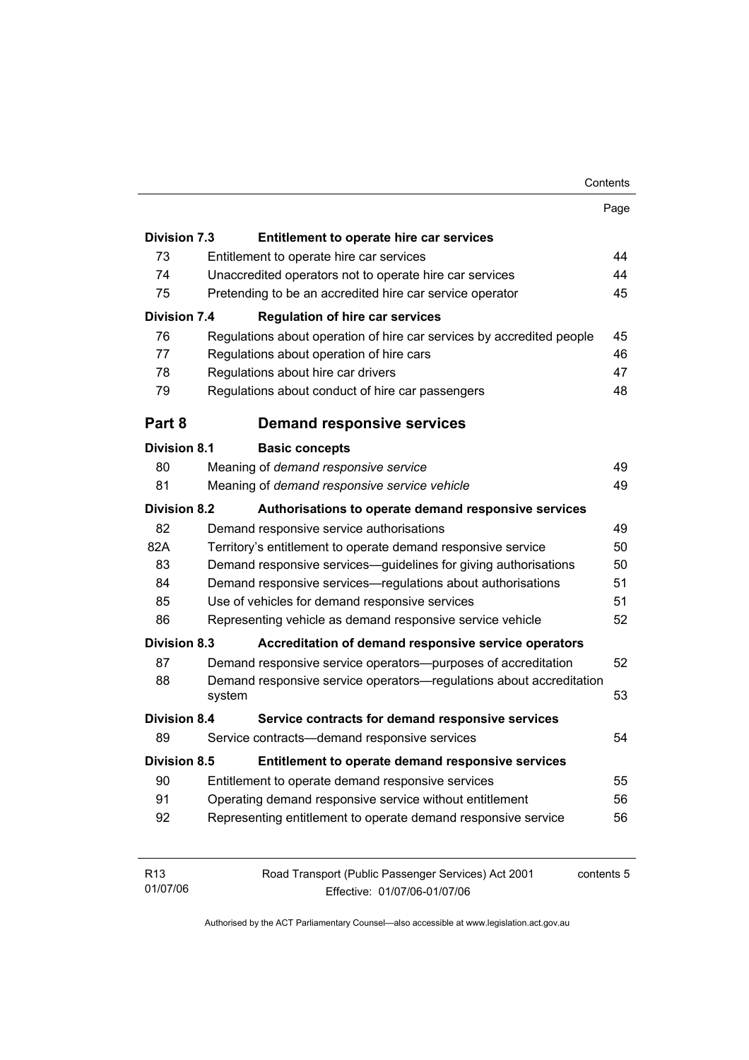| | | Page |
|---|---|---|
| **Division 7.3** | **Entitlement to operate hire car services** | |
| 73 | Entitlement to operate hire car services | 44 |
| 74 | Unaccredited operators not to operate hire car services | 44 |
| 75 | Pretending to be an accredited hire car service operator | 45 |
| **Division 7.4** | **Regulation of hire car services** | |
| 76 | Regulations about operation of hire car services by accredited people | 45 |
| 77 | Regulations about operation of hire cars | 46 |
| 78 | Regulations about hire car drivers | 47 |
| 79 | Regulations about conduct of hire car passengers | 48 |
| **Part 8** | **Demand responsive services** | |
| **Division 8.1** | **Basic concepts** | |
| 80 | Meaning of *demand responsive service* | 49 |
| 81 | Meaning of *demand responsive service vehicle* | 49 |
| **Division 8.2** | **Authorisations to operate demand responsive services** | |
| 82 | Demand responsive service authorisations | 49 |
| 82A | Territory's entitlement to operate demand responsive service | 50 |
| 83 | Demand responsive services—guidelines for giving authorisations | 50 |
| 84 | Demand responsive services—regulations about authorisations | 51 |
| 85 | Use of vehicles for demand responsive services | 51 |
| 86 | Representing vehicle as demand responsive service vehicle | 52 |
| **Division 8.3** | **Accreditation of demand responsive service operators** | |
| 87 | Demand responsive service operators—purposes of accreditation | 52 |
| 88 | Demand responsive service operators—regulations about accreditation system | 53 |
| **Division 8.4** | **Service contracts for demand responsive services** | |
| 89 | Service contracts—demand responsive services | 54 |
| **Division 8.5** | **Entitlement to operate demand responsive services** | |
| 90 | Entitlement to operate demand responsive services | 55 |
| 91 | Operating demand responsive service without entitlement | 56 |
| 92 | Representing entitlement to operate demand responsive service | 56 |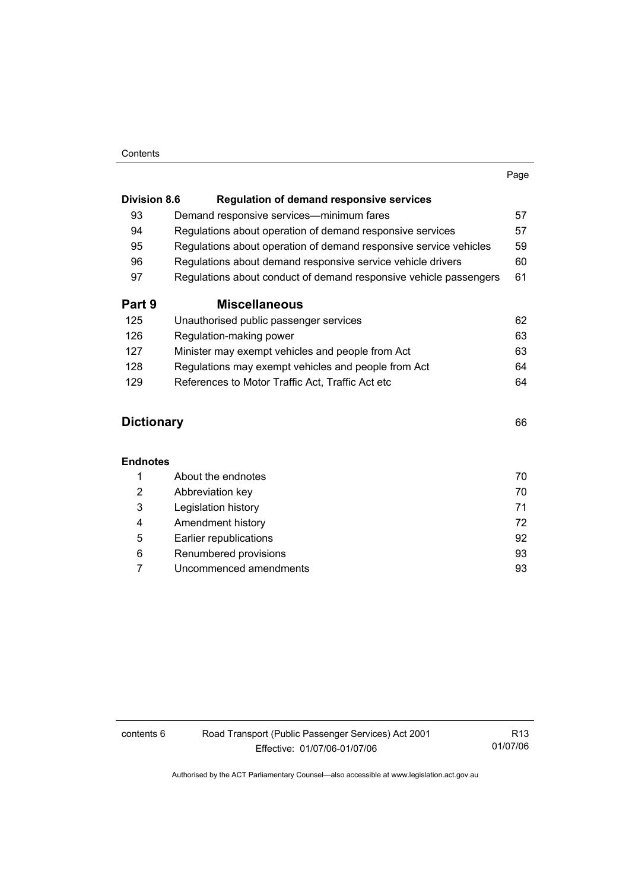| | | Page |
|---|---|---|
| **Division 8.6** | **Regulation of demand responsive services** | |
| 93 | Demand responsive services—minimum fares | 57 |
| 94 | Regulations about operation of demand responsive services | 57 |
| 95 | Regulations about operation of demand responsive service vehicles | 59 |
| 96 | Regulations about demand responsive service vehicle drivers | 60 |
| 97 | Regulations about conduct of demand responsive vehicle passengers | 61 |
| **Part 9** | **Miscellaneous** | |
| 125 | Unauthorised public passenger services | 62 |
| 126 | Regulation-making power | 63 |
| 127 | Minister may exempt vehicles and people from Act | 63 |
| 128 | Regulations may exempt vehicles and people from Act | 64 |
| 129 | References to Motor Traffic Act, Traffic Act etc | 64 |

**Dictionary** 66

**Endnotes**

| | | |
|---|---|---|
| 1 | About the endnotes | 70 |
| 2 | Abbreviation key | 70 |
| 3 | Legislation history | 71 |
| 4 | Amendment history | 72 |
| 5 | Earlier republications | 92 |
| 6 | Renumbered provisions | 93 |
| 7 | Uncommenced amendments | 93 |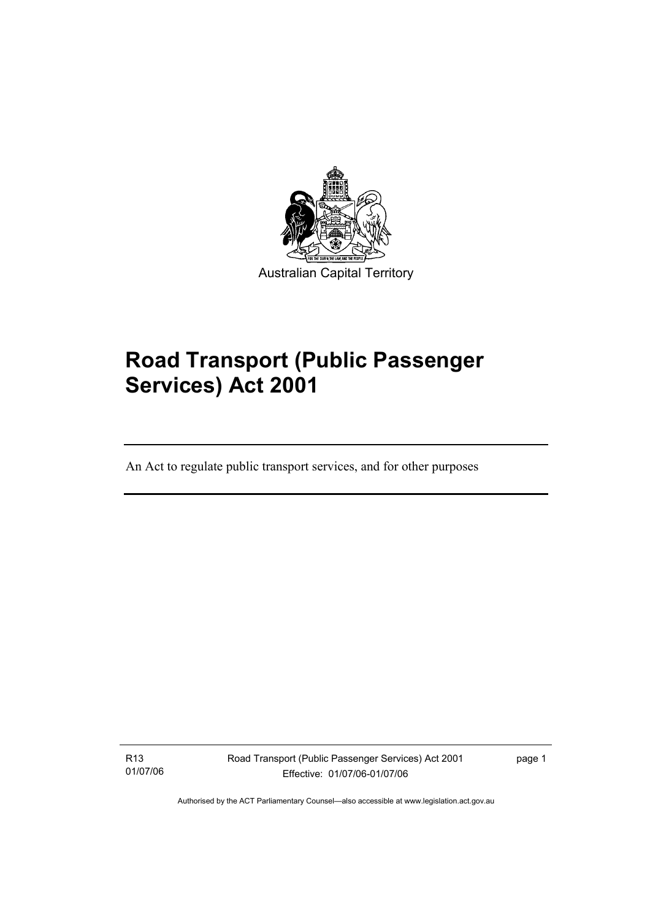Australian Capital Territory

# Road Transport (Public Passenger Services) Act 2001

An Act to regulate public transport services, and for other purposes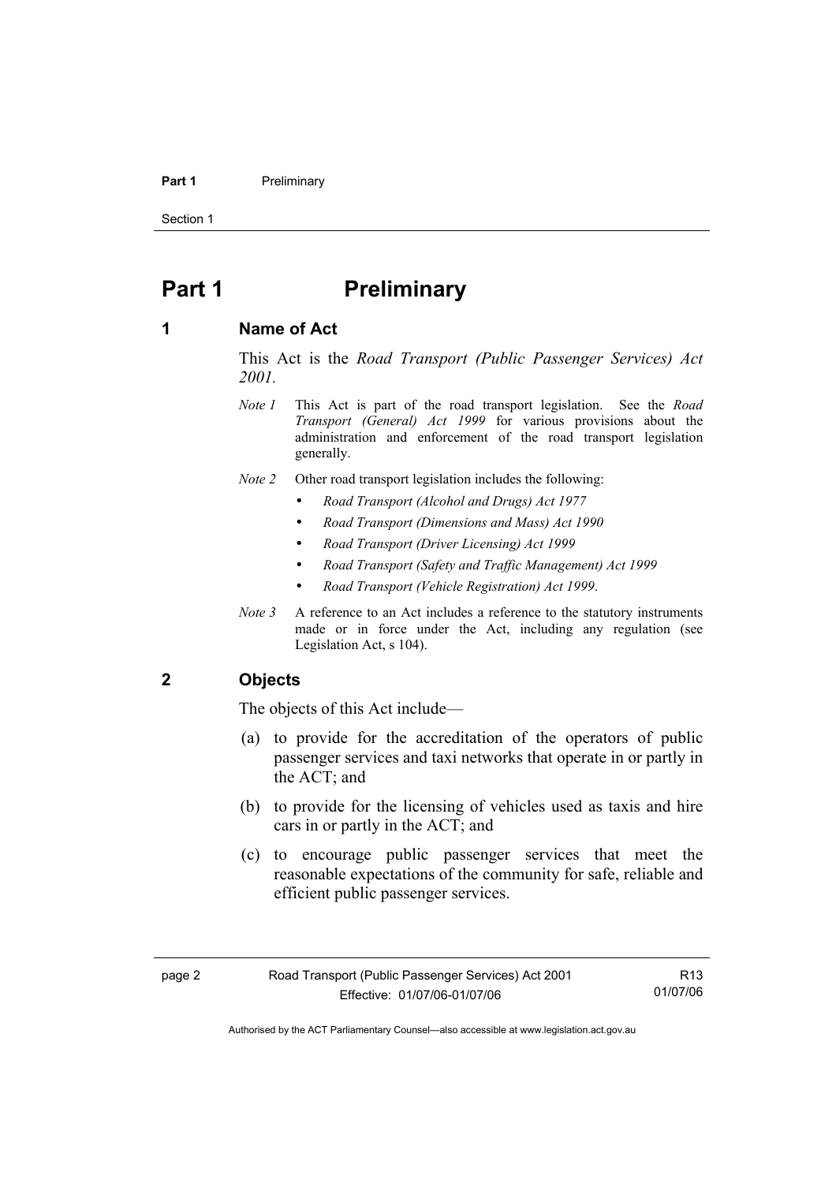# Part 1 Preliminary

## 1 Name of Act

This Act is the *Road Transport (Public Passenger Services) Act 2001.*

*Note 1* This Act is part of the road transport legislation. See the *Road Transport (General) Act 1999* for various provisions about the administration and enforcement of the road transport legislation generally.

*Note 2* Other road transport legislation includes the following:

- *Road Transport (Alcohol and Drugs) Act 1977*
- *Road Transport (Dimensions and Mass) Act 1990*
- *Road Transport (Driver Licensing) Act 1999*
- *Road Transport (Safety and Traffic Management) Act 1999*
- *Road Transport (Vehicle Registration) Act 1999*.

*Note 3* A reference to an Act includes a reference to the statutory instruments made or in force under the Act, including any regulation (see Legislation Act, s 104).

## 2 Objects

The objects of this Act include—

(a) to provide for the accreditation of the operators of public passenger services and taxi networks that operate in or partly in the ACT; and

(b) to provide for the licensing of vehicles used as taxis and hire cars in or partly in the ACT; and

(c) to encourage public passenger services that meet the reasonable expectations of the community for safe, reliable and efficient public passenger services.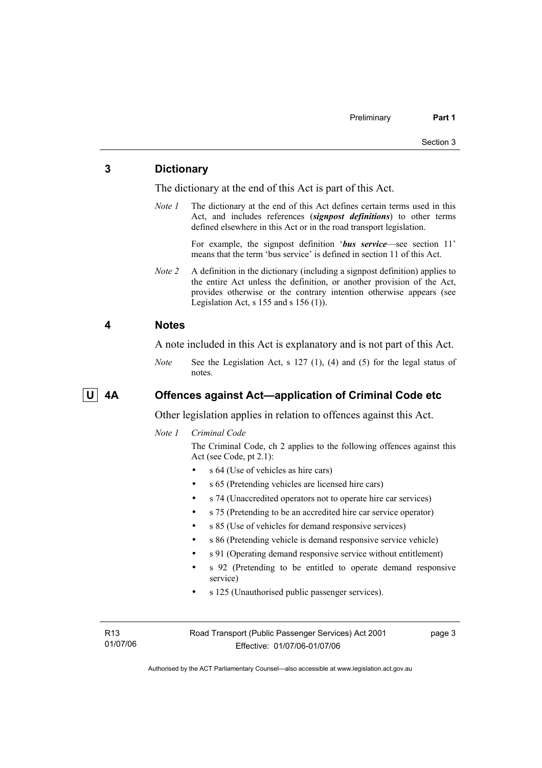## 3 Dictionary

The dictionary at the end of this Act is part of this Act.

*Note 1* The dictionary at the end of this Act defines certain terms used in this Act, and includes references (***signpost definitions***) to other terms defined elsewhere in this Act or in the road transport legislation.

For example, the signpost definition '***bus service***—see section 11' means that the term 'bus service' is defined in section 11 of this Act.

*Note 2* A definition in the dictionary (including a signpost definition) applies to the entire Act unless the definition, or another provision of the Act, provides otherwise or the contrary intention otherwise appears (see Legislation Act, s 155 and s 156 (1)).

## 4 Notes

A note included in this Act is explanatory and is not part of this Act.

*Note* See the Legislation Act, s 127 (1), (4) and (5) for the legal status of notes.

## U 4A Offences against Act—application of Criminal Code etc

Other legislation applies in relation to offences against this Act.

*Note 1* *Criminal Code*

The Criminal Code, ch 2 applies to the following offences against this Act (see Code, pt 2.1):

- s 64 (Use of vehicles as hire cars)
- s 65 (Pretending vehicles are licensed hire cars)
- s 74 (Unaccredited operators not to operate hire car services)
- s 75 (Pretending to be an accredited hire car service operator)
- s 85 (Use of vehicles for demand responsive services)
- s 86 (Pretending vehicle is demand responsive service vehicle)
- s 91 (Operating demand responsive service without entitlement)
- s 92 (Pretending to be entitled to operate demand responsive service)
- s 125 (Unauthorised public passenger services).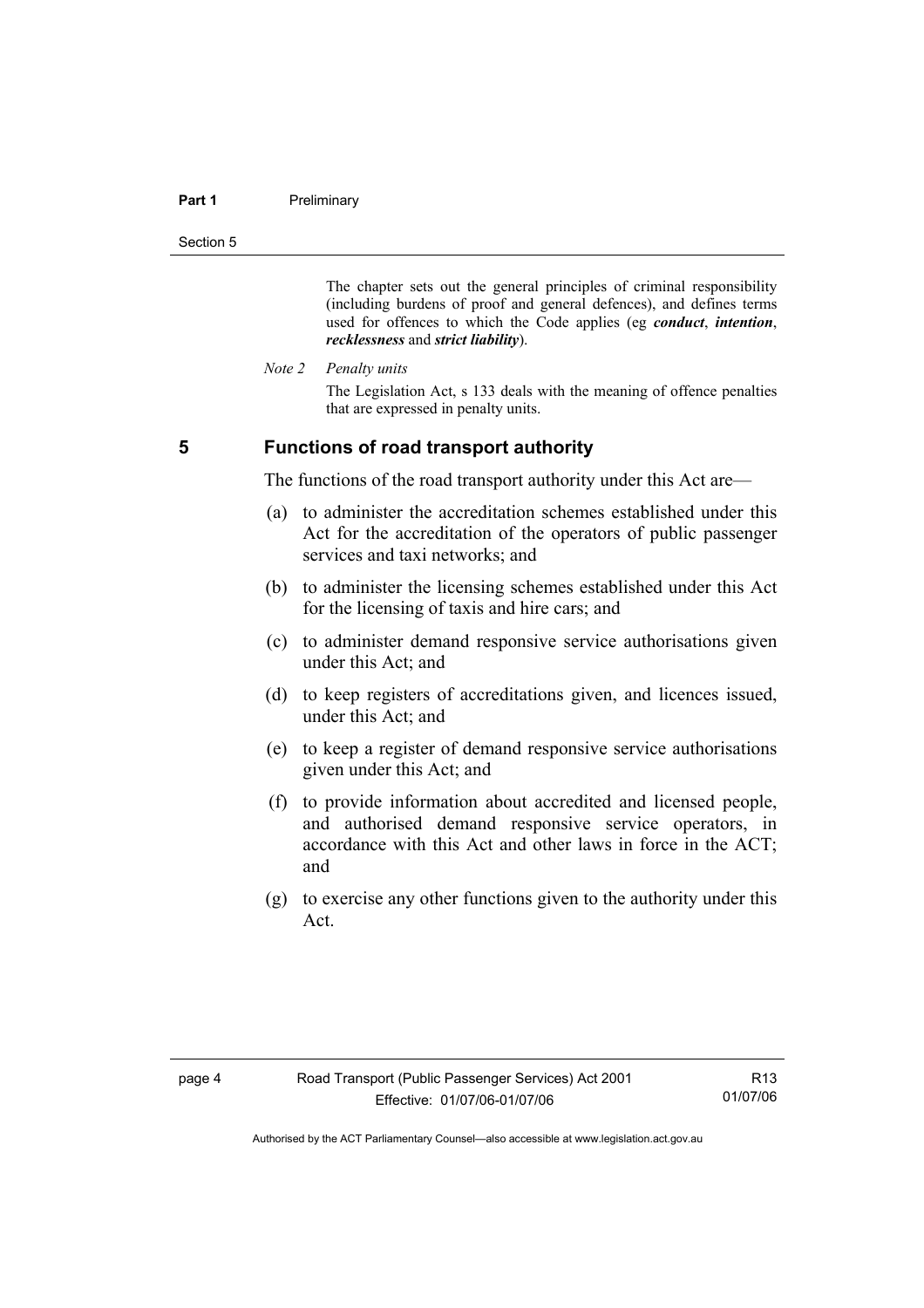The chapter sets out the general principles of criminal responsibility (including burdens of proof and general defences), and defines terms used for offences to which the Code applies (eg ***conduct***, ***intention***, ***recklessness*** and ***strict liability***).

*Note 2 Penalty units*

The Legislation Act, s 133 deals with the meaning of offence penalties that are expressed in penalty units.

## 5 Functions of road transport authority

The functions of the road transport authority under this Act are—

(a) to administer the accreditation schemes established under this Act for the accreditation of the operators of public passenger services and taxi networks; and

(b) to administer the licensing schemes established under this Act for the licensing of taxis and hire cars; and

(c) to administer demand responsive service authorisations given under this Act; and

(d) to keep registers of accreditations given, and licences issued, under this Act; and

(e) to keep a register of demand responsive service authorisations given under this Act; and

(f) to provide information about accredited and licensed people, and authorised demand responsive service operators, in accordance with this Act and other laws in force in the ACT; and

(g) to exercise any other functions given to the authority under this Act.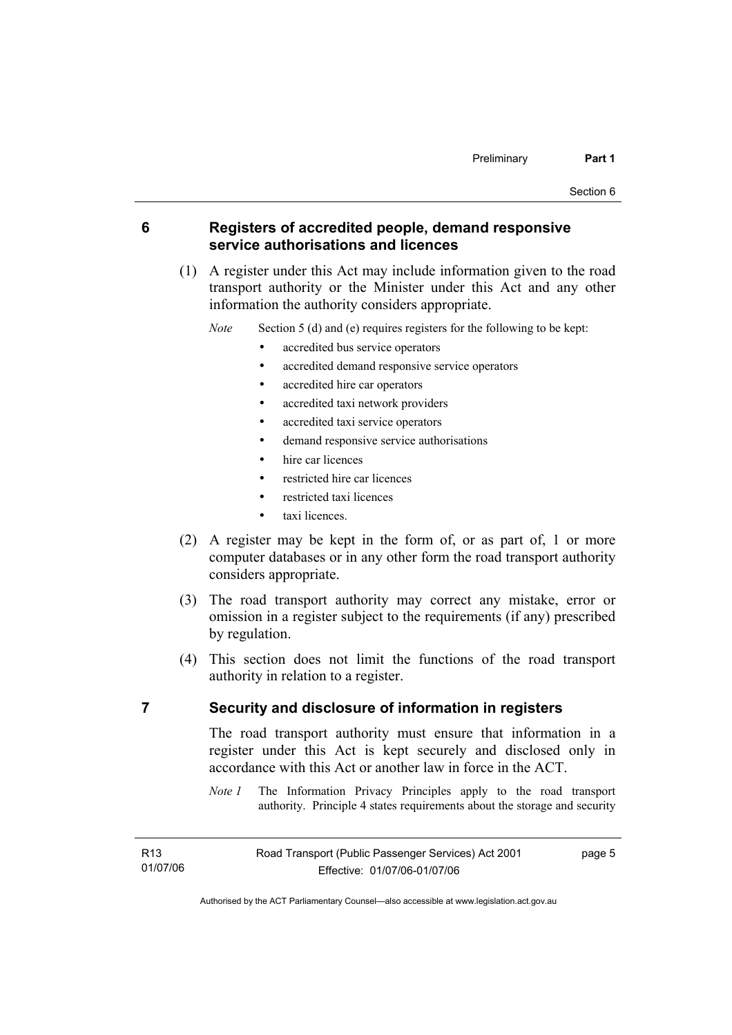## 6 Registers of accredited people, demand responsive service authorisations and licences

(1) A register under this Act may include information given to the road transport authority or the Minister under this Act and any other information the authority considers appropriate.

*Note* Section 5 (d) and (e) requires registers for the following to be kept:

- accredited bus service operators
- accredited demand responsive service operators
- accredited hire car operators
- accredited taxi network providers
- accredited taxi service operators
- demand responsive service authorisations
- hire car licences
- restricted hire car licences
- restricted taxi licences
- taxi licences.

(2) A register may be kept in the form of, or as part of, 1 or more computer databases or in any other form the road transport authority considers appropriate.

(3) The road transport authority may correct any mistake, error or omission in a register subject to the requirements (if any) prescribed by regulation.

(4) This section does not limit the functions of the road transport authority in relation to a register.

## 7 Security and disclosure of information in registers

The road transport authority must ensure that information in a register under this Act is kept securely and disclosed only in accordance with this Act or another law in force in the ACT.

*Note 1* The Information Privacy Principles apply to the road transport authority. Principle 4 states requirements about the storage and security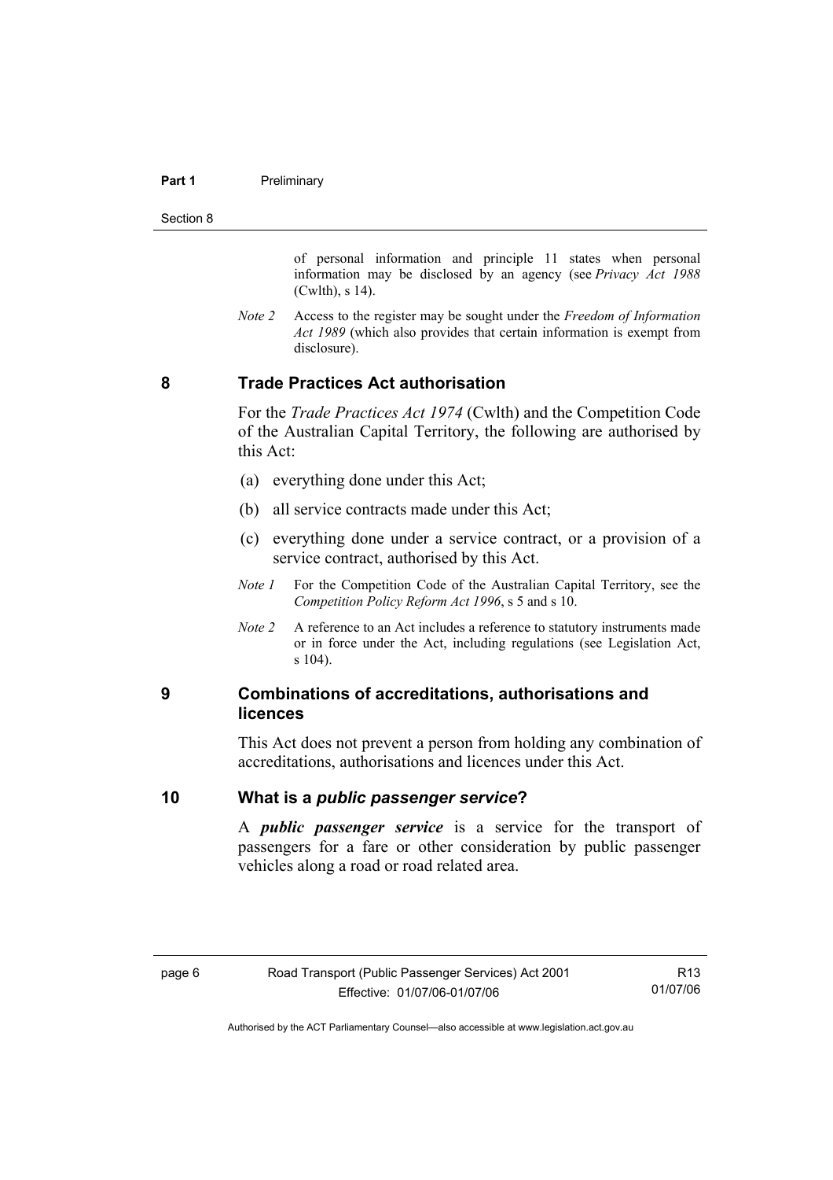of personal information and principle 11 states when personal information may be disclosed by an agency (see *Privacy Act 1988* (Cwlth), s 14).

*Note 2* Access to the register may be sought under the *Freedom of Information Act 1989* (which also provides that certain information is exempt from disclosure).

## 8 Trade Practices Act authorisation

For the *Trade Practices Act 1974* (Cwlth) and the Competition Code of the Australian Capital Territory, the following are authorised by this Act:

(a) everything done under this Act;

(b) all service contracts made under this Act;

(c) everything done under a service contract, or a provision of a service contract, authorised by this Act.

*Note 1* For the Competition Code of the Australian Capital Territory, see the *Competition Policy Reform Act 1996*, s 5 and s 10.

*Note 2* A reference to an Act includes a reference to statutory instruments made or in force under the Act, including regulations (see Legislation Act, s 104).

## 9 Combinations of accreditations, authorisations and licences

This Act does not prevent a person from holding any combination of accreditations, authorisations and licences under this Act.

## 10 What is a *public passenger service*?

A ***public passenger service*** is a service for the transport of passengers for a fare or other consideration by public passenger vehicles along a road or road related area.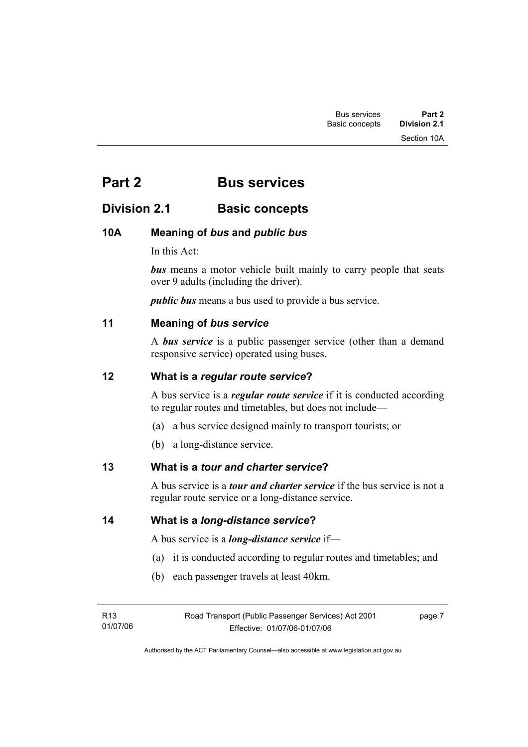# Part 2 Bus services

## Division 2.1 Basic concepts

### 10A Meaning of *bus* and *public bus*

In this Act:

***bus*** means a motor vehicle built mainly to carry people that seats over 9 adults (including the driver).

***public bus*** means a bus used to provide a bus service.

### 11 Meaning of *bus service*

A ***bus service*** is a public passenger service (other than a demand responsive service) operated using buses.

### 12 What is a *regular route service*?

A bus service is a ***regular route service*** if it is conducted according to regular routes and timetables, but does not include—

(a) a bus service designed mainly to transport tourists; or

(b) a long-distance service.

### 13 What is a *tour and charter service*?

A bus service is a ***tour and charter service*** if the bus service is not a regular route service or a long-distance service.

### 14 What is a *long-distance service*?

A bus service is a ***long-distance service*** if—

(a) it is conducted according to regular routes and timetables; and

(b) each passenger travels at least 40km.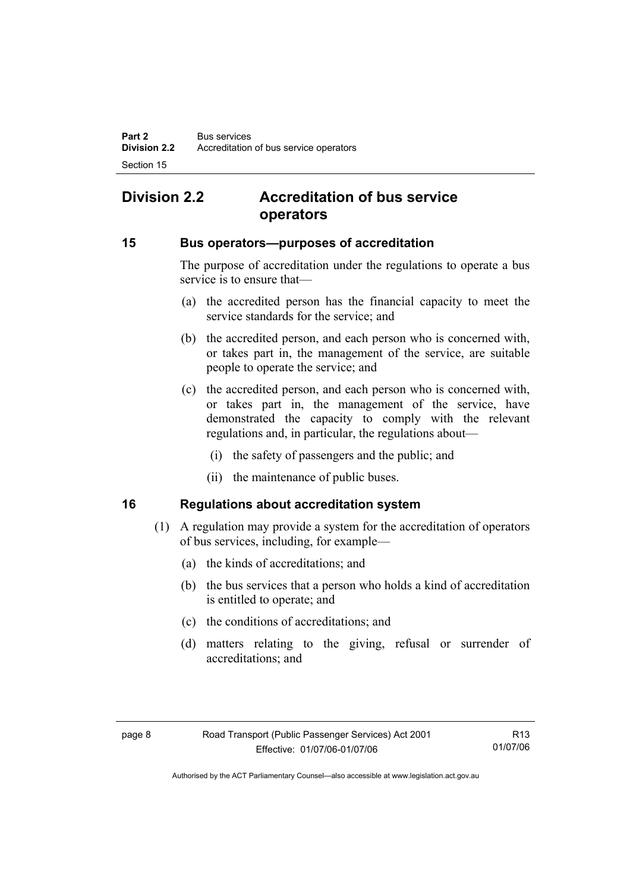## Division 2.2 Accreditation of bus service operators

### 15 Bus operators—purposes of accreditation

The purpose of accreditation under the regulations to operate a bus service is to ensure that—

(a) the accredited person has the financial capacity to meet the service standards for the service; and

(b) the accredited person, and each person who is concerned with, or takes part in, the management of the service, are suitable people to operate the service; and

(c) the accredited person, and each person who is concerned with, or takes part in, the management of the service, have demonstrated the capacity to comply with the relevant regulations and, in particular, the regulations about—

(i) the safety of passengers and the public; and

(ii) the maintenance of public buses.

### 16 Regulations about accreditation system

(1) A regulation may provide a system for the accreditation of operators of bus services, including, for example—

(a) the kinds of accreditations; and

(b) the bus services that a person who holds a kind of accreditation is entitled to operate; and

(c) the conditions of accreditations; and

(d) matters relating to the giving, refusal or surrender of accreditations; and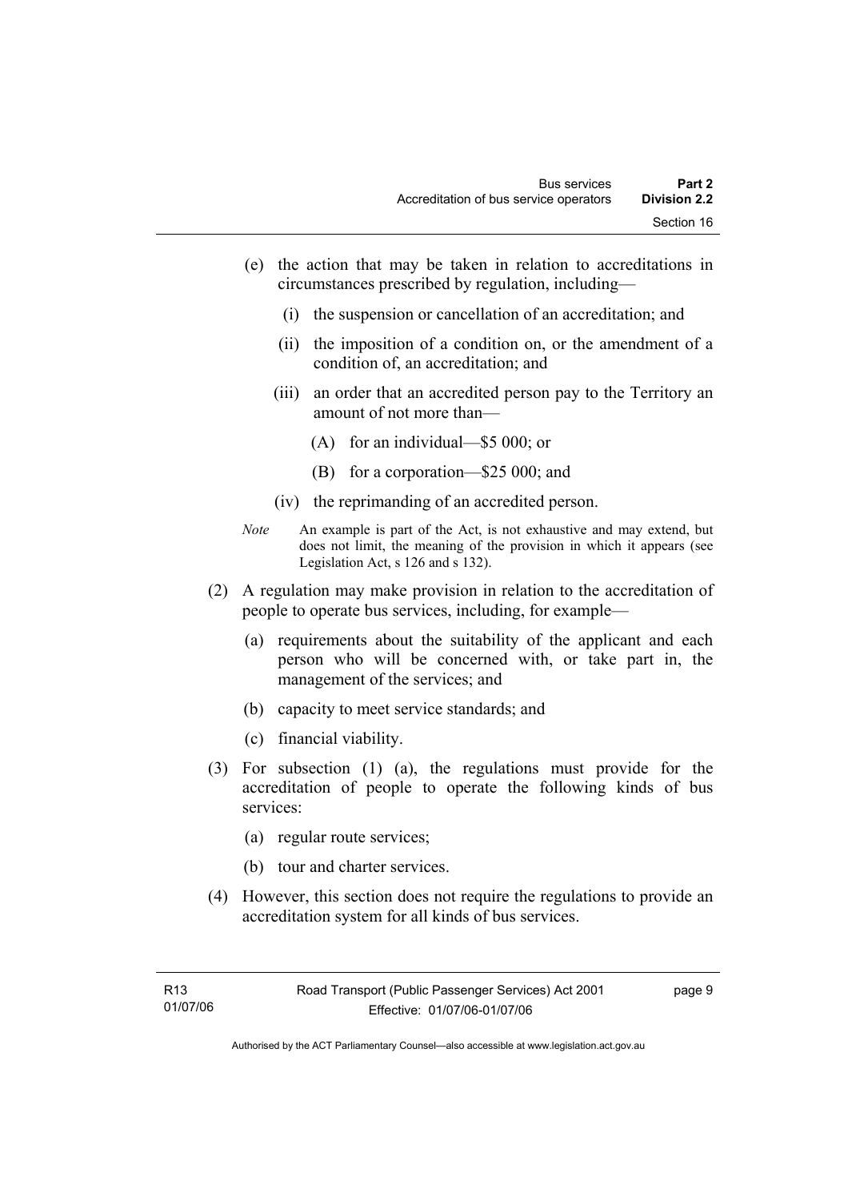(e) the action that may be taken in relation to accreditations in circumstances prescribed by regulation, including—

   (i) the suspension or cancellation of an accreditation; and

   (ii) the imposition of a condition on, or the amendment of a condition of, an accreditation; and

   (iii) an order that an accredited person pay to the Territory an amount of not more than—

      (A) for an individual—$5 000; or

      (B) for a corporation—$25 000; and

   (iv) the reprimanding of an accredited person.

*Note* An example is part of the Act, is not exhaustive and may extend, but does not limit, the meaning of the provision in which it appears (see Legislation Act, s 126 and s 132).

(2) A regulation may make provision in relation to the accreditation of people to operate bus services, including, for example—

   (a) requirements about the suitability of the applicant and each person who will be concerned with, or take part in, the management of the services; and

   (b) capacity to meet service standards; and

   (c) financial viability.

(3) For subsection (1) (a), the regulations must provide for the accreditation of people to operate the following kinds of bus services:

   (a) regular route services;

   (b) tour and charter services.

(4) However, this section does not require the regulations to provide an accreditation system for all kinds of bus services.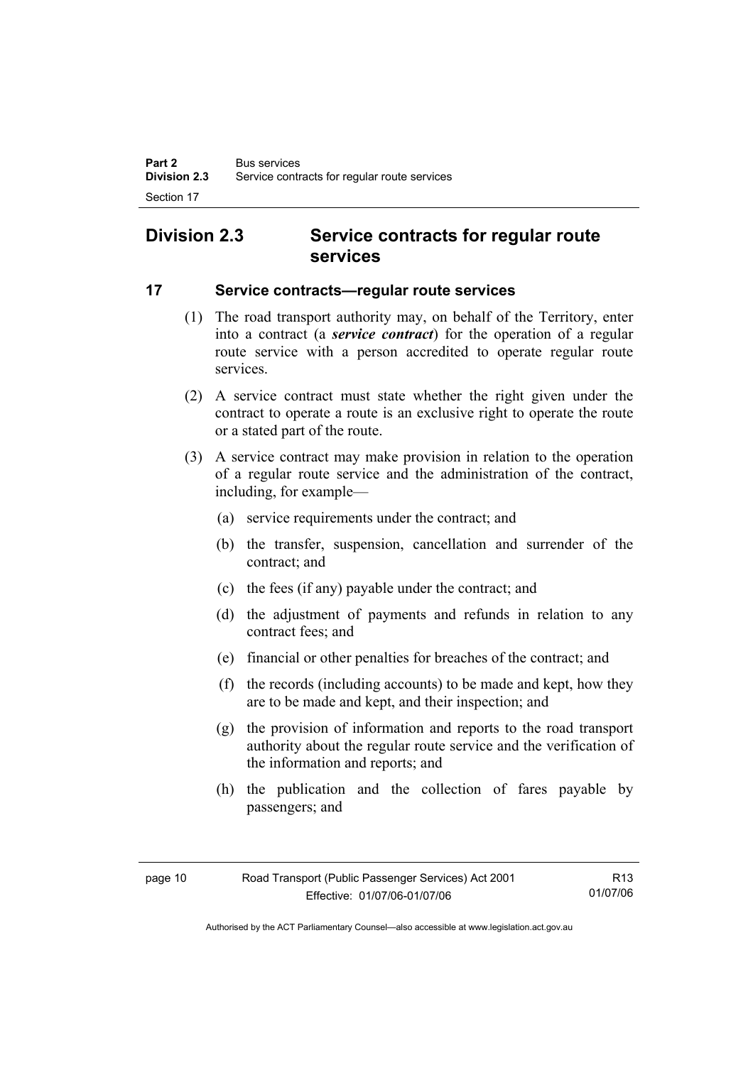## Division 2.3 Service contracts for regular route services

### 17 Service contracts—regular route services

(1) The road transport authority may, on behalf of the Territory, enter into a contract (a ***service contract***) for the operation of a regular route service with a person accredited to operate regular route services.

(2) A service contract must state whether the right given under the contract to operate a route is an exclusive right to operate the route or a stated part of the route.

(3) A service contract may make provision in relation to the operation of a regular route service and the administration of the contract, including, for example—

(a) service requirements under the contract; and

(b) the transfer, suspension, cancellation and surrender of the contract; and

(c) the fees (if any) payable under the contract; and

(d) the adjustment of payments and refunds in relation to any contract fees; and

(e) financial or other penalties for breaches of the contract; and

(f) the records (including accounts) to be made and kept, how they are to be made and kept, and their inspection; and

(g) the provision of information and reports to the road transport authority about the regular route service and the verification of the information and reports; and

(h) the publication and the collection of fares payable by passengers; and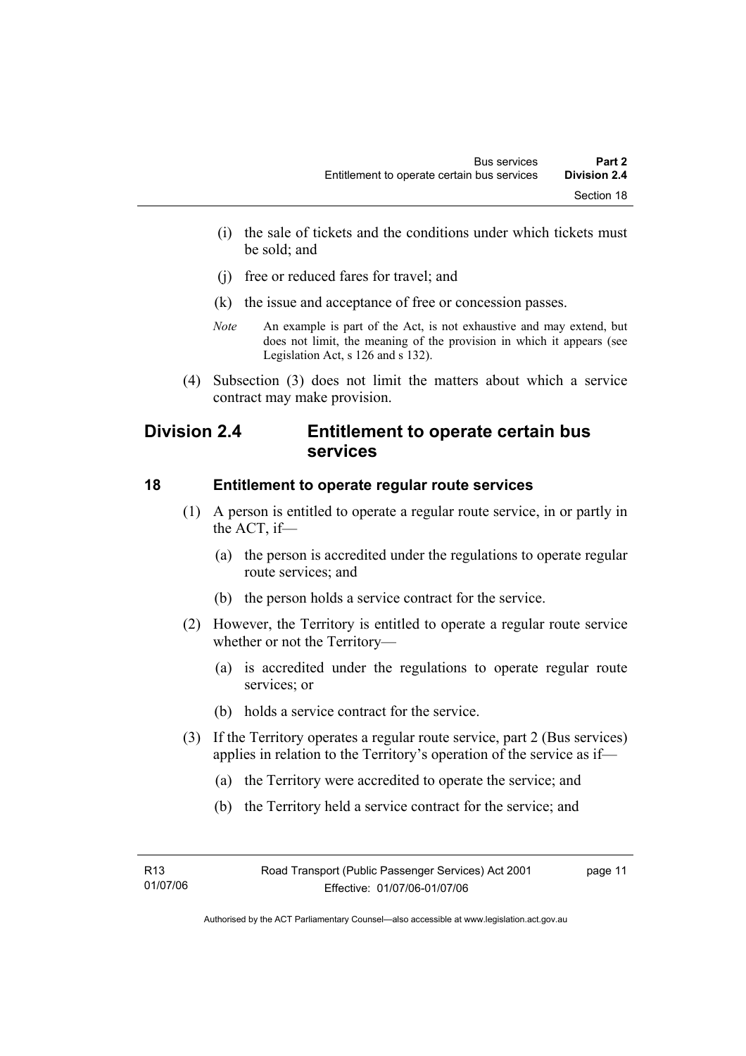(i) the sale of tickets and the conditions under which tickets must be sold; and

(j) free or reduced fares for travel; and

(k) the issue and acceptance of free or concession passes.

*Note* An example is part of the Act, is not exhaustive and may extend, but does not limit, the meaning of the provision in which it appears (see Legislation Act, s 126 and s 132).

(4) Subsection (3) does not limit the matters about which a service contract may make provision.

## Division 2.4 Entitlement to operate certain bus services

### 18 Entitlement to operate regular route services

(1) A person is entitled to operate a regular route service, in or partly in the ACT, if—

(a) the person is accredited under the regulations to operate regular route services; and

(b) the person holds a service contract for the service.

(2) However, the Territory is entitled to operate a regular route service whether or not the Territory—

(a) is accredited under the regulations to operate regular route services; or

(b) holds a service contract for the service.

(3) If the Territory operates a regular route service, part 2 (Bus services) applies in relation to the Territory's operation of the service as if—

(a) the Territory were accredited to operate the service; and

(b) the Territory held a service contract for the service; and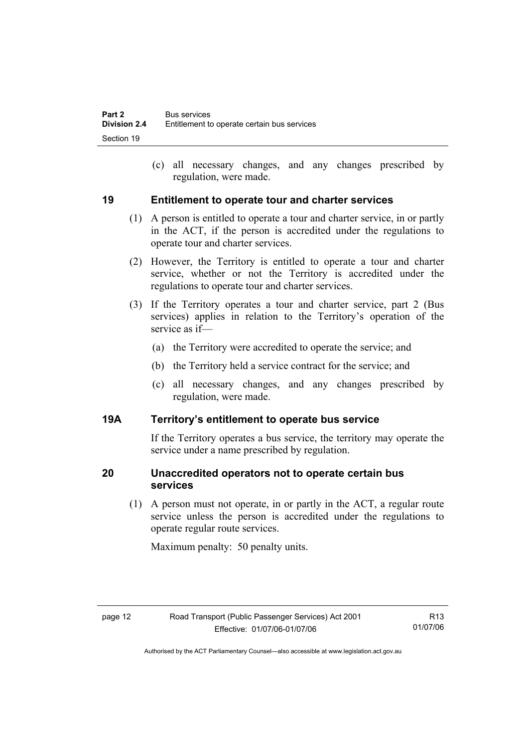(c) all necessary changes, and any changes prescribed by regulation, were made.

## 19 Entitlement to operate tour and charter services

(1) A person is entitled to operate a tour and charter service, in or partly in the ACT, if the person is accredited under the regulations to operate tour and charter services.

(2) However, the Territory is entitled to operate a tour and charter service, whether or not the Territory is accredited under the regulations to operate tour and charter services.

(3) If the Territory operates a tour and charter service, part 2 (Bus services) applies in relation to the Territory's operation of the service as if—

(a) the Territory were accredited to operate the service; and

(b) the Territory held a service contract for the service; and

(c) all necessary changes, and any changes prescribed by regulation, were made.

## 19A Territory's entitlement to operate bus service

If the Territory operates a bus service, the territory may operate the service under a name prescribed by regulation.

## 20 Unaccredited operators not to operate certain bus services

(1) A person must not operate, in or partly in the ACT, a regular route service unless the person is accredited under the regulations to operate regular route services.

Maximum penalty: 50 penalty units.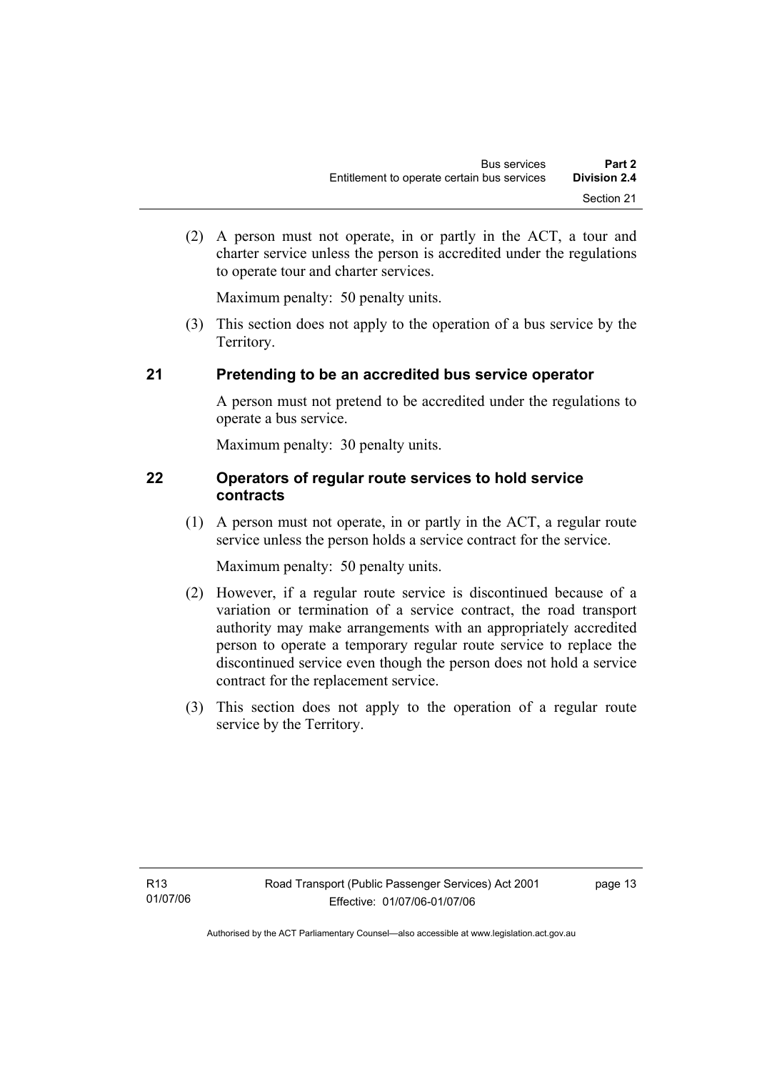(2) A person must not operate, in or partly in the ACT, a tour and charter service unless the person is accredited under the regulations to operate tour and charter services.

Maximum penalty: 50 penalty units.

(3) This section does not apply to the operation of a bus service by the Territory.

## 21 Pretending to be an accredited bus service operator

A person must not pretend to be accredited under the regulations to operate a bus service.

Maximum penalty: 30 penalty units.

## 22 Operators of regular route services to hold service contracts

(1) A person must not operate, in or partly in the ACT, a regular route service unless the person holds a service contract for the service.

Maximum penalty: 50 penalty units.

(2) However, if a regular route service is discontinued because of a variation or termination of a service contract, the road transport authority may make arrangements with an appropriately accredited person to operate a temporary regular route service to replace the discontinued service even though the person does not hold a service contract for the replacement service.

(3) This section does not apply to the operation of a regular route service by the Territory.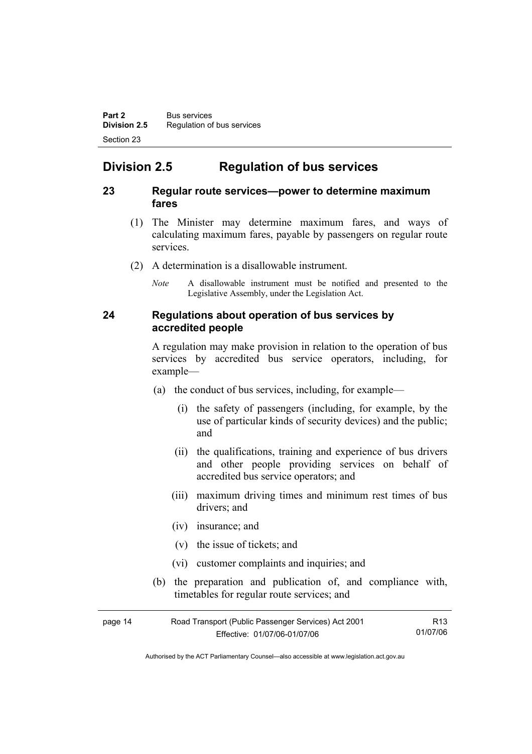## Division 2.5 Regulation of bus services

### 23 Regular route services—power to determine maximum fares

(1) The Minister may determine maximum fares, and ways of calculating maximum fares, payable by passengers on regular route services.

(2) A determination is a disallowable instrument.

*Note* A disallowable instrument must be notified and presented to the Legislative Assembly, under the Legislation Act.

### 24 Regulations about operation of bus services by accredited people

A regulation may make provision in relation to the operation of bus services by accredited bus service operators, including, for example—

(a) the conduct of bus services, including, for example—

(i) the safety of passengers (including, for example, by the use of particular kinds of security devices) and the public; and

(ii) the qualifications, training and experience of bus drivers and other people providing services on behalf of accredited bus service operators; and

(iii) maximum driving times and minimum rest times of bus drivers; and

(iv) insurance; and

(v) the issue of tickets; and

(vi) customer complaints and inquiries; and

(b) the preparation and publication of, and compliance with, timetables for regular route services; and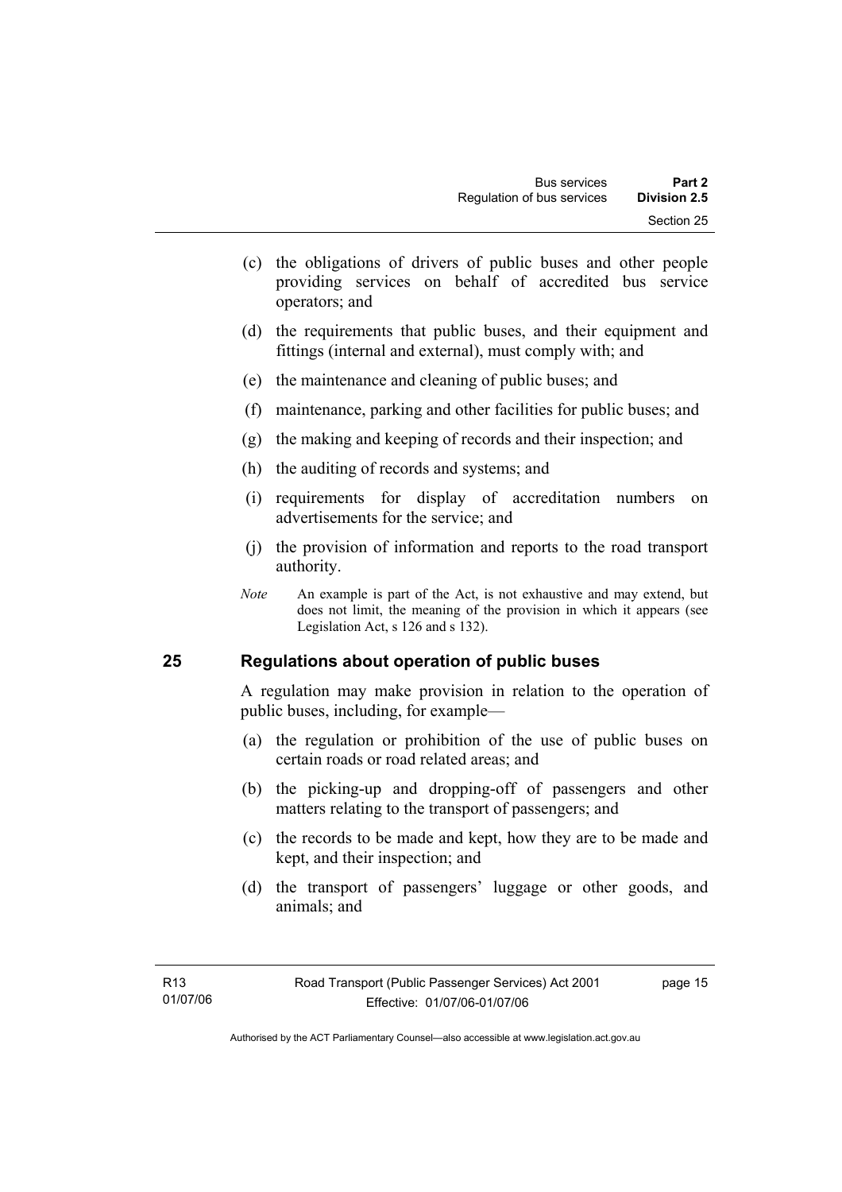(c) the obligations of drivers of public buses and other people providing services on behalf of accredited bus service operators; and

(d) the requirements that public buses, and their equipment and fittings (internal and external), must comply with; and

(e) the maintenance and cleaning of public buses; and

(f) maintenance, parking and other facilities for public buses; and

(g) the making and keeping of records and their inspection; and

(h) the auditing of records and systems; and

(i) requirements for display of accreditation numbers on advertisements for the service; and

(j) the provision of information and reports to the road transport authority.

*Note* An example is part of the Act, is not exhaustive and may extend, but does not limit, the meaning of the provision in which it appears (see Legislation Act, s 126 and s 132).

## 25 Regulations about operation of public buses

A regulation may make provision in relation to the operation of public buses, including, for example—

(a) the regulation or prohibition of the use of public buses on certain roads or road related areas; and

(b) the picking-up and dropping-off of passengers and other matters relating to the transport of passengers; and

(c) the records to be made and kept, how they are to be made and kept, and their inspection; and

(d) the transport of passengers' luggage or other goods, and animals; and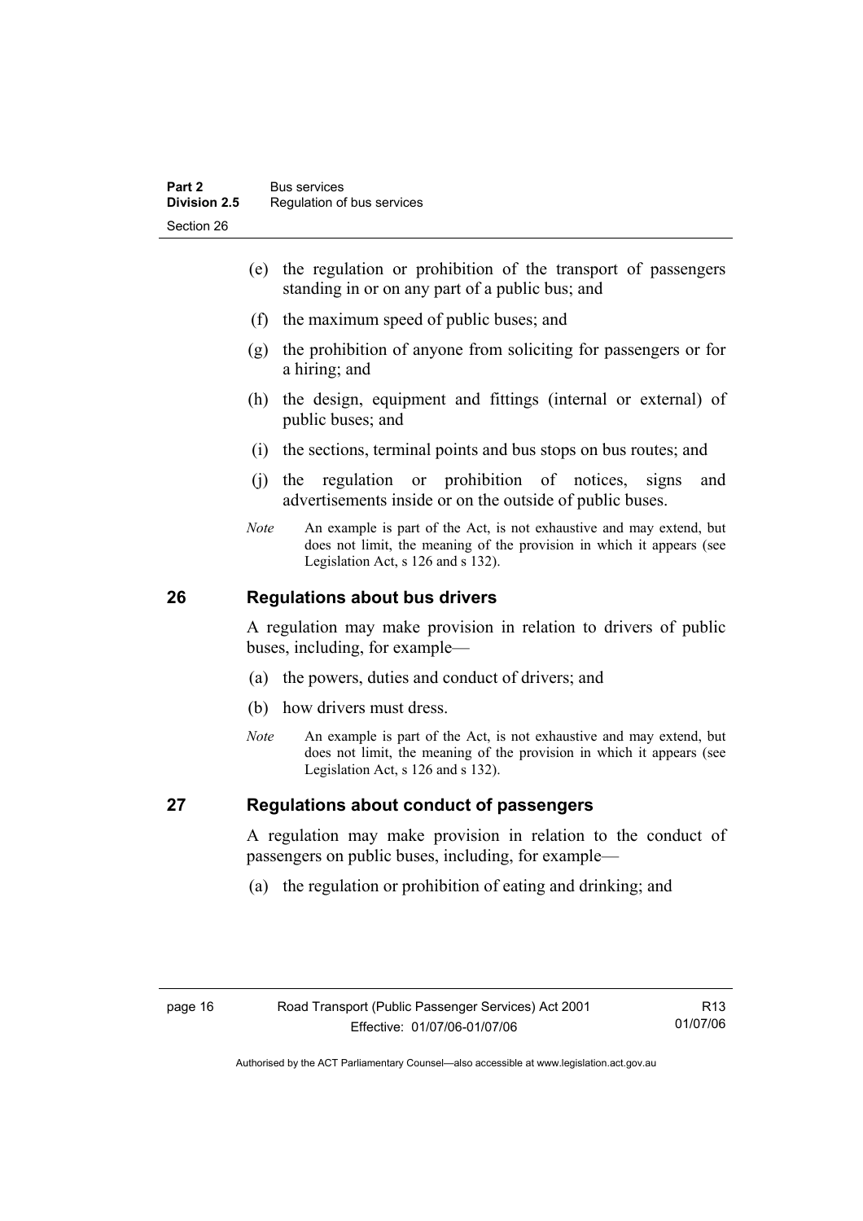(e) the regulation or prohibition of the transport of passengers standing in or on any part of a public bus; and

(f) the maximum speed of public buses; and

(g) the prohibition of anyone from soliciting for passengers or for a hiring; and

(h) the design, equipment and fittings (internal or external) of public buses; and

(i) the sections, terminal points and bus stops on bus routes; and

(j) the regulation or prohibition of notices, signs and advertisements inside or on the outside of public buses.

*Note* An example is part of the Act, is not exhaustive and may extend, but does not limit, the meaning of the provision in which it appears (see Legislation Act, s 126 and s 132).

## 26 Regulations about bus drivers

A regulation may make provision in relation to drivers of public buses, including, for example—

(a) the powers, duties and conduct of drivers; and

(b) how drivers must dress.

*Note* An example is part of the Act, is not exhaustive and may extend, but does not limit, the meaning of the provision in which it appears (see Legislation Act, s 126 and s 132).

## 27 Regulations about conduct of passengers

A regulation may make provision in relation to the conduct of passengers on public buses, including, for example—

(a) the regulation or prohibition of eating and drinking; and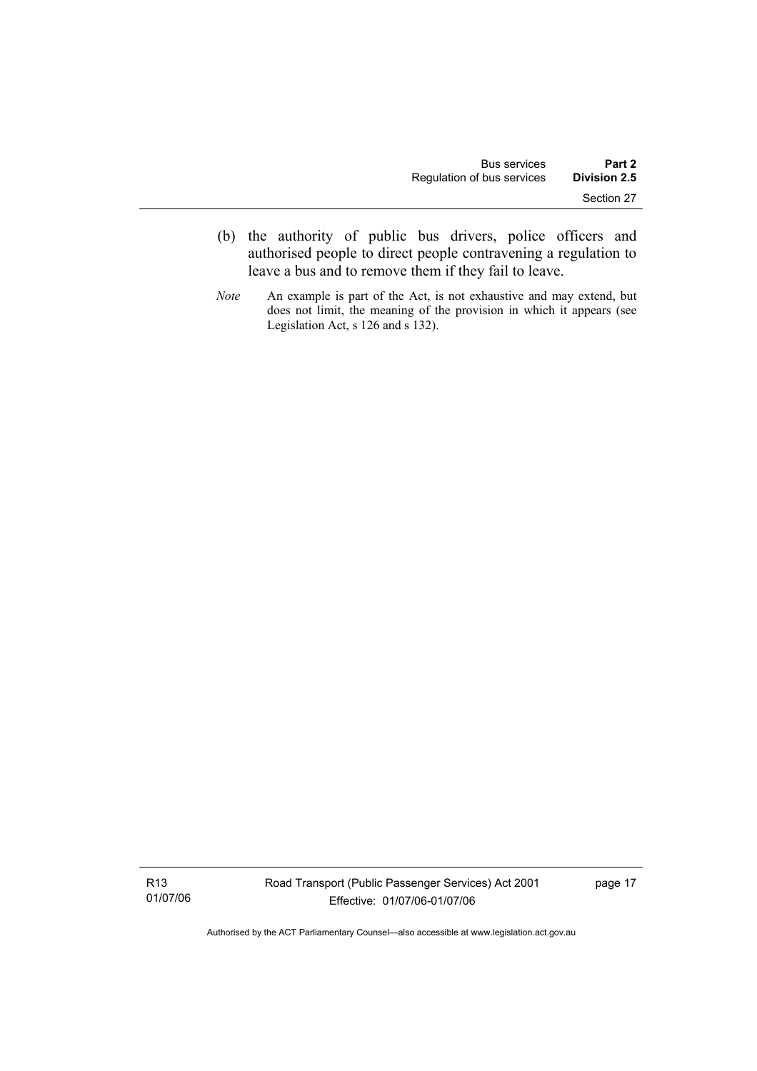(b) the authority of public bus drivers, police officers and authorised people to direct people contravening a regulation to leave a bus and to remove them if they fail to leave.

*Note* An example is part of the Act, is not exhaustive and may extend, but does not limit, the meaning of the provision in which it appears (see Legislation Act, s 126 and s 132).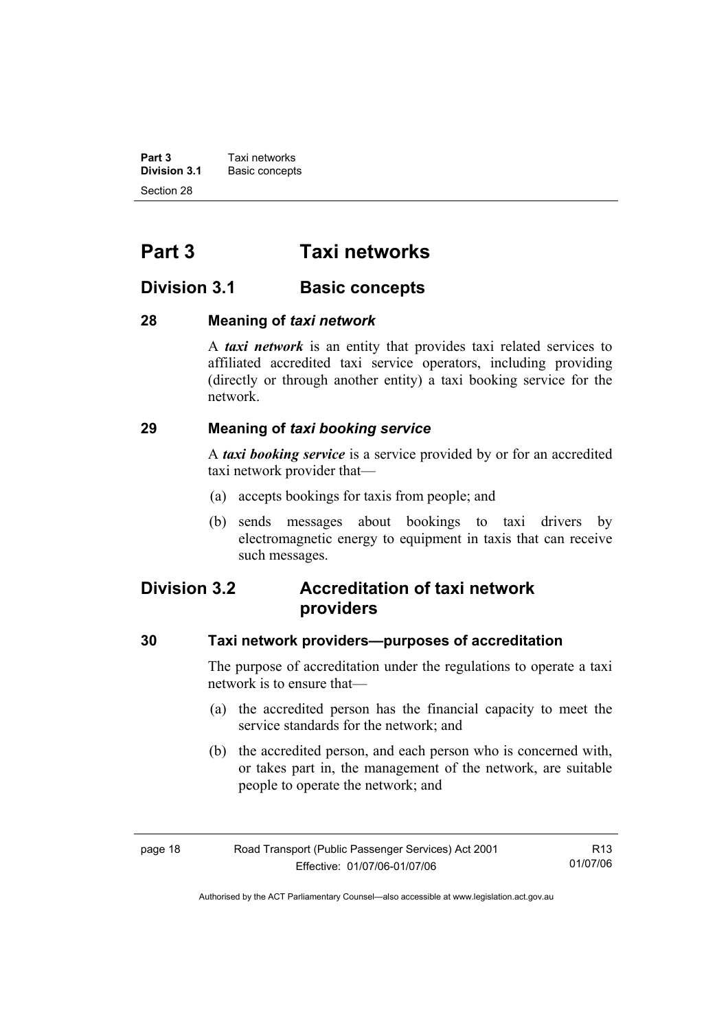# Part 3 Taxi networks

## Division 3.1 Basic concepts

### 28 Meaning of *taxi network*

A ***taxi network*** is an entity that provides taxi related services to affiliated accredited taxi service operators, including providing (directly or through another entity) a taxi booking service for the network.

### 29 Meaning of *taxi booking service*

A ***taxi booking service*** is a service provided by or for an accredited taxi network provider that—

(a) accepts bookings for taxis from people; and

(b) sends messages about bookings to taxi drivers by electromagnetic energy to equipment in taxis that can receive such messages.

## Division 3.2 Accreditation of taxi network providers

### 30 Taxi network providers—purposes of accreditation

The purpose of accreditation under the regulations to operate a taxi network is to ensure that—

(a) the accredited person has the financial capacity to meet the service standards for the network; and

(b) the accredited person, and each person who is concerned with, or takes part in, the management of the network, are suitable people to operate the network; and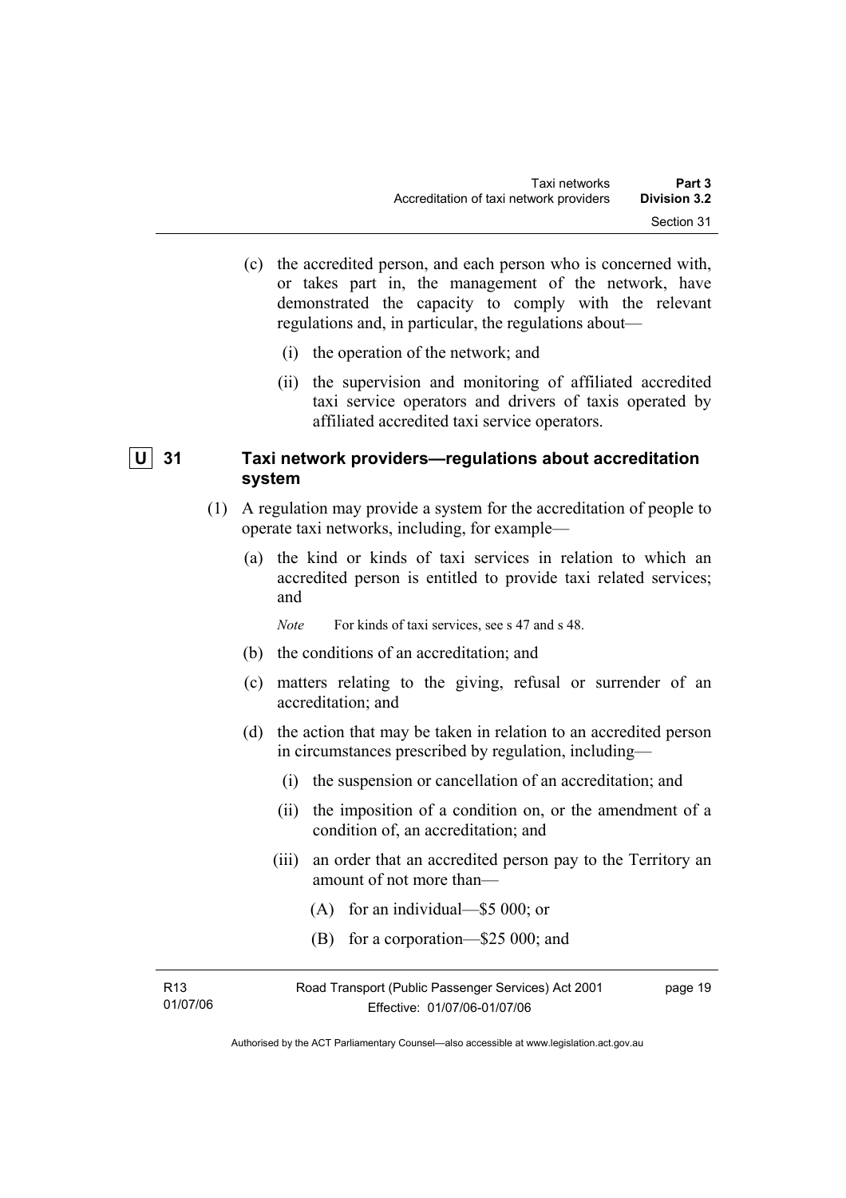(c) the accredited person, and each person who is concerned with, or takes part in, the management of the network, have demonstrated the capacity to comply with the relevant regulations and, in particular, the regulations about—

   (i) the operation of the network; and

   (ii) the supervision and monitoring of affiliated accredited taxi service operators and drivers of taxis operated by affiliated accredited taxi service operators.

## U 31 Taxi network providers—regulations about accreditation system

(1) A regulation may provide a system for the accreditation of people to operate taxi networks, including, for example—

   (a) the kind or kinds of taxi services in relation to which an accredited person is entitled to provide taxi related services; and

   *Note* For kinds of taxi services, see s 47 and s 48.

   (b) the conditions of an accreditation; and

   (c) matters relating to the giving, refusal or surrender of an accreditation; and

   (d) the action that may be taken in relation to an accredited person in circumstances prescribed by regulation, including—

      (i) the suspension or cancellation of an accreditation; and

      (ii) the imposition of a condition on, or the amendment of a condition of, an accreditation; and

      (iii) an order that an accredited person pay to the Territory an amount of not more than—

         (A) for an individual—$5 000; or

         (B) for a corporation—$25 000; and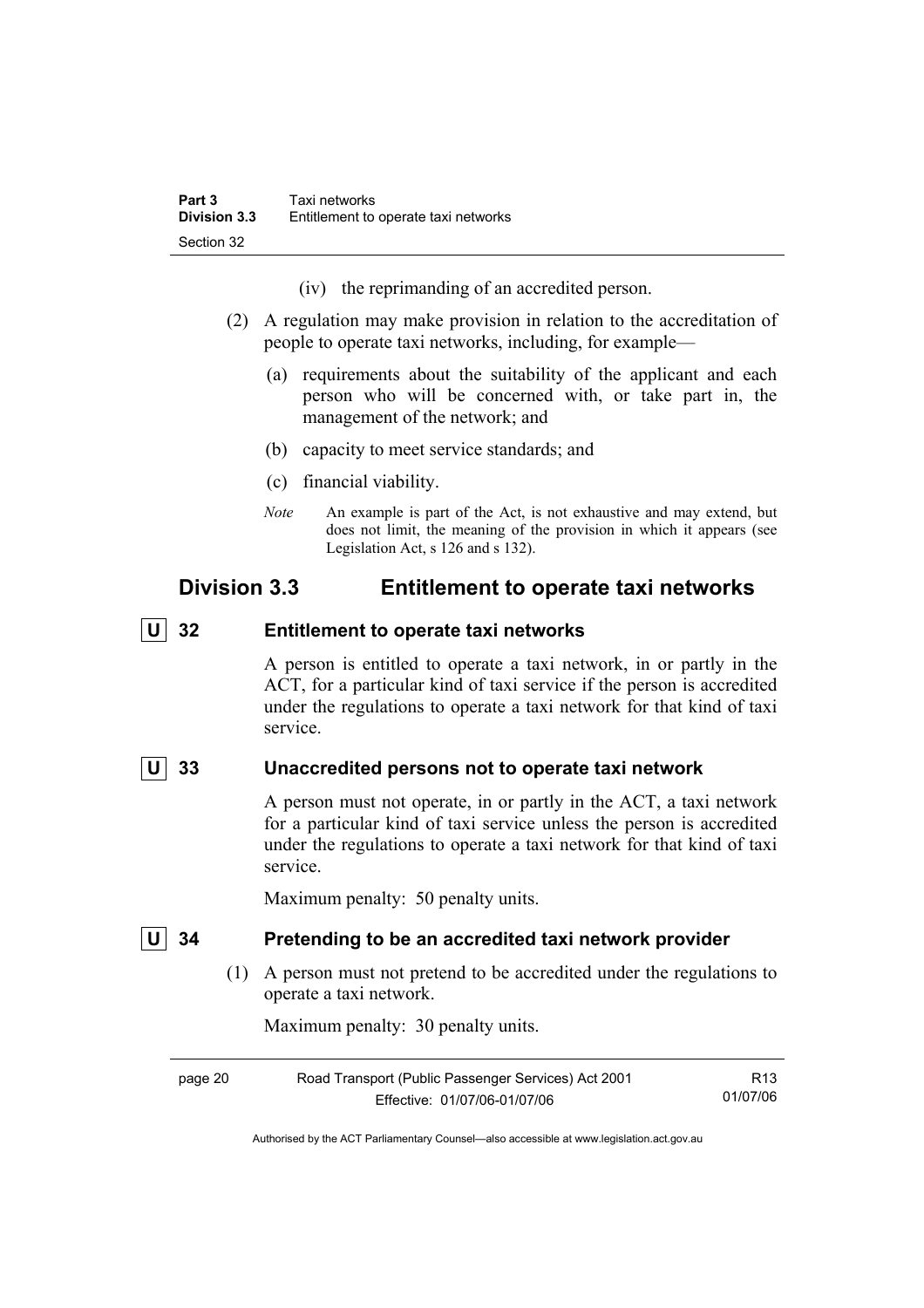(iv) the reprimanding of an accredited person.

(2) A regulation may make provision in relation to the accreditation of people to operate taxi networks, including, for example—

(a) requirements about the suitability of the applicant and each person who will be concerned with, or take part in, the management of the network; and

(b) capacity to meet service standards; and

(c) financial viability.

*Note* An example is part of the Act, is not exhaustive and may extend, but does not limit, the meaning of the provision in which it appears (see Legislation Act, s 126 and s 132).

## Division 3.3 Entitlement to operate taxi networks

### U 32 Entitlement to operate taxi networks

A person is entitled to operate a taxi network, in or partly in the ACT, for a particular kind of taxi service if the person is accredited under the regulations to operate a taxi network for that kind of taxi service.

### U 33 Unaccredited persons not to operate taxi network

A person must not operate, in or partly in the ACT, a taxi network for a particular kind of taxi service unless the person is accredited under the regulations to operate a taxi network for that kind of taxi service.

Maximum penalty: 50 penalty units.

### U 34 Pretending to be an accredited taxi network provider

(1) A person must not pretend to be accredited under the regulations to operate a taxi network.

Maximum penalty: 30 penalty units.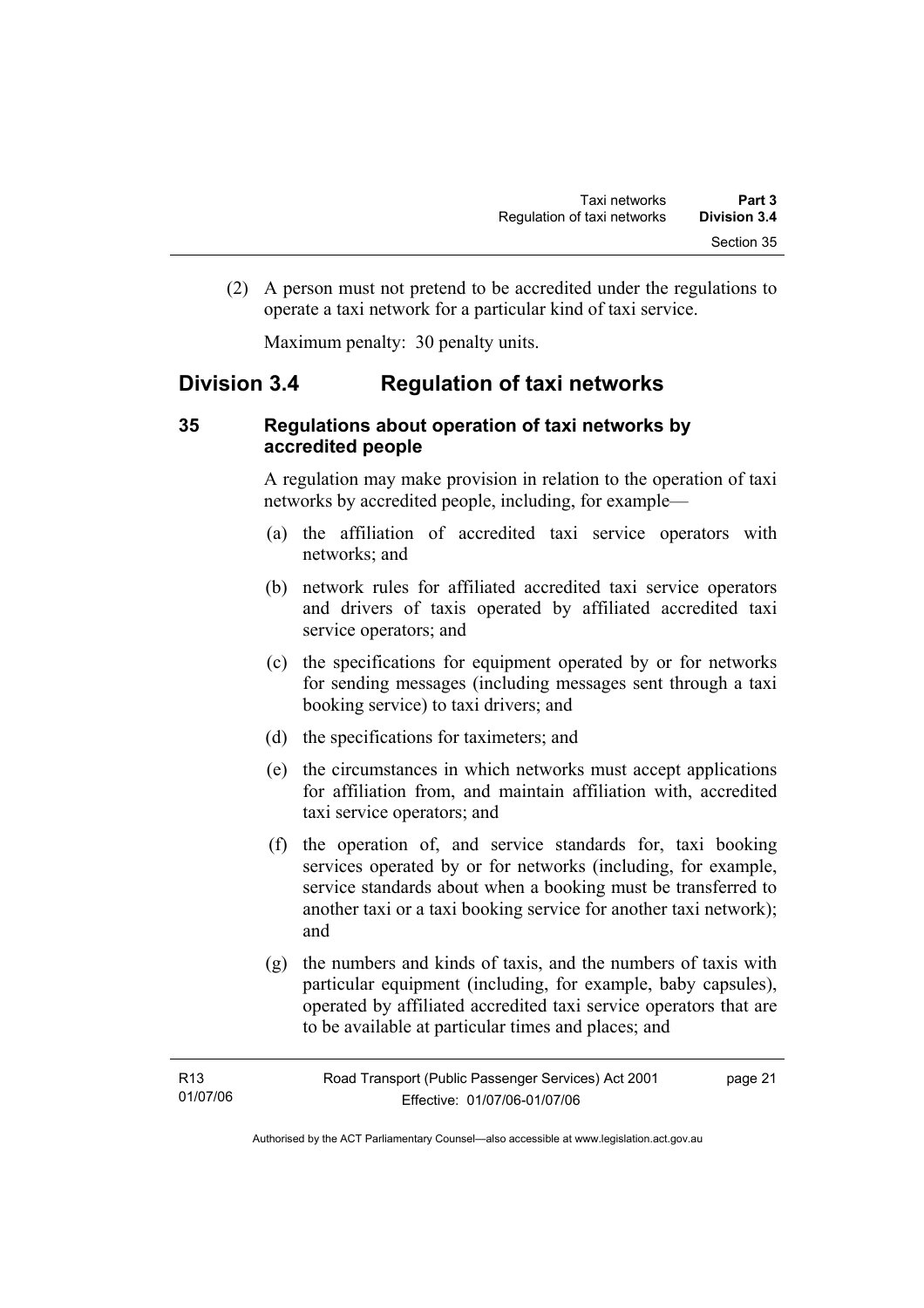(2) A person must not pretend to be accredited under the regulations to operate a taxi network for a particular kind of taxi service.

Maximum penalty: 30 penalty units.

## Division 3.4 Regulation of taxi networks

### 35 Regulations about operation of taxi networks by accredited people

A regulation may make provision in relation to the operation of taxi networks by accredited people, including, for example—

(a) the affiliation of accredited taxi service operators with networks; and

(b) network rules for affiliated accredited taxi service operators and drivers of taxis operated by affiliated accredited taxi service operators; and

(c) the specifications for equipment operated by or for networks for sending messages (including messages sent through a taxi booking service) to taxi drivers; and

(d) the specifications for taximeters; and

(e) the circumstances in which networks must accept applications for affiliation from, and maintain affiliation with, accredited taxi service operators; and

(f) the operation of, and service standards for, taxi booking services operated by or for networks (including, for example, service standards about when a booking must be transferred to another taxi or a taxi booking service for another taxi network); and

(g) the numbers and kinds of taxis, and the numbers of taxis with particular equipment (including, for example, baby capsules), operated by affiliated accredited taxi service operators that are to be available at particular times and places; and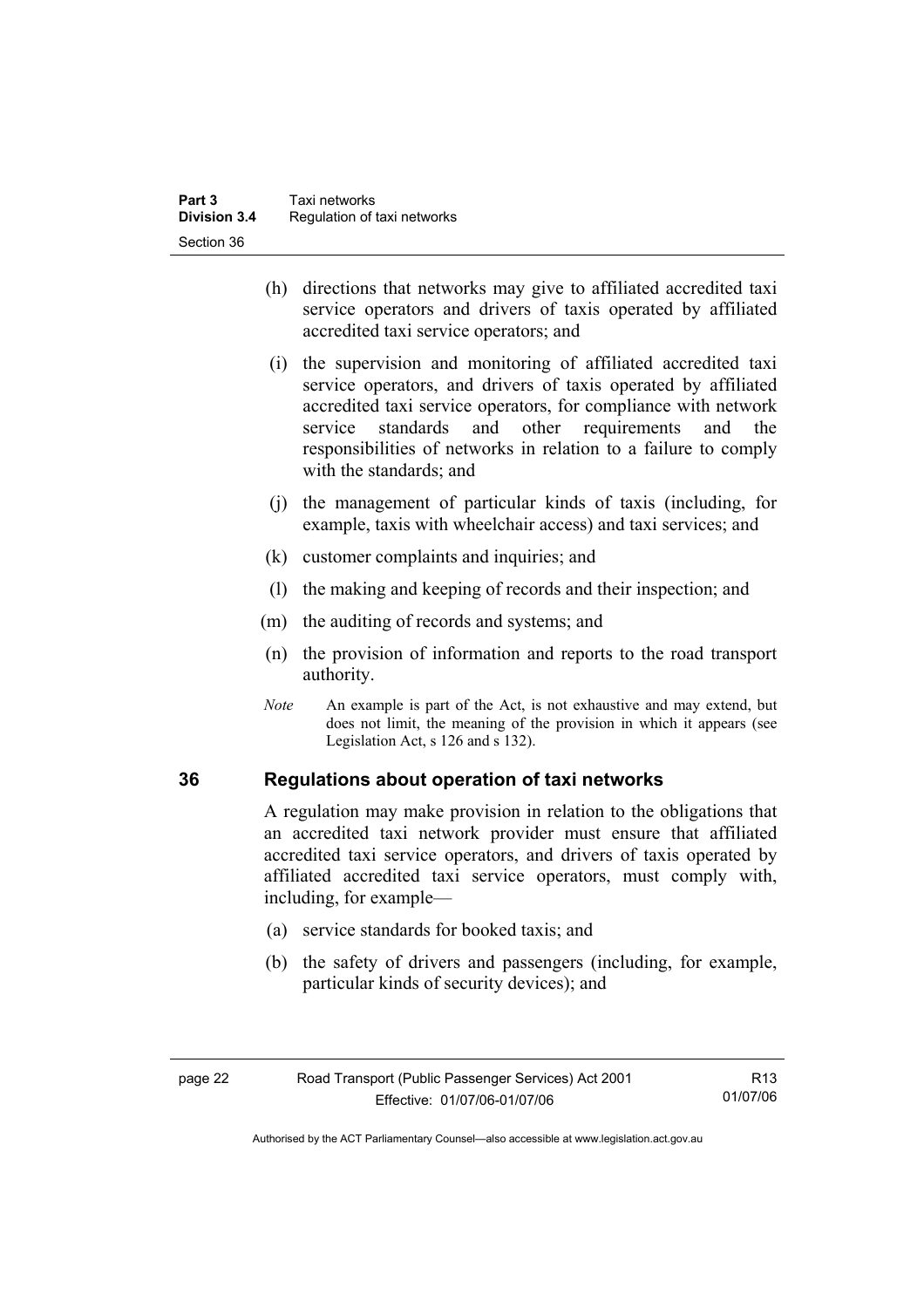(h) directions that networks may give to affiliated accredited taxi service operators and drivers of taxis operated by affiliated accredited taxi service operators; and

(i) the supervision and monitoring of affiliated accredited taxi service operators, and drivers of taxis operated by affiliated accredited taxi service operators, for compliance with network service standards and other requirements and the responsibilities of networks in relation to a failure to comply with the standards; and

(j) the management of particular kinds of taxis (including, for example, taxis with wheelchair access) and taxi services; and

(k) customer complaints and inquiries; and

(l) the making and keeping of records and their inspection; and

(m) the auditing of records and systems; and

(n) the provision of information and reports to the road transport authority.

*Note* An example is part of the Act, is not exhaustive and may extend, but does not limit, the meaning of the provision in which it appears (see Legislation Act, s 126 and s 132).

## 36 Regulations about operation of taxi networks

A regulation may make provision in relation to the obligations that an accredited taxi network provider must ensure that affiliated accredited taxi service operators, and drivers of taxis operated by affiliated accredited taxi service operators, must comply with, including, for example—

(a) service standards for booked taxis; and

(b) the safety of drivers and passengers (including, for example, particular kinds of security devices); and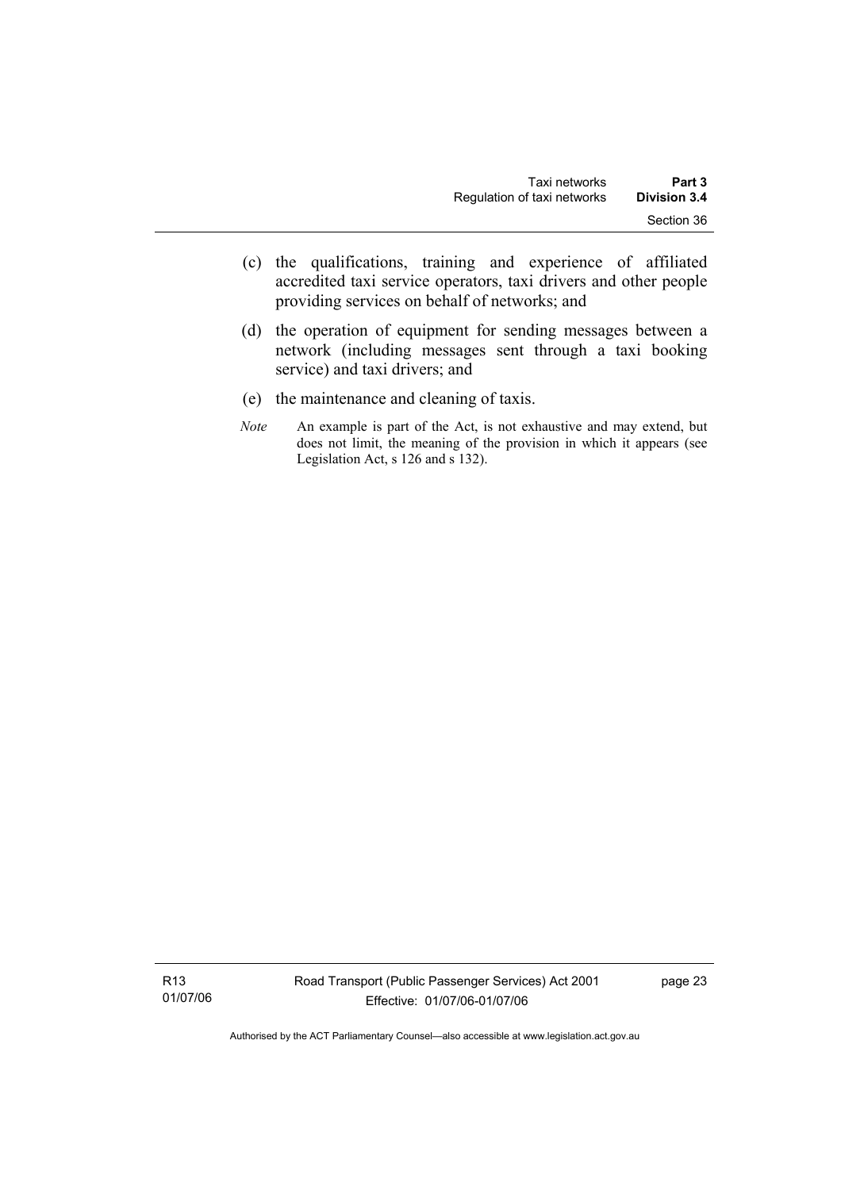(c) the qualifications, training and experience of affiliated accredited taxi service operators, taxi drivers and other people providing services on behalf of networks; and

(d) the operation of equipment for sending messages between a network (including messages sent through a taxi booking service) and taxi drivers; and

(e) the maintenance and cleaning of taxis.

*Note* An example is part of the Act, is not exhaustive and may extend, but does not limit, the meaning of the provision in which it appears (see Legislation Act, s 126 and s 132).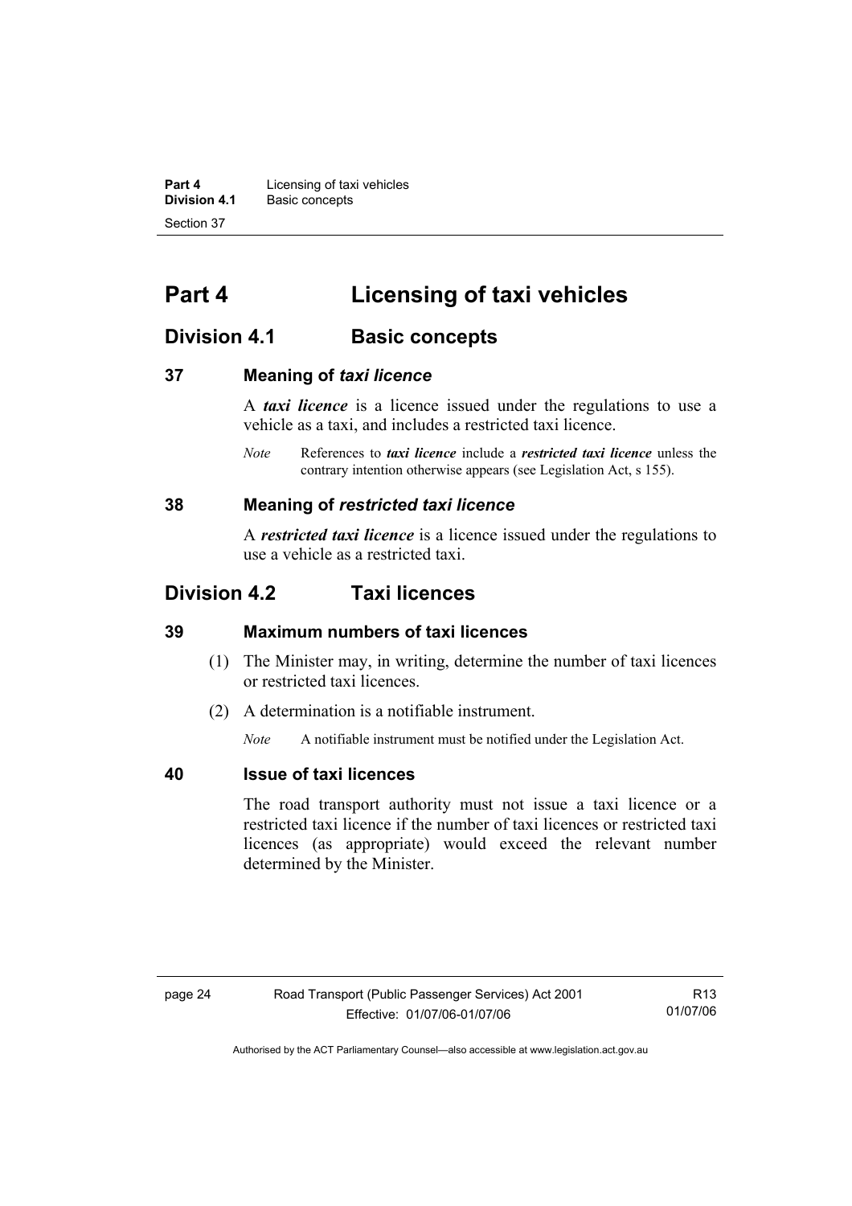# Part 4 Licensing of taxi vehicles

## Division 4.1 Basic concepts

### 37 Meaning of *taxi licence*

A ***taxi licence*** is a licence issued under the regulations to use a vehicle as a taxi, and includes a restricted taxi licence.

*Note* References to ***taxi licence*** include a ***restricted taxi licence*** unless the contrary intention otherwise appears (see Legislation Act, s 155).

### 38 Meaning of *restricted taxi licence*

A ***restricted taxi licence*** is a licence issued under the regulations to use a vehicle as a restricted taxi.

## Division 4.2 Taxi licences

### 39 Maximum numbers of taxi licences

(1) The Minister may, in writing, determine the number of taxi licences or restricted taxi licences.

(2) A determination is a notifiable instrument.

*Note* A notifiable instrument must be notified under the Legislation Act.

### 40 Issue of taxi licences

The road transport authority must not issue a taxi licence or a restricted taxi licence if the number of taxi licences or restricted taxi licences (as appropriate) would exceed the relevant number determined by the Minister.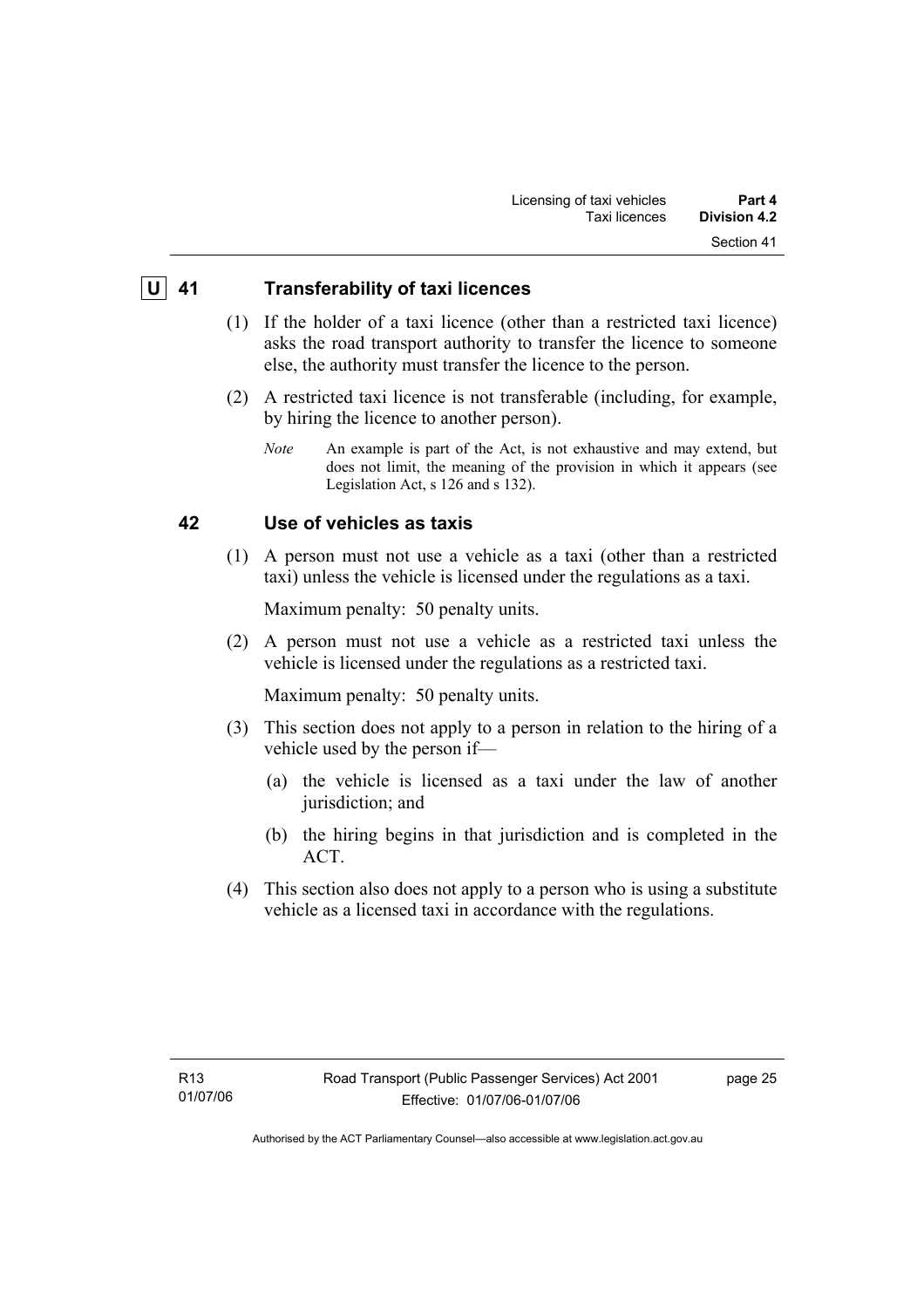## U 41 Transferability of taxi licences

(1) If the holder of a taxi licence (other than a restricted taxi licence) asks the road transport authority to transfer the licence to someone else, the authority must transfer the licence to the person.

(2) A restricted taxi licence is not transferable (including, for example, by hiring the licence to another person).

*Note* An example is part of the Act, is not exhaustive and may extend, but does not limit, the meaning of the provision in which it appears (see Legislation Act, s 126 and s 132).

## 42 Use of vehicles as taxis

(1) A person must not use a vehicle as a taxi (other than a restricted taxi) unless the vehicle is licensed under the regulations as a taxi.

Maximum penalty: 50 penalty units.

(2) A person must not use a vehicle as a restricted taxi unless the vehicle is licensed under the regulations as a restricted taxi.

Maximum penalty: 50 penalty units.

(3) This section does not apply to a person in relation to the hiring of a vehicle used by the person if—

(a) the vehicle is licensed as a taxi under the law of another jurisdiction; and

(b) the hiring begins in that jurisdiction and is completed in the ACT.

(4) This section also does not apply to a person who is using a substitute vehicle as a licensed taxi in accordance with the regulations.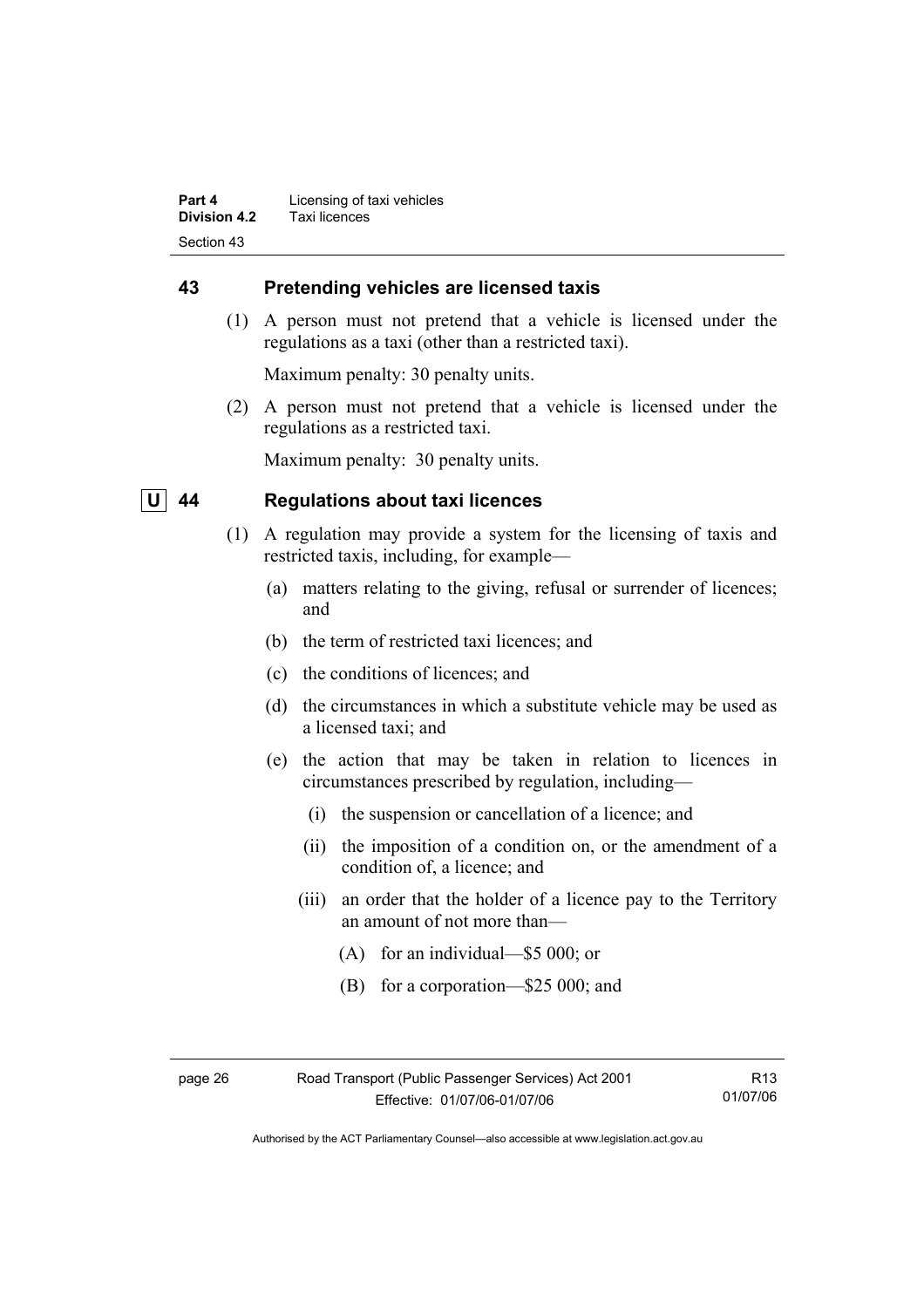## 43 Pretending vehicles are licensed taxis

(1) A person must not pretend that a vehicle is licensed under the regulations as a taxi (other than a restricted taxi).

Maximum penalty: 30 penalty units.

(2) A person must not pretend that a vehicle is licensed under the regulations as a restricted taxi.

Maximum penalty: 30 penalty units.

## U 44 Regulations about taxi licences

(1) A regulation may provide a system for the licensing of taxis and restricted taxis, including, for example—

(a) matters relating to the giving, refusal or surrender of licences; and

(b) the term of restricted taxi licences; and

(c) the conditions of licences; and

(d) the circumstances in which a substitute vehicle may be used as a licensed taxi; and

(e) the action that may be taken in relation to licences in circumstances prescribed by regulation, including—

(i) the suspension or cancellation of a licence; and

(ii) the imposition of a condition on, or the amendment of a condition of, a licence; and

(iii) an order that the holder of a licence pay to the Territory an amount of not more than—

(A) for an individual—$5 000; or

(B) for a corporation—$25 000; and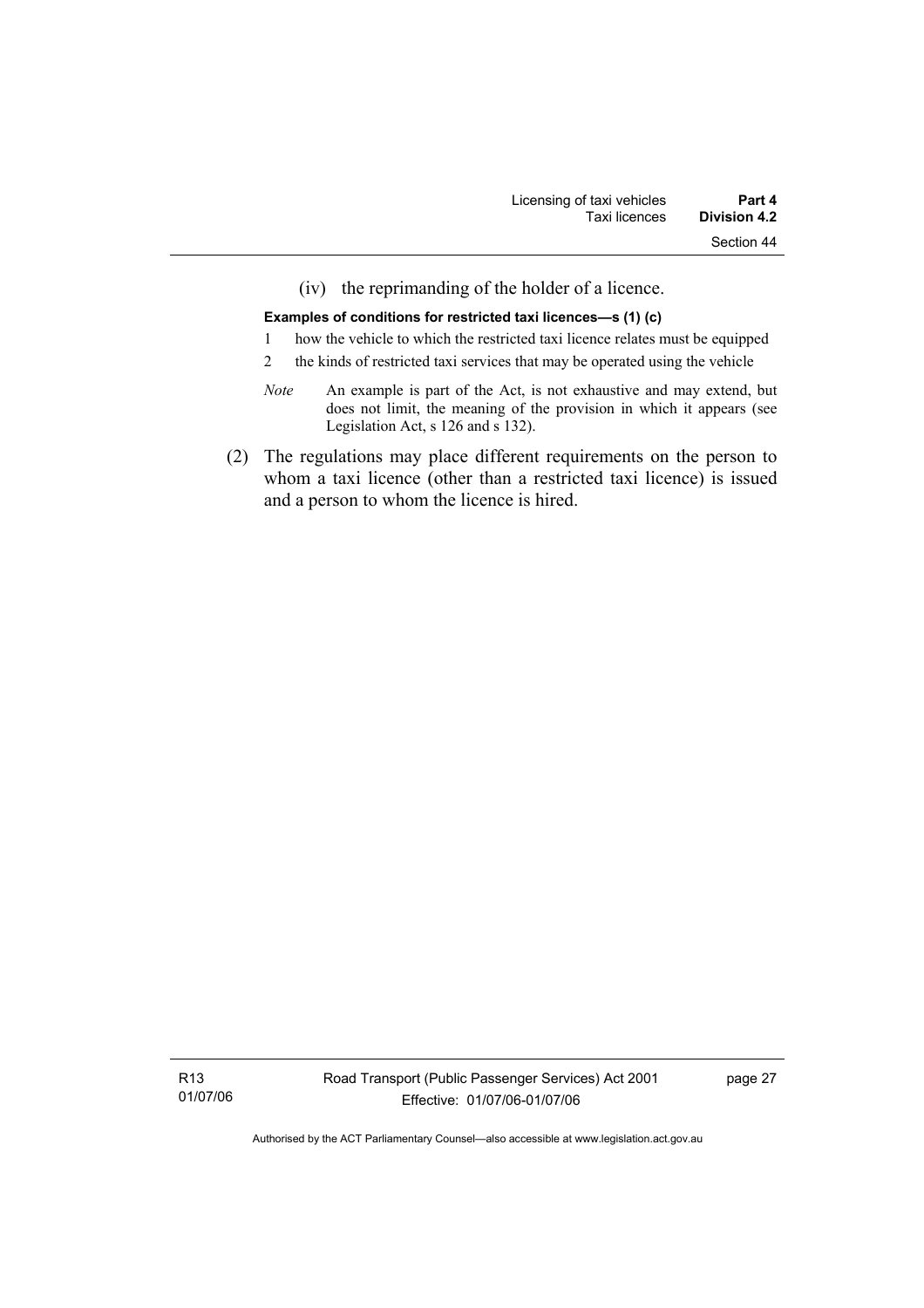(iv) the reprimanding of the holder of a licence.

**Examples of conditions for restricted taxi licences—s (1) (c)**

1 how the vehicle to which the restricted taxi licence relates must be equipped

2 the kinds of restricted taxi services that may be operated using the vehicle

*Note* An example is part of the Act, is not exhaustive and may extend, but does not limit, the meaning of the provision in which it appears (see Legislation Act, s 126 and s 132).

(2) The regulations may place different requirements on the person to whom a taxi licence (other than a restricted taxi licence) is issued and a person to whom the licence is hired.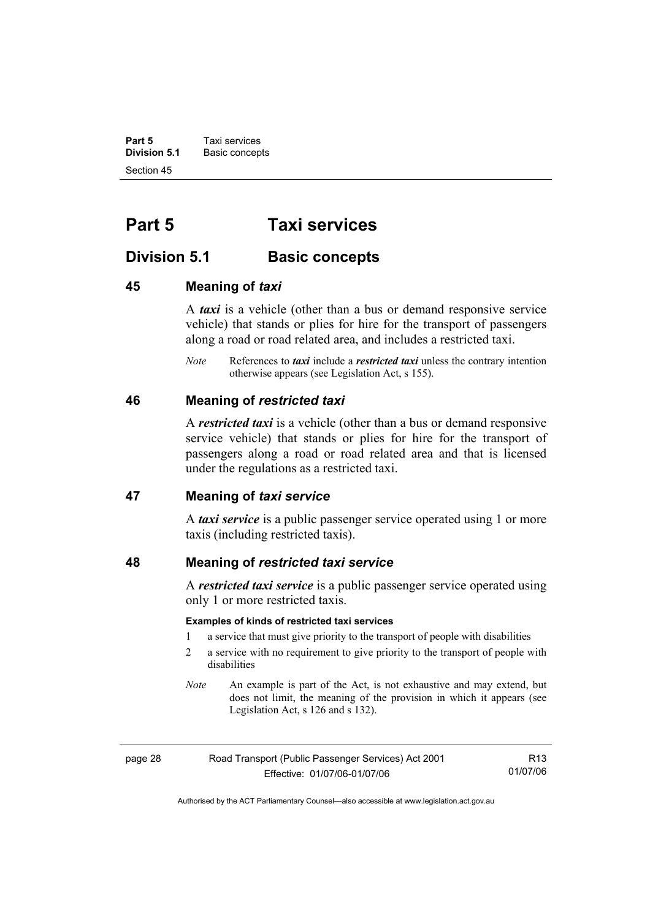# Part 5 Taxi services

## Division 5.1 Basic concepts

### 45 Meaning of *taxi*

A ***taxi*** is a vehicle (other than a bus or demand responsive service vehicle) that stands or plies for hire for the transport of passengers along a road or road related area, and includes a restricted taxi.

*Note* References to ***taxi*** include a ***restricted taxi*** unless the contrary intention otherwise appears (see Legislation Act, s 155).

### 46 Meaning of *restricted taxi*

A ***restricted taxi*** is a vehicle (other than a bus or demand responsive service vehicle) that stands or plies for hire for the transport of passengers along a road or road related area and that is licensed under the regulations as a restricted taxi.

### 47 Meaning of *taxi service*

A ***taxi service*** is a public passenger service operated using 1 or more taxis (including restricted taxis).

### 48 Meaning of *restricted taxi service*

A ***restricted taxi service*** is a public passenger service operated using only 1 or more restricted taxis.

**Examples of kinds of restricted taxi services**

1 a service that must give priority to the transport of people with disabilities

2 a service with no requirement to give priority to the transport of people with disabilities

*Note* An example is part of the Act, is not exhaustive and may extend, but does not limit, the meaning of the provision in which it appears (see Legislation Act, s 126 and s 132).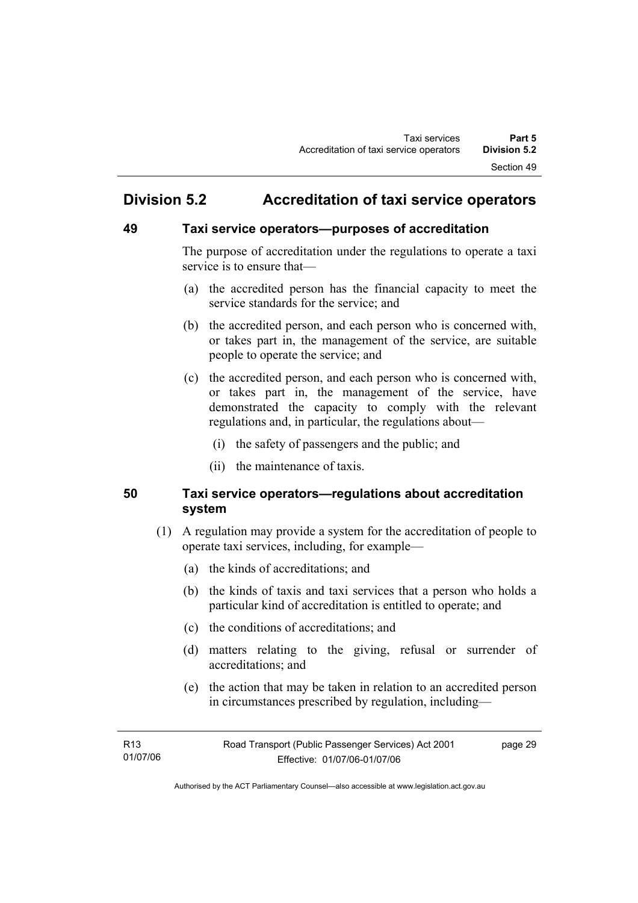## Division 5.2 Accreditation of taxi service operators

### 49 Taxi service operators—purposes of accreditation

The purpose of accreditation under the regulations to operate a taxi service is to ensure that—

(a) the accredited person has the financial capacity to meet the service standards for the service; and

(b) the accredited person, and each person who is concerned with, or takes part in, the management of the service, are suitable people to operate the service; and

(c) the accredited person, and each person who is concerned with, or takes part in, the management of the service, have demonstrated the capacity to comply with the relevant regulations and, in particular, the regulations about—

(i) the safety of passengers and the public; and

(ii) the maintenance of taxis.

### 50 Taxi service operators—regulations about accreditation system

(1) A regulation may provide a system for the accreditation of people to operate taxi services, including, for example—

(a) the kinds of accreditations; and

(b) the kinds of taxis and taxi services that a person who holds a particular kind of accreditation is entitled to operate; and

(c) the conditions of accreditations; and

(d) matters relating to the giving, refusal or surrender of accreditations; and

(e) the action that may be taken in relation to an accredited person in circumstances prescribed by regulation, including—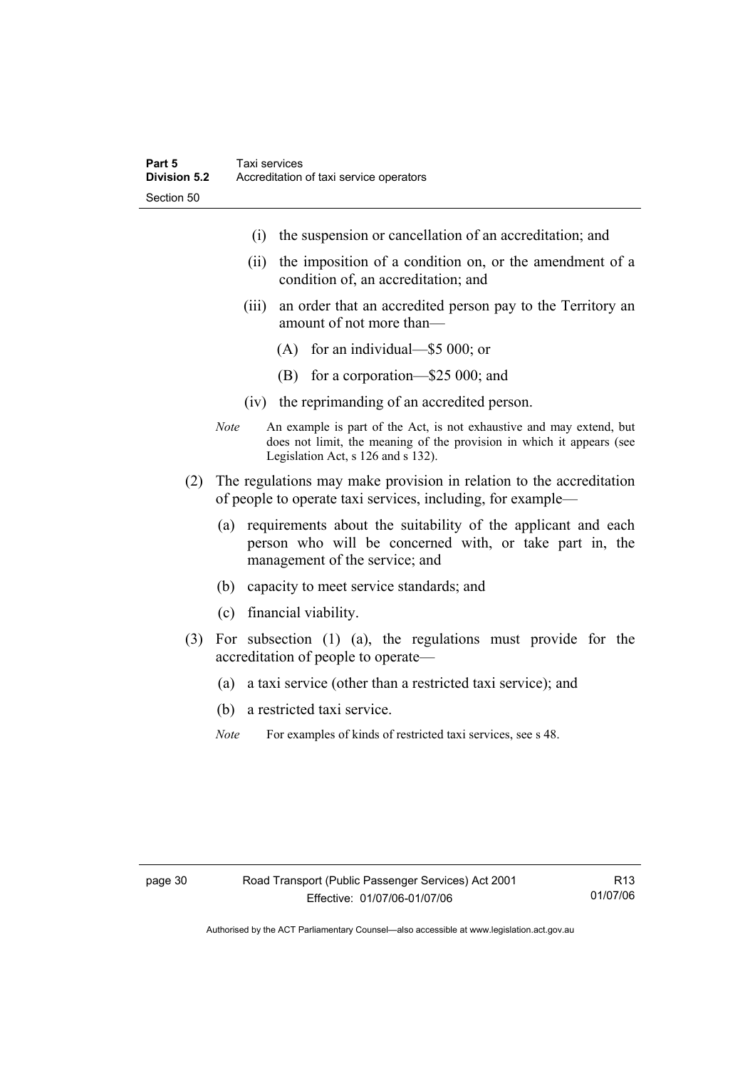(i) the suspension or cancellation of an accreditation; and

(ii) the imposition of a condition on, or the amendment of a condition of, an accreditation; and

(iii) an order that an accredited person pay to the Territory an amount of not more than—

(A) for an individual—$5 000; or

(B) for a corporation—$25 000; and

(iv) the reprimanding of an accredited person.

*Note* An example is part of the Act, is not exhaustive and may extend, but does not limit, the meaning of the provision in which it appears (see Legislation Act, s 126 and s 132).

(2) The regulations may make provision in relation to the accreditation of people to operate taxi services, including, for example—

(a) requirements about the suitability of the applicant and each person who will be concerned with, or take part in, the management of the service; and

(b) capacity to meet service standards; and

(c) financial viability.

(3) For subsection (1) (a), the regulations must provide for the accreditation of people to operate—

(a) a taxi service (other than a restricted taxi service); and

(b) a restricted taxi service.

*Note* For examples of kinds of restricted taxi services, see s 48.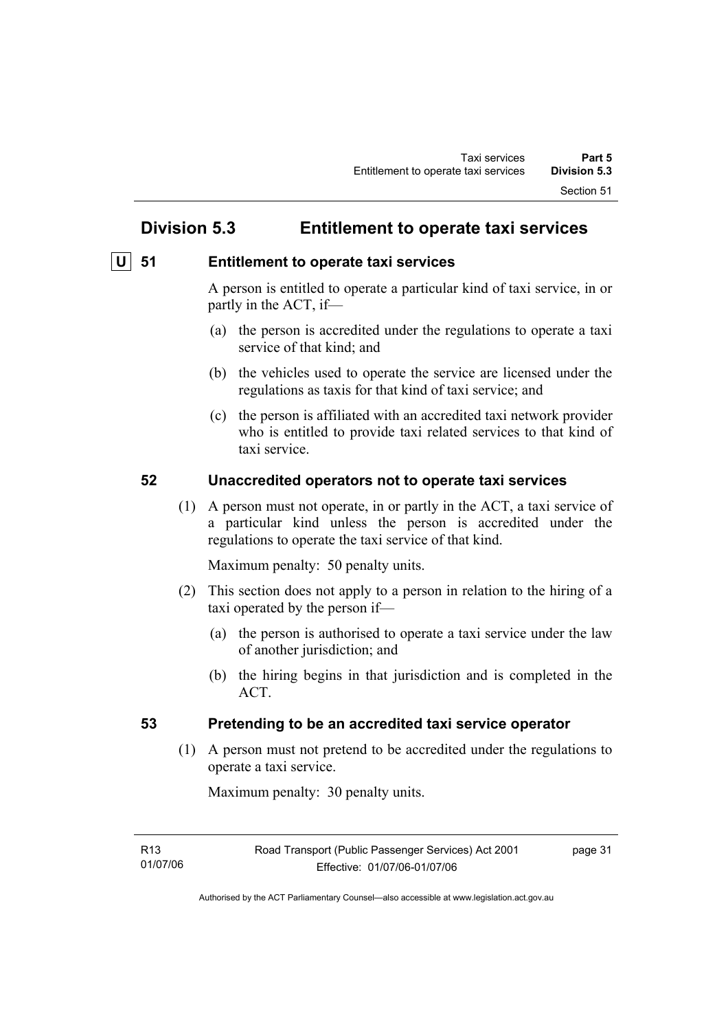## Division 5.3 Entitlement to operate taxi services

### U 51 Entitlement to operate taxi services

A person is entitled to operate a particular kind of taxi service, in or partly in the ACT, if—

(a) the person is accredited under the regulations to operate a taxi service of that kind; and

(b) the vehicles used to operate the service are licensed under the regulations as taxis for that kind of taxi service; and

(c) the person is affiliated with an accredited taxi network provider who is entitled to provide taxi related services to that kind of taxi service.

### 52 Unaccredited operators not to operate taxi services

(1) A person must not operate, in or partly in the ACT, a taxi service of a particular kind unless the person is accredited under the regulations to operate the taxi service of that kind.

Maximum penalty: 50 penalty units.

(2) This section does not apply to a person in relation to the hiring of a taxi operated by the person if—

(a) the person is authorised to operate a taxi service under the law of another jurisdiction; and

(b) the hiring begins in that jurisdiction and is completed in the ACT.

### 53 Pretending to be an accredited taxi service operator

(1) A person must not pretend to be accredited under the regulations to operate a taxi service.

Maximum penalty: 30 penalty units.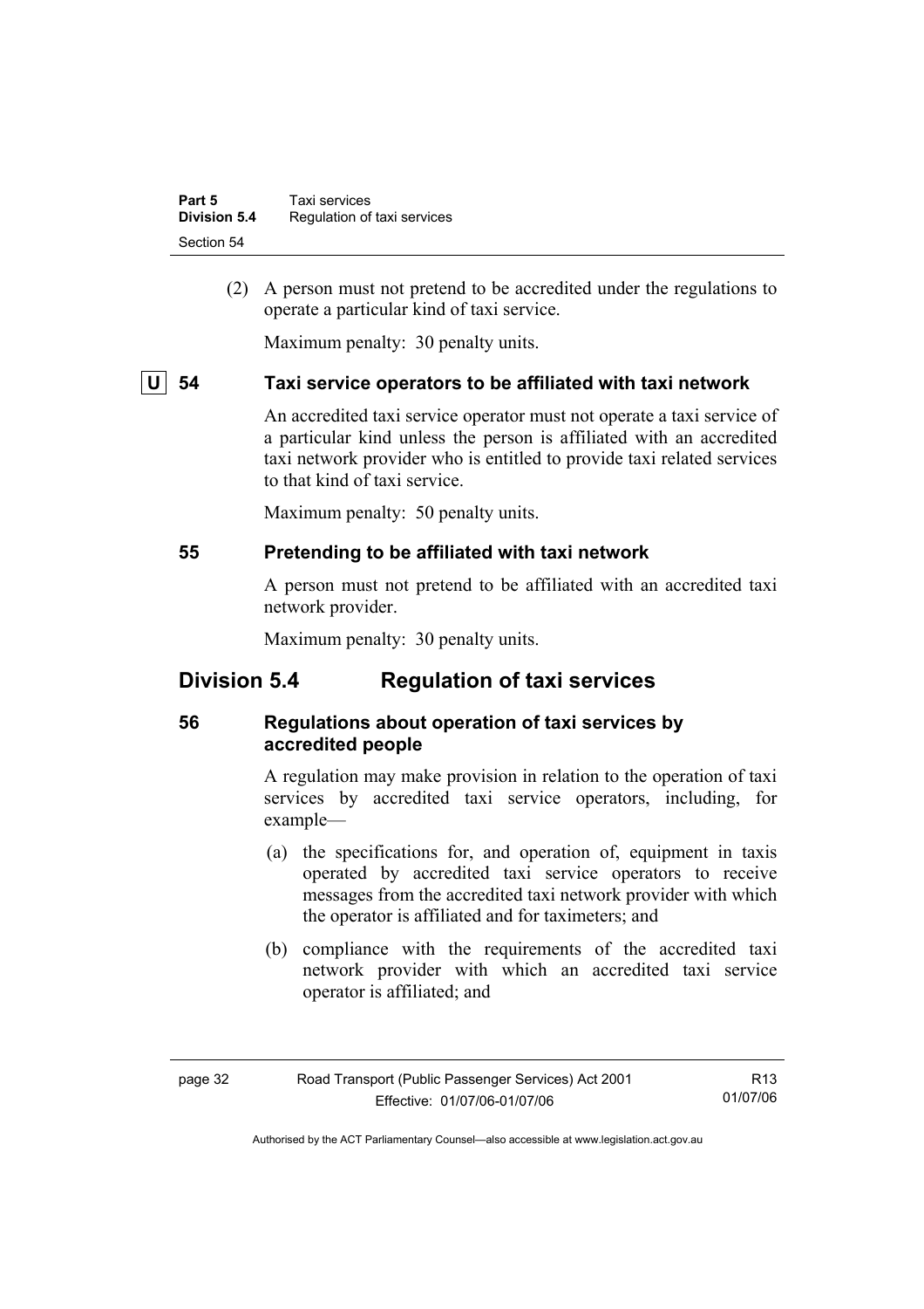(2) A person must not pretend to be accredited under the regulations to operate a particular kind of taxi service.

Maximum penalty: 30 penalty units.

### U 54 Taxi service operators to be affiliated with taxi network

An accredited taxi service operator must not operate a taxi service of a particular kind unless the person is affiliated with an accredited taxi network provider who is entitled to provide taxi related services to that kind of taxi service.

Maximum penalty: 50 penalty units.

### 55 Pretending to be affiliated with taxi network

A person must not pretend to be affiliated with an accredited taxi network provider.

Maximum penalty: 30 penalty units.

## Division 5.4 Regulation of taxi services

### 56 Regulations about operation of taxi services by accredited people

A regulation may make provision in relation to the operation of taxi services by accredited taxi service operators, including, for example—

(a) the specifications for, and operation of, equipment in taxis operated by accredited taxi service operators to receive messages from the accredited taxi network provider with which the operator is affiliated and for taximeters; and

(b) compliance with the requirements of the accredited taxi network provider with which an accredited taxi service operator is affiliated; and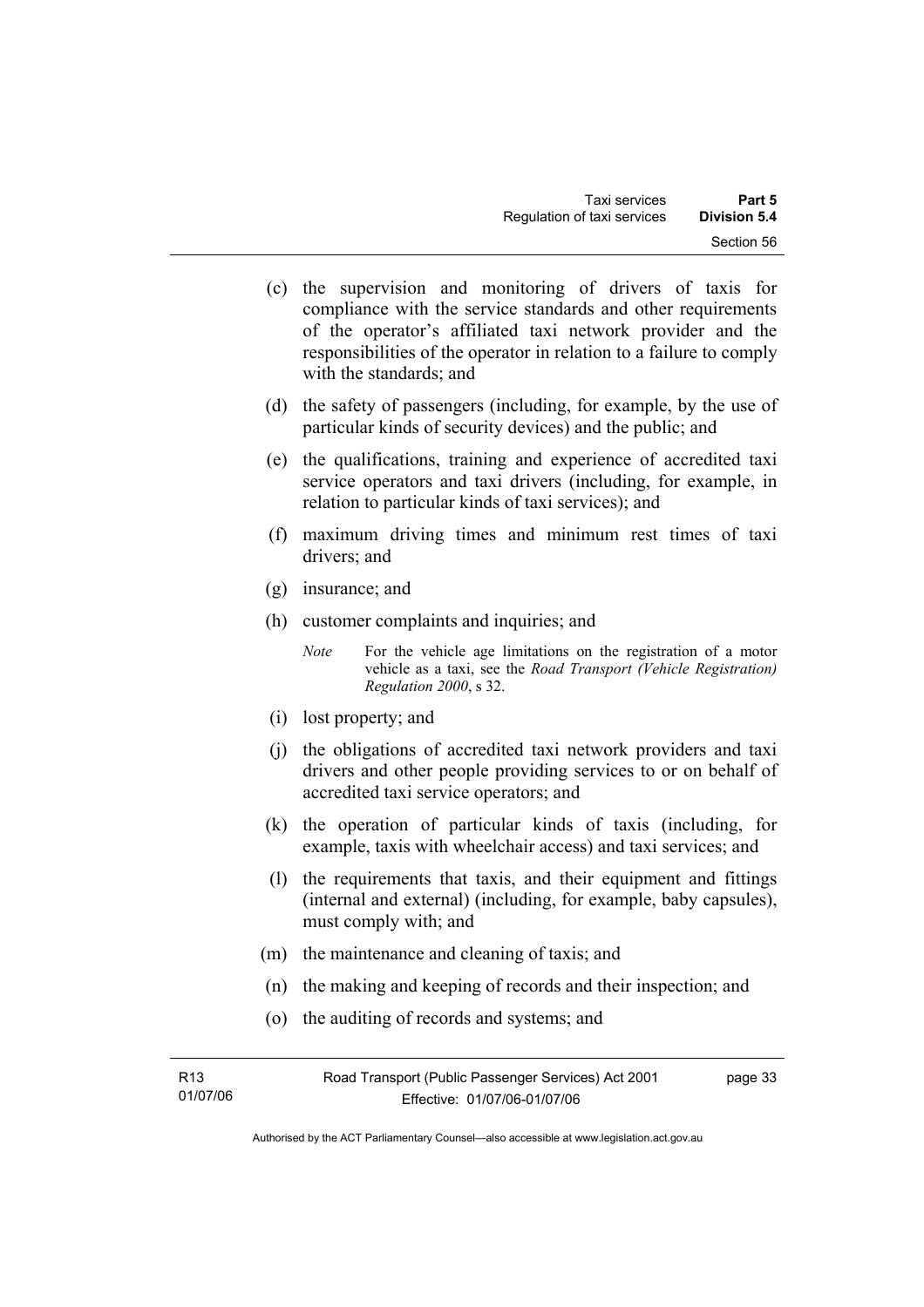(c) the supervision and monitoring of drivers of taxis for compliance with the service standards and other requirements of the operator's affiliated taxi network provider and the responsibilities of the operator in relation to a failure to comply with the standards; and

(d) the safety of passengers (including, for example, by the use of particular kinds of security devices) and the public; and

(e) the qualifications, training and experience of accredited taxi service operators and taxi drivers (including, for example, in relation to particular kinds of taxi services); and

(f) maximum driving times and minimum rest times of taxi drivers; and

(g) insurance; and

(h) customer complaints and inquiries; and

*Note* For the vehicle age limitations on the registration of a motor vehicle as a taxi, see the *Road Transport (Vehicle Registration) Regulation 2000*, s 32.

(i) lost property; and

(j) the obligations of accredited taxi network providers and taxi drivers and other people providing services to or on behalf of accredited taxi service operators; and

(k) the operation of particular kinds of taxis (including, for example, taxis with wheelchair access) and taxi services; and

(l) the requirements that taxis, and their equipment and fittings (internal and external) (including, for example, baby capsules), must comply with; and

(m) the maintenance and cleaning of taxis; and

(n) the making and keeping of records and their inspection; and

(o) the auditing of records and systems; and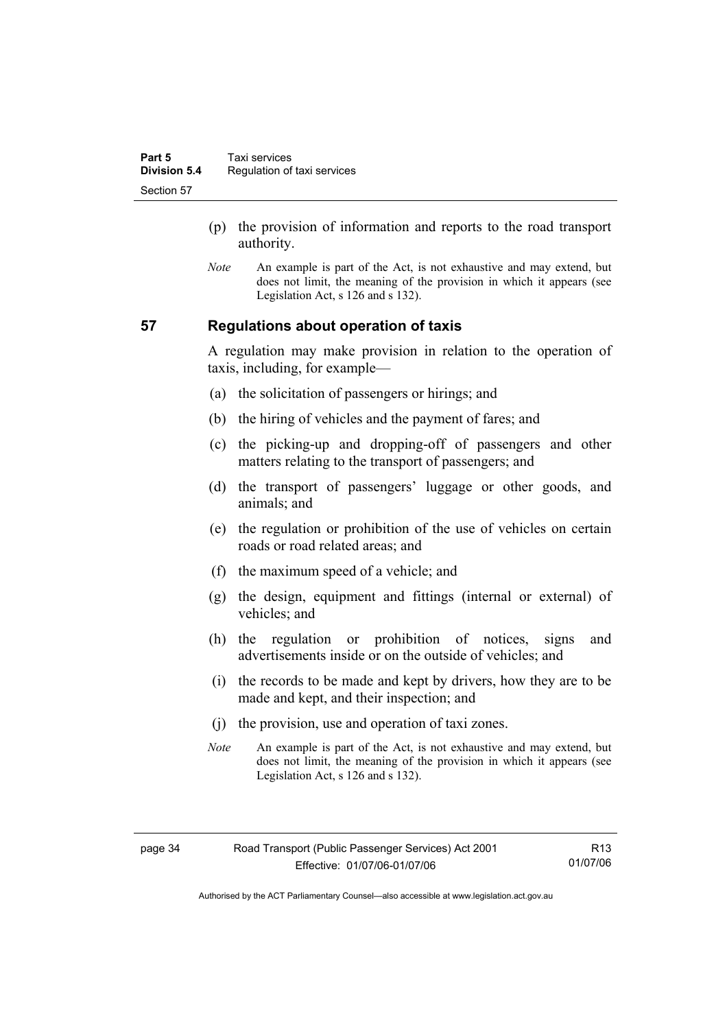(p) the provision of information and reports to the road transport authority.

*Note* An example is part of the Act, is not exhaustive and may extend, but does not limit, the meaning of the provision in which it appears (see Legislation Act, s 126 and s 132).

## 57 Regulations about operation of taxis

A regulation may make provision in relation to the operation of taxis, including, for example—

(a) the solicitation of passengers or hirings; and

(b) the hiring of vehicles and the payment of fares; and

(c) the picking-up and dropping-off of passengers and other matters relating to the transport of passengers; and

(d) the transport of passengers' luggage or other goods, and animals; and

(e) the regulation or prohibition of the use of vehicles on certain roads or road related areas; and

(f) the maximum speed of a vehicle; and

(g) the design, equipment and fittings (internal or external) of vehicles; and

(h) the regulation or prohibition of notices, signs and advertisements inside or on the outside of vehicles; and

(i) the records to be made and kept by drivers, how they are to be made and kept, and their inspection; and

(j) the provision, use and operation of taxi zones.

*Note* An example is part of the Act, is not exhaustive and may extend, but does not limit, the meaning of the provision in which it appears (see Legislation Act, s 126 and s 132).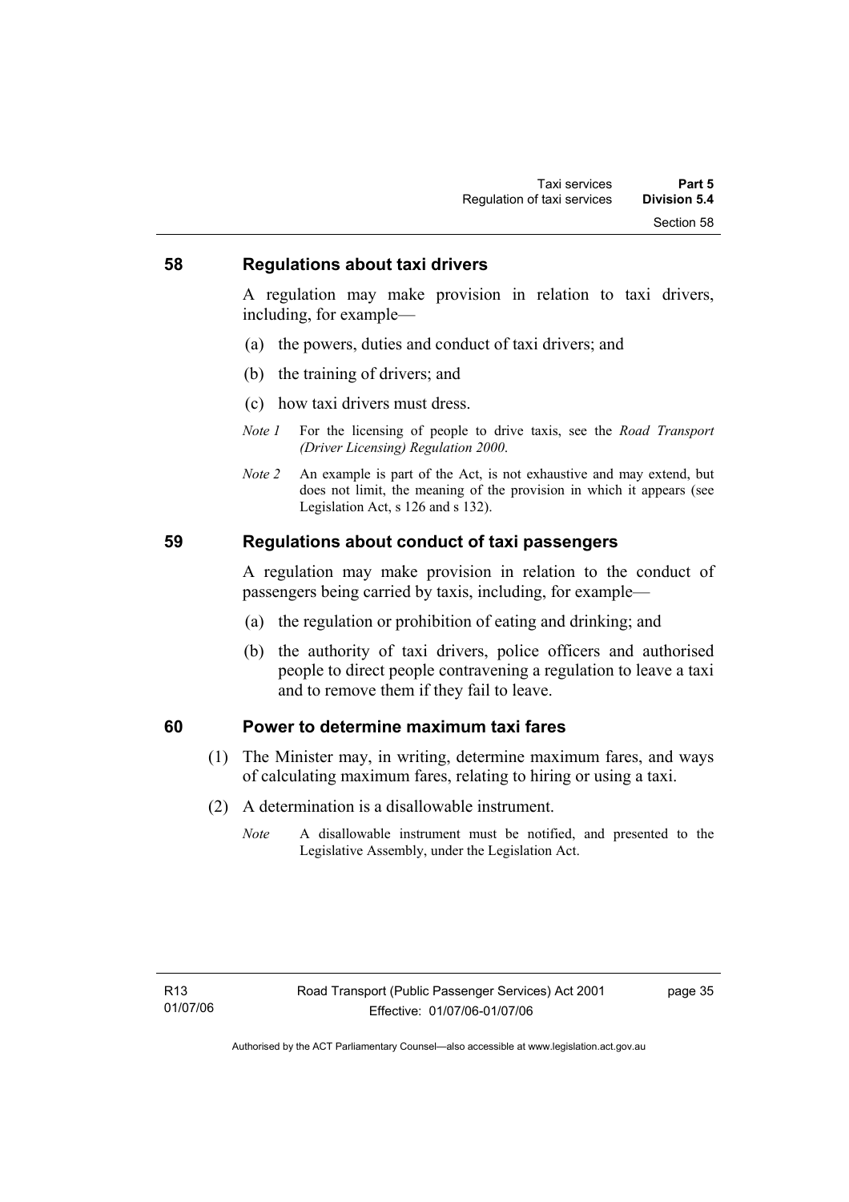## 58 Regulations about taxi drivers

A regulation may make provision in relation to taxi drivers, including, for example—

(a) the powers, duties and conduct of taxi drivers; and

(b) the training of drivers; and

(c) how taxi drivers must dress.

*Note 1* For the licensing of people to drive taxis, see the *Road Transport (Driver Licensing) Regulation 2000*.

*Note 2* An example is part of the Act, is not exhaustive and may extend, but does not limit, the meaning of the provision in which it appears (see Legislation Act, s 126 and s 132).

## 59 Regulations about conduct of taxi passengers

A regulation may make provision in relation to the conduct of passengers being carried by taxis, including, for example—

(a) the regulation or prohibition of eating and drinking; and

(b) the authority of taxi drivers, police officers and authorised people to direct people contravening a regulation to leave a taxi and to remove them if they fail to leave.

## 60 Power to determine maximum taxi fares

(1) The Minister may, in writing, determine maximum fares, and ways of calculating maximum fares, relating to hiring or using a taxi.

(2) A determination is a disallowable instrument.

*Note* A disallowable instrument must be notified, and presented to the Legislative Assembly, under the Legislation Act.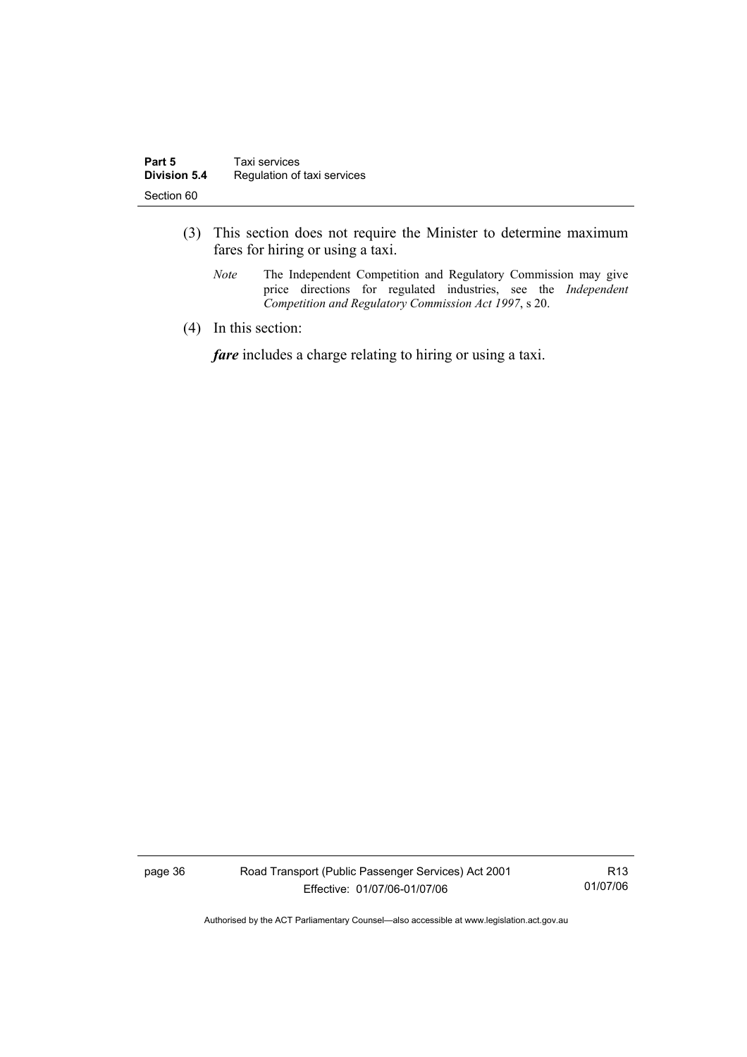(3) This section does not require the Minister to determine maximum fares for hiring or using a taxi.

*Note* The Independent Competition and Regulatory Commission may give price directions for regulated industries, see the *Independent Competition and Regulatory Commission Act 1997*, s 20.

(4) In this section:

***fare*** includes a charge relating to hiring or using a taxi.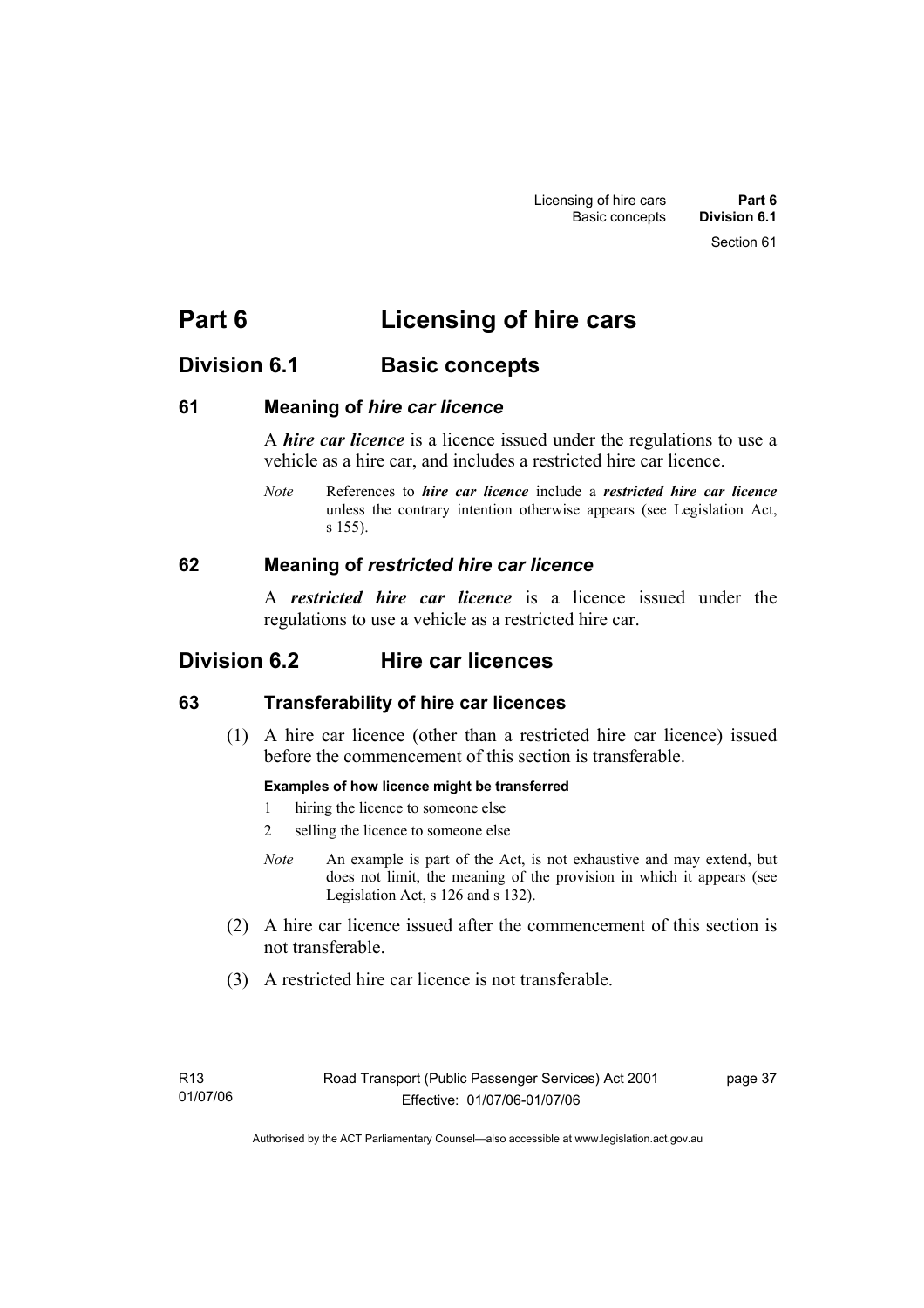# Part 6 Licensing of hire cars

## Division 6.1 Basic concepts

### 61 Meaning of *hire car licence*

A ***hire car licence*** is a licence issued under the regulations to use a vehicle as a hire car, and includes a restricted hire car licence.

*Note* References to ***hire car licence*** include a ***restricted hire car licence*** unless the contrary intention otherwise appears (see Legislation Act, s 155).

### 62 Meaning of *restricted hire car licence*

A ***restricted hire car licence*** is a licence issued under the regulations to use a vehicle as a restricted hire car.

## Division 6.2 Hire car licences

### 63 Transferability of hire car licences

(1) A hire car licence (other than a restricted hire car licence) issued before the commencement of this section is transferable.

**Examples of how licence might be transferred**

1 hiring the licence to someone else

2 selling the licence to someone else

*Note* An example is part of the Act, is not exhaustive and may extend, but does not limit, the meaning of the provision in which it appears (see Legislation Act, s 126 and s 132).

(2) A hire car licence issued after the commencement of this section is not transferable.

(3) A restricted hire car licence is not transferable.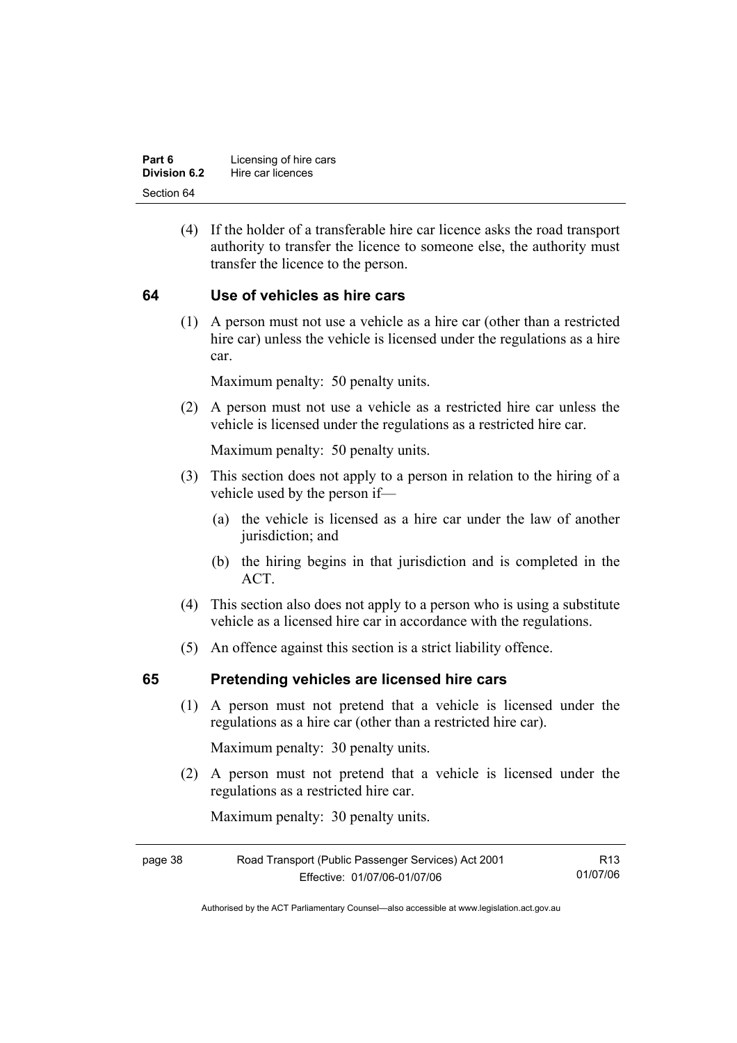(4) If the holder of a transferable hire car licence asks the road transport authority to transfer the licence to someone else, the authority must transfer the licence to the person.

## 64 Use of vehicles as hire cars

(1) A person must not use a vehicle as a hire car (other than a restricted hire car) unless the vehicle is licensed under the regulations as a hire car.

Maximum penalty: 50 penalty units.

(2) A person must not use a vehicle as a restricted hire car unless the vehicle is licensed under the regulations as a restricted hire car.

Maximum penalty: 50 penalty units.

(3) This section does not apply to a person in relation to the hiring of a vehicle used by the person if—

(a) the vehicle is licensed as a hire car under the law of another jurisdiction; and

(b) the hiring begins in that jurisdiction and is completed in the ACT.

(4) This section also does not apply to a person who is using a substitute vehicle as a licensed hire car in accordance with the regulations.

(5) An offence against this section is a strict liability offence.

## 65 Pretending vehicles are licensed hire cars

(1) A person must not pretend that a vehicle is licensed under the regulations as a hire car (other than a restricted hire car).

Maximum penalty: 30 penalty units.

(2) A person must not pretend that a vehicle is licensed under the regulations as a restricted hire car.

Maximum penalty: 30 penalty units.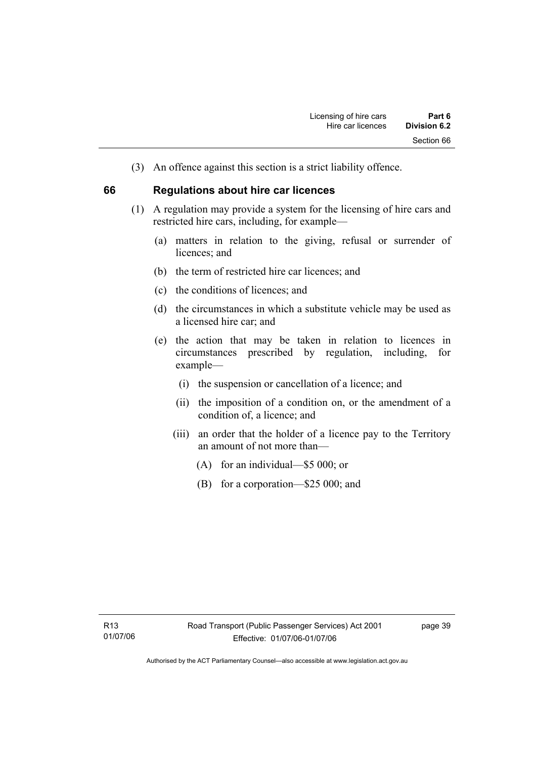(3) An offence against this section is a strict liability offence.

## 66 Regulations about hire car licences

(1) A regulation may provide a system for the licensing of hire cars and restricted hire cars, including, for example—

(a) matters in relation to the giving, refusal or surrender of licences; and

(b) the term of restricted hire car licences; and

(c) the conditions of licences; and

(d) the circumstances in which a substitute vehicle may be used as a licensed hire car; and

(e) the action that may be taken in relation to licences in circumstances prescribed by regulation, including, for example—

(i) the suspension or cancellation of a licence; and

(ii) the imposition of a condition on, or the amendment of a condition of, a licence; and

(iii) an order that the holder of a licence pay to the Territory an amount of not more than—

(A) for an individual—$5 000; or

(B) for a corporation—$25 000; and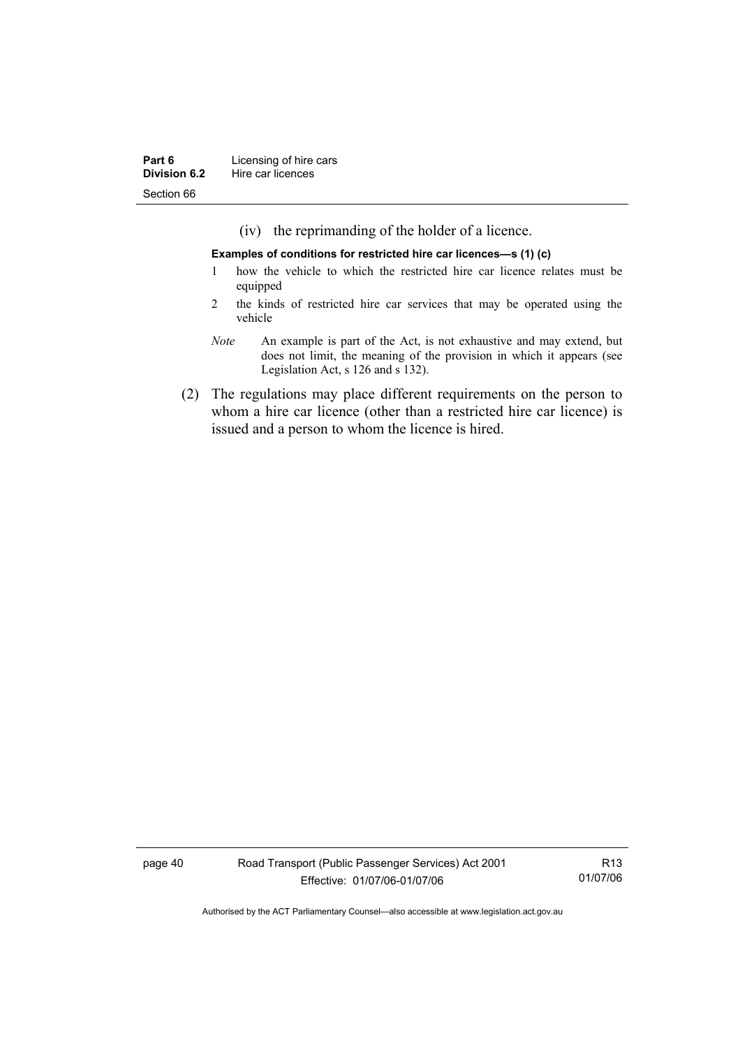(iv) the reprimanding of the holder of a licence.

**Examples of conditions for restricted hire car licences—s (1) (c)**

1 how the vehicle to which the restricted hire car licence relates must be equipped

2 the kinds of restricted hire car services that may be operated using the vehicle

*Note* An example is part of the Act, is not exhaustive and may extend, but does not limit, the meaning of the provision in which it appears (see Legislation Act, s 126 and s 132).

(2) The regulations may place different requirements on the person to whom a hire car licence (other than a restricted hire car licence) is issued and a person to whom the licence is hired.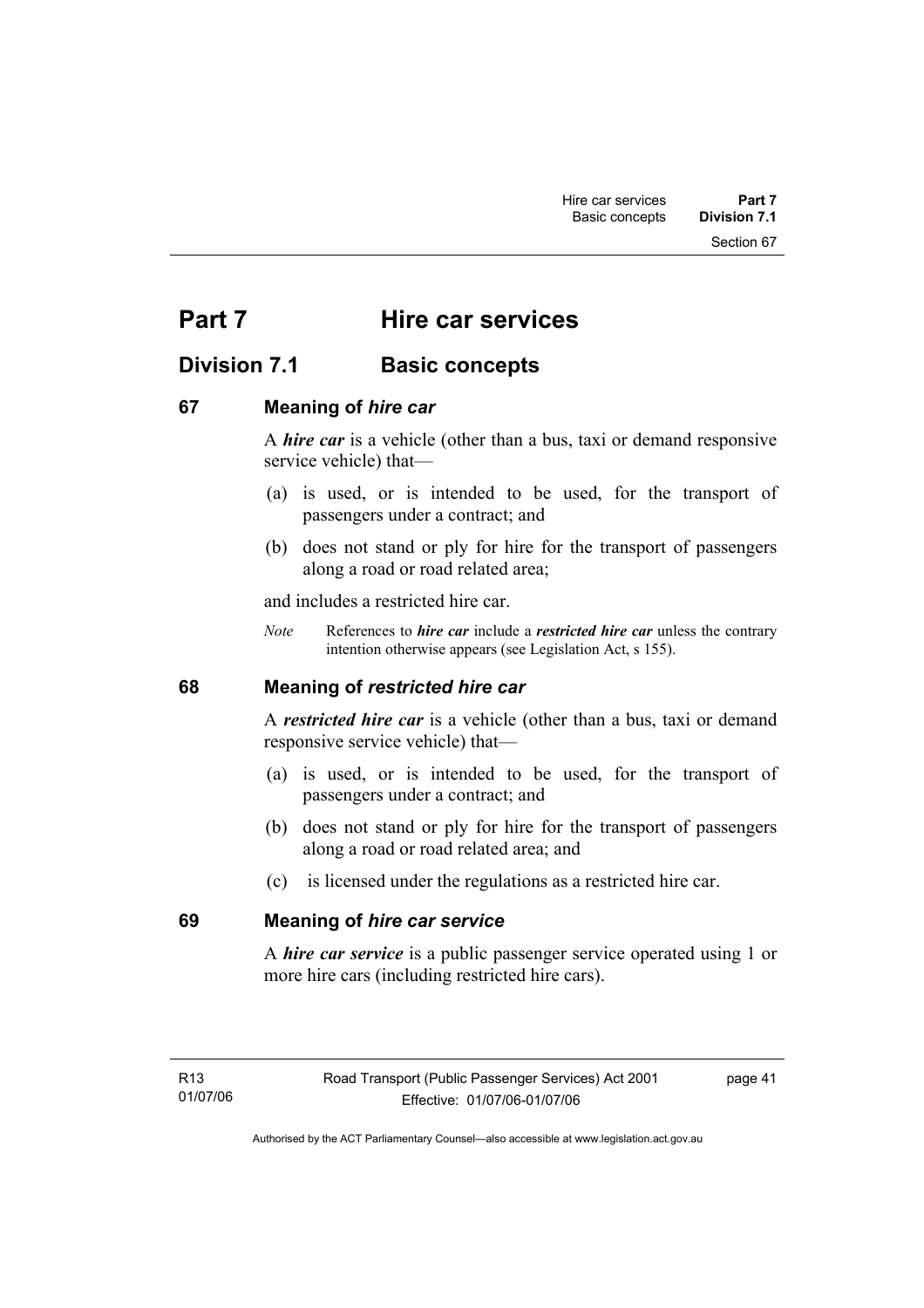# Part 7 Hire car services

## Division 7.1 Basic concepts

### 67 Meaning of *hire car*

A ***hire car*** is a vehicle (other than a bus, taxi or demand responsive service vehicle) that—

(a) is used, or is intended to be used, for the transport of passengers under a contract; and

(b) does not stand or ply for hire for the transport of passengers along a road or road related area;

and includes a restricted hire car.

*Note* References to ***hire car*** include a ***restricted hire car*** unless the contrary intention otherwise appears (see Legislation Act, s 155).

### 68 Meaning of *restricted hire car*

A ***restricted hire car*** is a vehicle (other than a bus, taxi or demand responsive service vehicle) that—

(a) is used, or is intended to be used, for the transport of passengers under a contract; and

(b) does not stand or ply for hire for the transport of passengers along a road or road related area; and

(c) is licensed under the regulations as a restricted hire car.

### 69 Meaning of *hire car service*

A ***hire car service*** is a public passenger service operated using 1 or more hire cars (including restricted hire cars).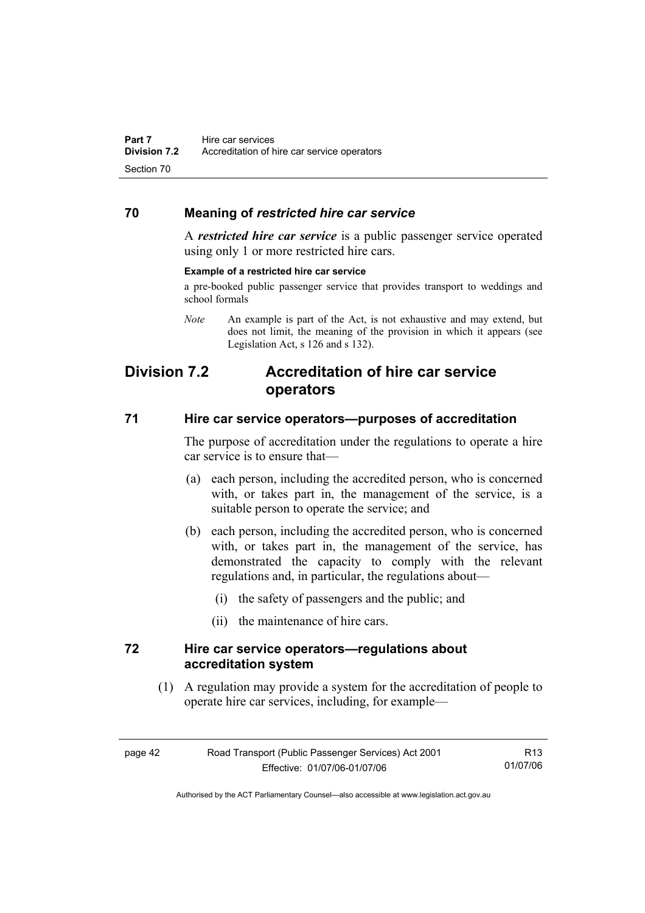## 70 Meaning of *restricted hire car service*

A ***restricted hire car service*** is a public passenger service operated using only 1 or more restricted hire cars.

**Example of a restricted hire car service**

a pre-booked public passenger service that provides transport to weddings and school formals

*Note* An example is part of the Act, is not exhaustive and may extend, but does not limit, the meaning of the provision in which it appears (see Legislation Act, s 126 and s 132).

# Division 7.2 Accreditation of hire car service operators

## 71 Hire car service operators—purposes of accreditation

The purpose of accreditation under the regulations to operate a hire car service is to ensure that—

(a) each person, including the accredited person, who is concerned with, or takes part in, the management of the service, is a suitable person to operate the service; and

(b) each person, including the accredited person, who is concerned with, or takes part in, the management of the service, has demonstrated the capacity to comply with the relevant regulations and, in particular, the regulations about—

(i) the safety of passengers and the public; and

(ii) the maintenance of hire cars.

## 72 Hire car service operators—regulations about accreditation system

(1) A regulation may provide a system for the accreditation of people to operate hire car services, including, for example—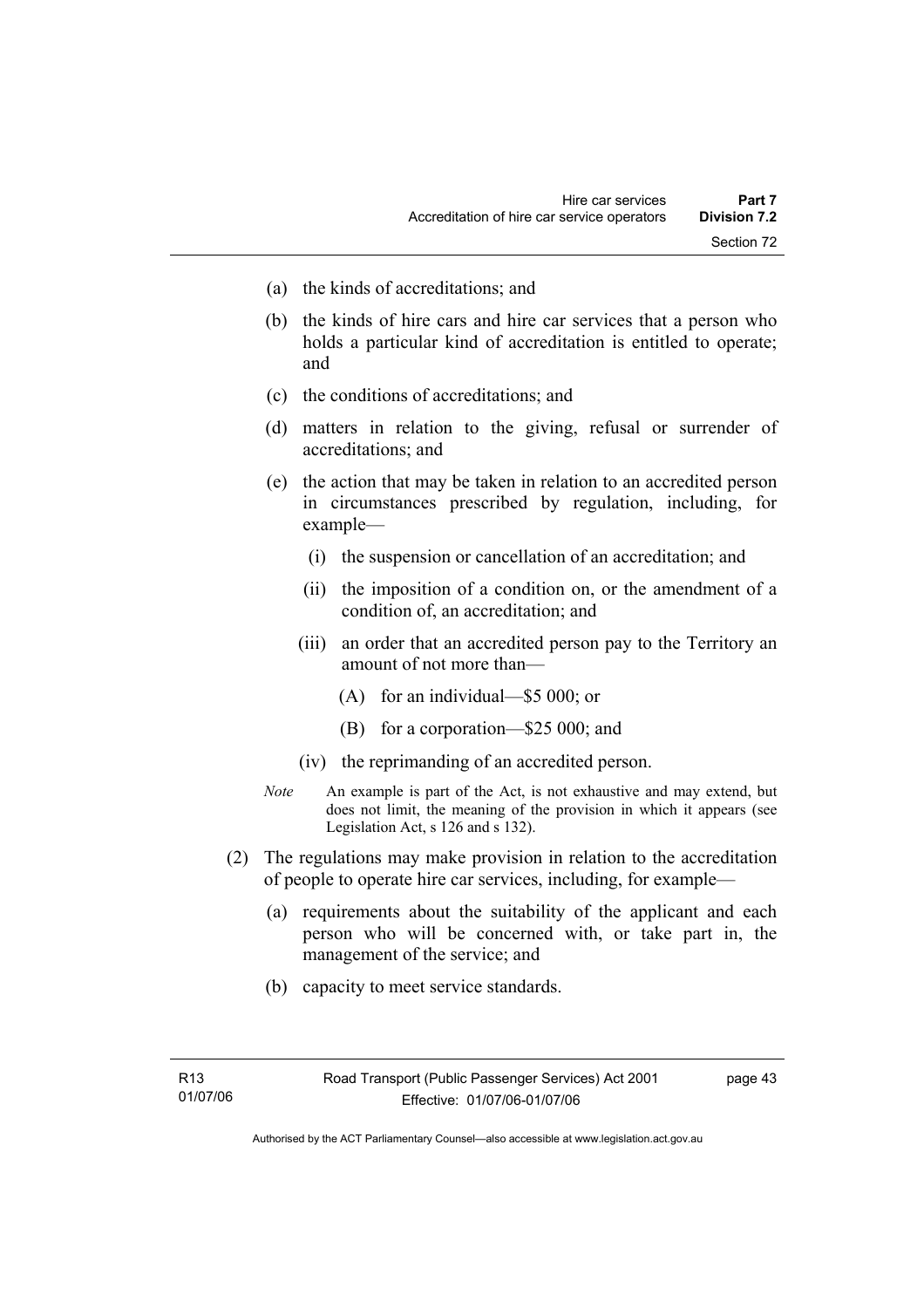(a) the kinds of accreditations; and

(b) the kinds of hire cars and hire car services that a person who holds a particular kind of accreditation is entitled to operate; and

(c) the conditions of accreditations; and

(d) matters in relation to the giving, refusal or surrender of accreditations; and

(e) the action that may be taken in relation to an accredited person in circumstances prescribed by regulation, including, for example—

   (i) the suspension or cancellation of an accreditation; and

   (ii) the imposition of a condition on, or the amendment of a condition of, an accreditation; and

   (iii) an order that an accredited person pay to the Territory an amount of not more than—

      (A) for an individual—$5 000; or

      (B) for a corporation—$25 000; and

   (iv) the reprimanding of an accredited person.

*Note* An example is part of the Act, is not exhaustive and may extend, but does not limit, the meaning of the provision in which it appears (see Legislation Act, s 126 and s 132).

(2) The regulations may make provision in relation to the accreditation of people to operate hire car services, including, for example—

   (a) requirements about the suitability of the applicant and each person who will be concerned with, or take part in, the management of the service; and

   (b) capacity to meet service standards.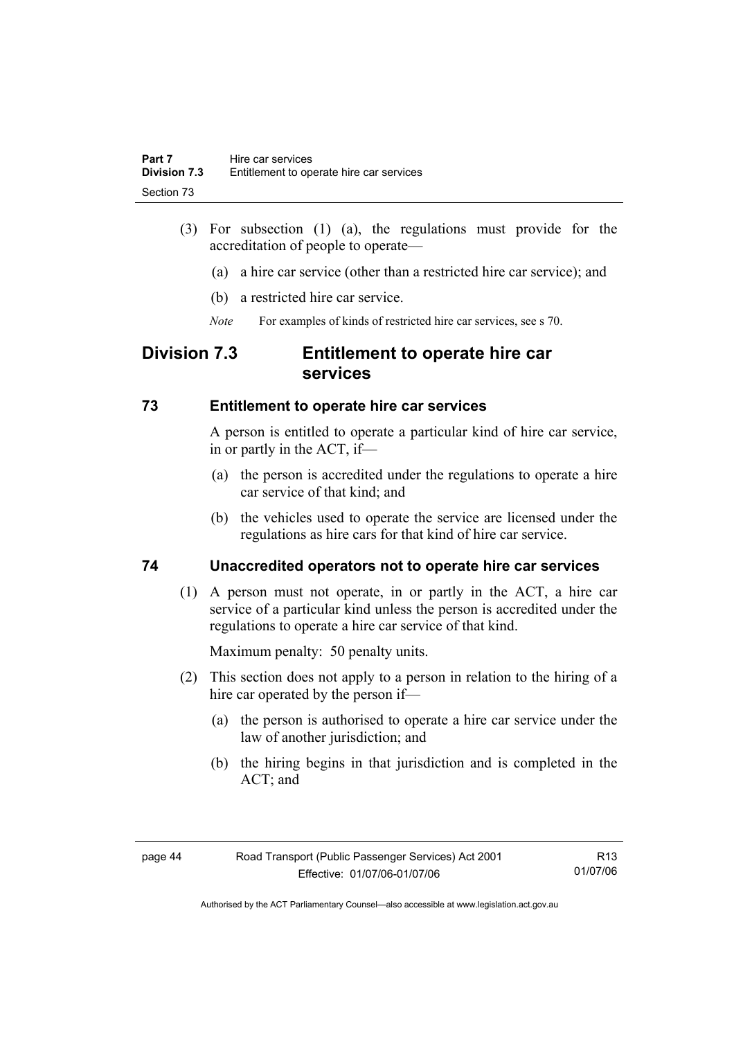(3) For subsection (1) (a), the regulations must provide for the accreditation of people to operate—

(a) a hire car service (other than a restricted hire car service); and

(b) a restricted hire car service.

*Note* For examples of kinds of restricted hire car services, see s 70.

## Division 7.3 Entitlement to operate hire car services

### 73 Entitlement to operate hire car services

A person is entitled to operate a particular kind of hire car service, in or partly in the ACT, if—

(a) the person is accredited under the regulations to operate a hire car service of that kind; and

(b) the vehicles used to operate the service are licensed under the regulations as hire cars for that kind of hire car service.

### 74 Unaccredited operators not to operate hire car services

(1) A person must not operate, in or partly in the ACT, a hire car service of a particular kind unless the person is accredited under the regulations to operate a hire car service of that kind.

Maximum penalty: 50 penalty units.

(2) This section does not apply to a person in relation to the hiring of a hire car operated by the person if—

(a) the person is authorised to operate a hire car service under the law of another jurisdiction; and

(b) the hiring begins in that jurisdiction and is completed in the ACT; and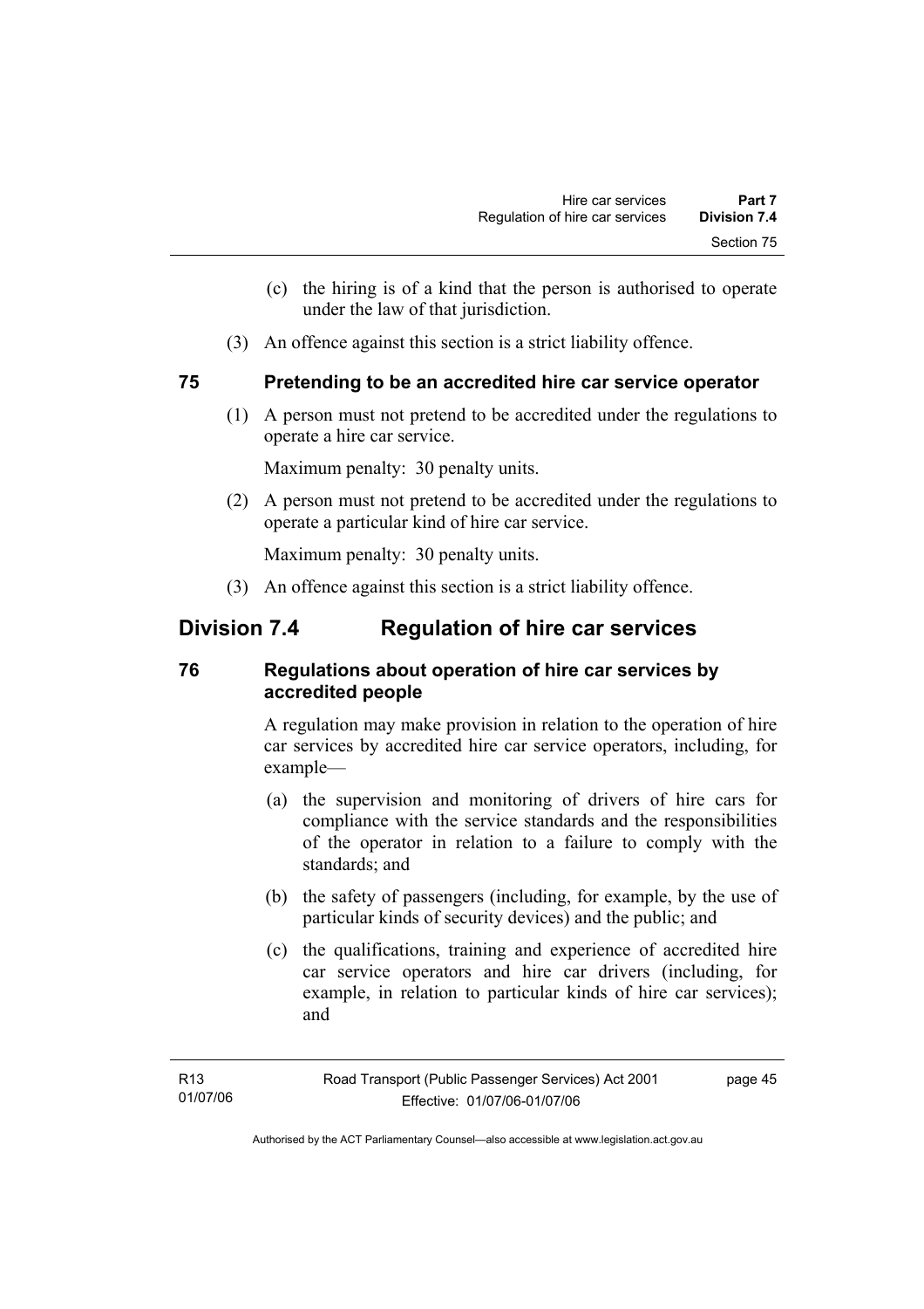(c) the hiring is of a kind that the person is authorised to operate under the law of that jurisdiction.

(3) An offence against this section is a strict liability offence.

### 75 Pretending to be an accredited hire car service operator

(1) A person must not pretend to be accredited under the regulations to operate a hire car service.

Maximum penalty: 30 penalty units.

(2) A person must not pretend to be accredited under the regulations to operate a particular kind of hire car service.

Maximum penalty: 30 penalty units.

(3) An offence against this section is a strict liability offence.

## Division 7.4 Regulation of hire car services

### 76 Regulations about operation of hire car services by accredited people

A regulation may make provision in relation to the operation of hire car services by accredited hire car service operators, including, for example—

(a) the supervision and monitoring of drivers of hire cars for compliance with the service standards and the responsibilities of the operator in relation to a failure to comply with the standards; and

(b) the safety of passengers (including, for example, by the use of particular kinds of security devices) and the public; and

(c) the qualifications, training and experience of accredited hire car service operators and hire car drivers (including, for example, in relation to particular kinds of hire car services); and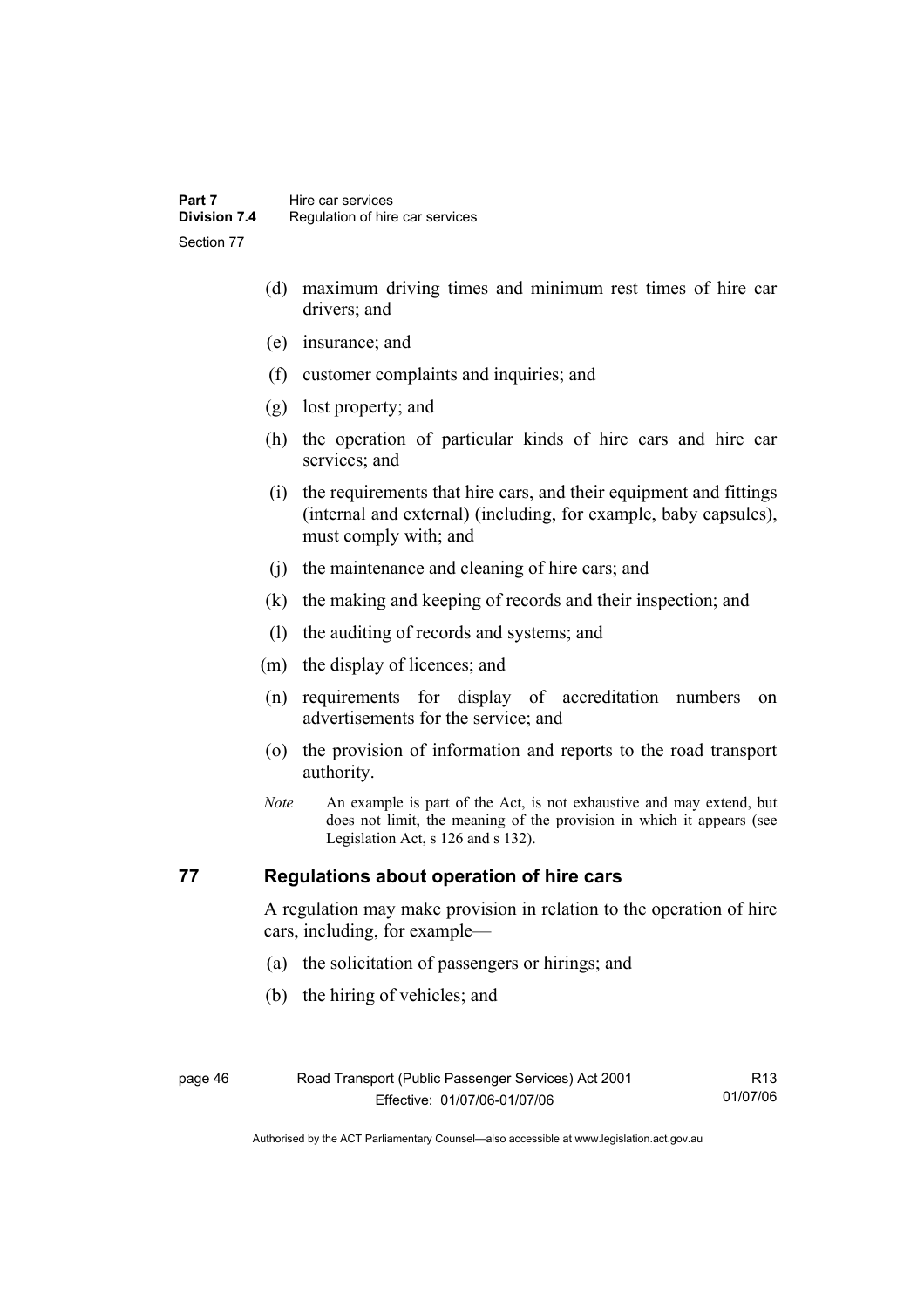(d) maximum driving times and minimum rest times of hire car drivers; and

(e) insurance; and

(f) customer complaints and inquiries; and

(g) lost property; and

(h) the operation of particular kinds of hire cars and hire car services; and

(i) the requirements that hire cars, and their equipment and fittings (internal and external) (including, for example, baby capsules), must comply with; and

(j) the maintenance and cleaning of hire cars; and

(k) the making and keeping of records and their inspection; and

(l) the auditing of records and systems; and

(m) the display of licences; and

(n) requirements for display of accreditation numbers on advertisements for the service; and

(o) the provision of information and reports to the road transport authority.

*Note* An example is part of the Act, is not exhaustive and may extend, but does not limit, the meaning of the provision in which it appears (see Legislation Act, s 126 and s 132).

## 77 Regulations about operation of hire cars

A regulation may make provision in relation to the operation of hire cars, including, for example—

(a) the solicitation of passengers or hirings; and

(b) the hiring of vehicles; and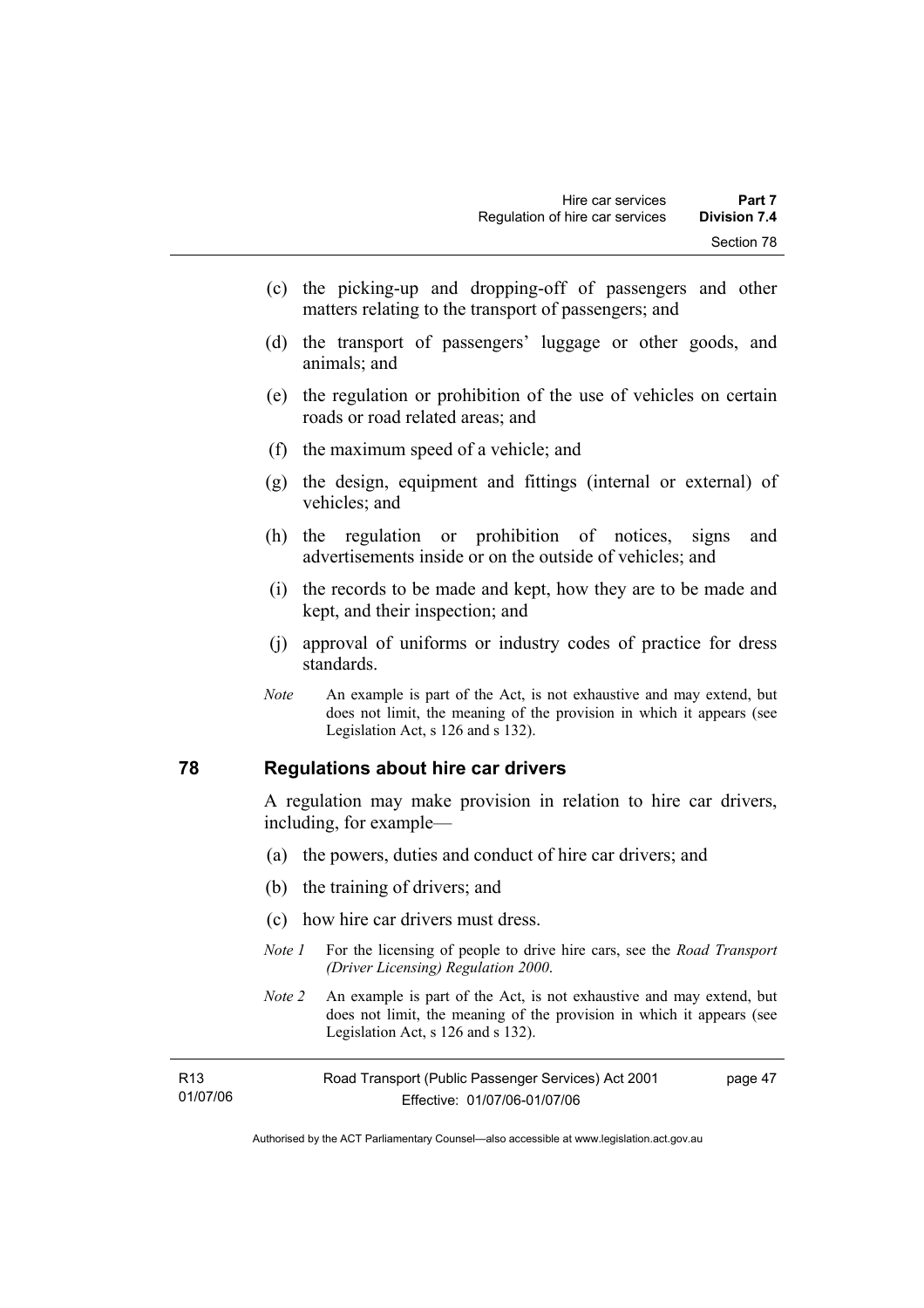(c) the picking-up and dropping-off of passengers and other matters relating to the transport of passengers; and

(d) the transport of passengers' luggage or other goods, and animals; and

(e) the regulation or prohibition of the use of vehicles on certain roads or road related areas; and

(f) the maximum speed of a vehicle; and

(g) the design, equipment and fittings (internal or external) of vehicles; and

(h) the regulation or prohibition of notices, signs and advertisements inside or on the outside of vehicles; and

(i) the records to be made and kept, how they are to be made and kept, and their inspection; and

(j) approval of uniforms or industry codes of practice for dress standards.

*Note* An example is part of the Act, is not exhaustive and may extend, but does not limit, the meaning of the provision in which it appears (see Legislation Act, s 126 and s 132).

## 78 Regulations about hire car drivers

A regulation may make provision in relation to hire car drivers, including, for example—

(a) the powers, duties and conduct of hire car drivers; and

(b) the training of drivers; and

(c) how hire car drivers must dress.

*Note 1* For the licensing of people to drive hire cars, see the *Road Transport (Driver Licensing) Regulation 2000*.

*Note 2* An example is part of the Act, is not exhaustive and may extend, but does not limit, the meaning of the provision in which it appears (see Legislation Act, s 126 and s 132).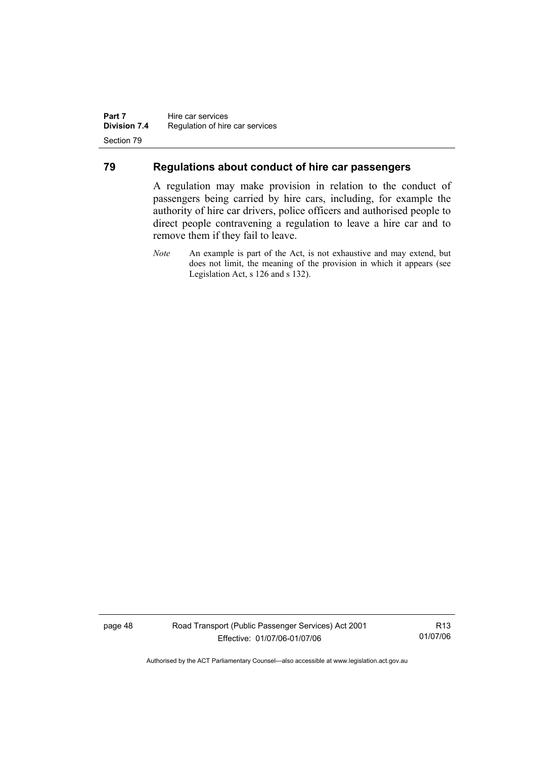## 79 Regulations about conduct of hire car passengers

A regulation may make provision in relation to the conduct of passengers being carried by hire cars, including, for example the authority of hire car drivers, police officers and authorised people to direct people contravening a regulation to leave a hire car and to remove them if they fail to leave.

*Note* An example is part of the Act, is not exhaustive and may extend, but does not limit, the meaning of the provision in which it appears (see Legislation Act, s 126 and s 132).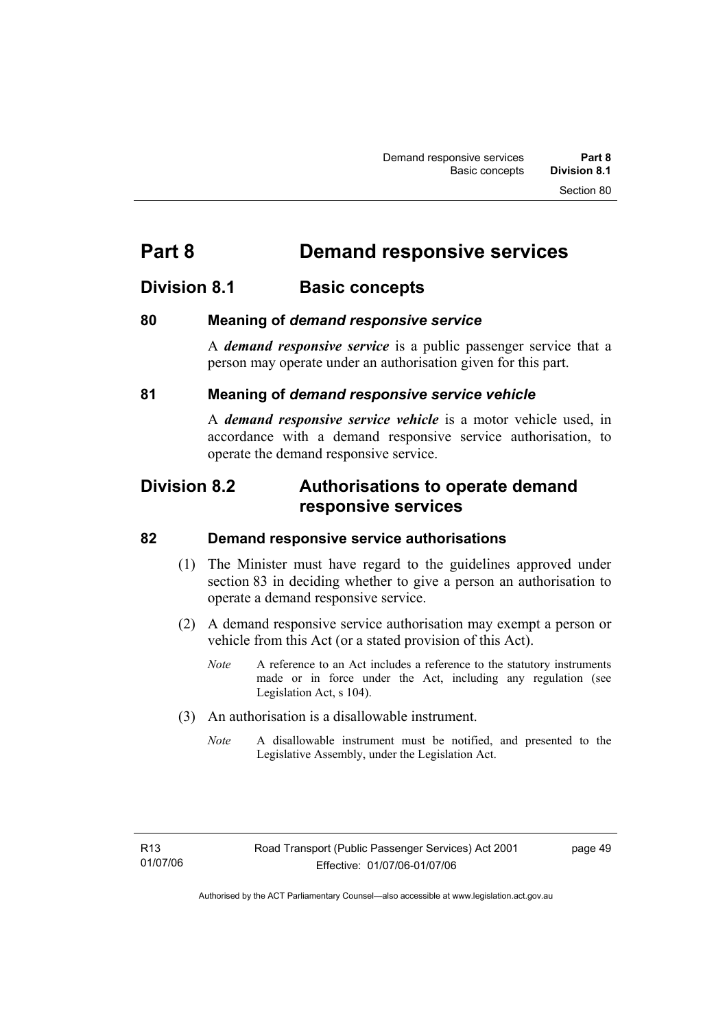# Part 8 Demand responsive services

## Division 8.1 Basic concepts

### 80 Meaning of *demand responsive service*

A ***demand responsive service*** is a public passenger service that a person may operate under an authorisation given for this part.

### 81 Meaning of *demand responsive service vehicle*

A ***demand responsive service vehicle*** is a motor vehicle used, in accordance with a demand responsive service authorisation, to operate the demand responsive service.

## Division 8.2 Authorisations to operate demand responsive services

### 82 Demand responsive service authorisations

(1) The Minister must have regard to the guidelines approved under section 83 in deciding whether to give a person an authorisation to operate a demand responsive service.

(2) A demand responsive service authorisation may exempt a person or vehicle from this Act (or a stated provision of this Act).

*Note* A reference to an Act includes a reference to the statutory instruments made or in force under the Act, including any regulation (see Legislation Act, s 104).

(3) An authorisation is a disallowable instrument.

*Note* A disallowable instrument must be notified, and presented to the Legislative Assembly, under the Legislation Act.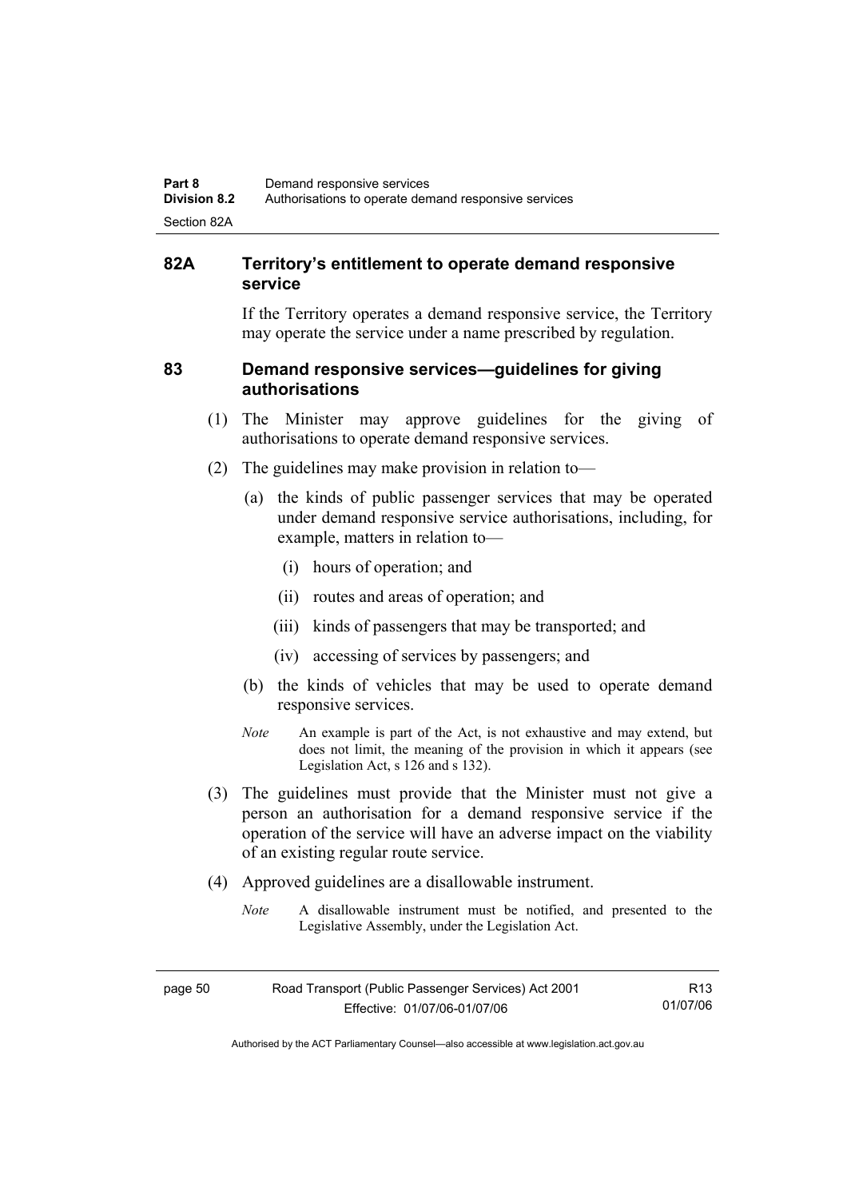## 82A Territory's entitlement to operate demand responsive service

If the Territory operates a demand responsive service, the Territory may operate the service under a name prescribed by regulation.

## 83 Demand responsive services—guidelines for giving authorisations

(1) The Minister may approve guidelines for the giving of authorisations to operate demand responsive services.

(2) The guidelines may make provision in relation to—

(a) the kinds of public passenger services that may be operated under demand responsive service authorisations, including, for example, matters in relation to—

(i) hours of operation; and

(ii) routes and areas of operation; and

(iii) kinds of passengers that may be transported; and

(iv) accessing of services by passengers; and

(b) the kinds of vehicles that may be used to operate demand responsive services.

*Note* An example is part of the Act, is not exhaustive and may extend, but does not limit, the meaning of the provision in which it appears (see Legislation Act, s 126 and s 132).

(3) The guidelines must provide that the Minister must not give a person an authorisation for a demand responsive service if the operation of the service will have an adverse impact on the viability of an existing regular route service.

(4) Approved guidelines are a disallowable instrument.

*Note* A disallowable instrument must be notified, and presented to the Legislative Assembly, under the Legislation Act.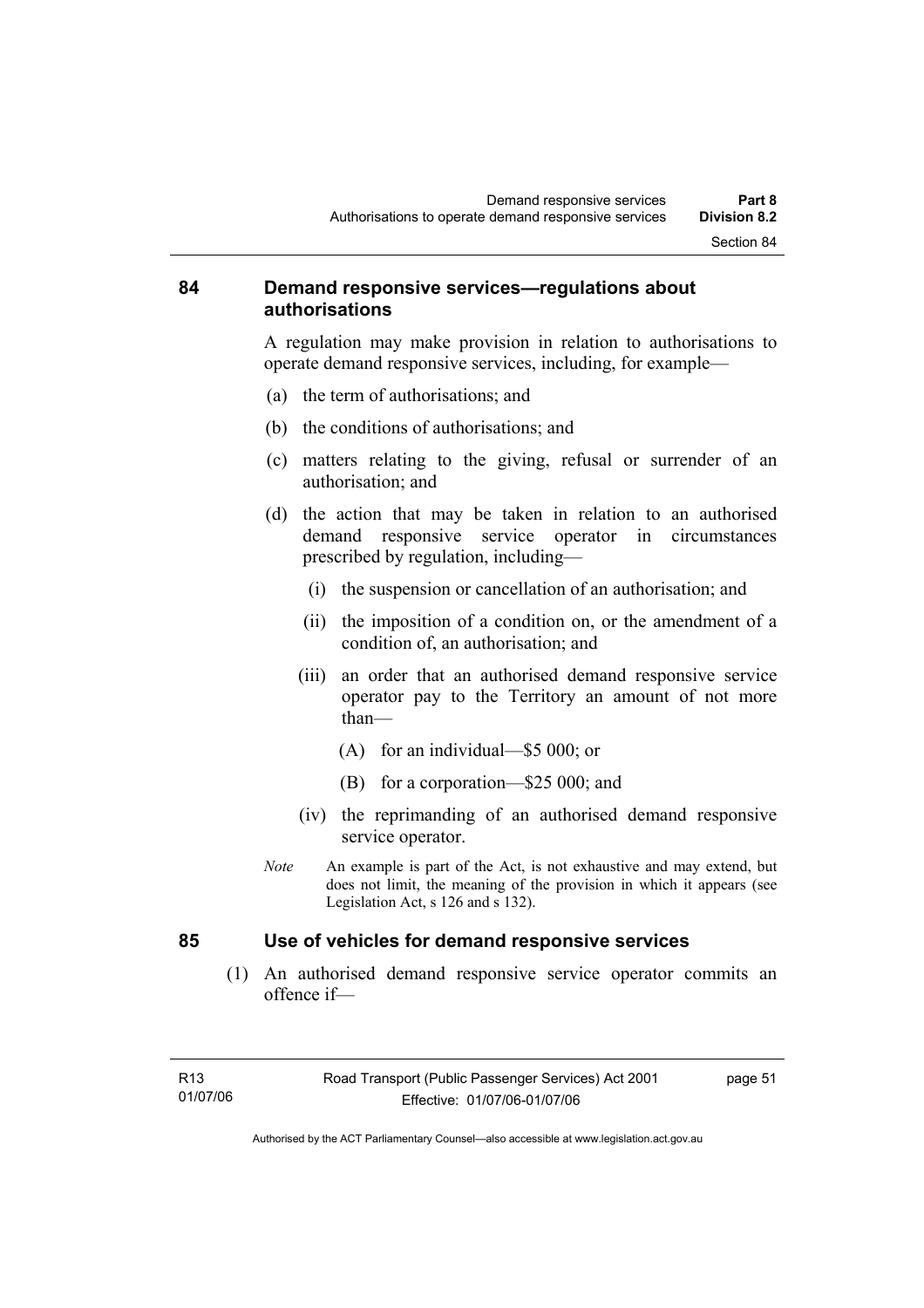## 84 Demand responsive services—regulations about authorisations

A regulation may make provision in relation to authorisations to operate demand responsive services, including, for example—

(a) the term of authorisations; and

(b) the conditions of authorisations; and

(c) matters relating to the giving, refusal or surrender of an authorisation; and

(d) the action that may be taken in relation to an authorised demand responsive service operator in circumstances prescribed by regulation, including—

   (i) the suspension or cancellation of an authorisation; and

   (ii) the imposition of a condition on, or the amendment of a condition of, an authorisation; and

   (iii) an order that an authorised demand responsive service operator pay to the Territory an amount of not more than—

      (A) for an individual—$5 000; or

      (B) for a corporation—$25 000; and

   (iv) the reprimanding of an authorised demand responsive service operator.

*Note* An example is part of the Act, is not exhaustive and may extend, but does not limit, the meaning of the provision in which it appears (see Legislation Act, s 126 and s 132).

## 85 Use of vehicles for demand responsive services

(1) An authorised demand responsive service operator commits an offence if—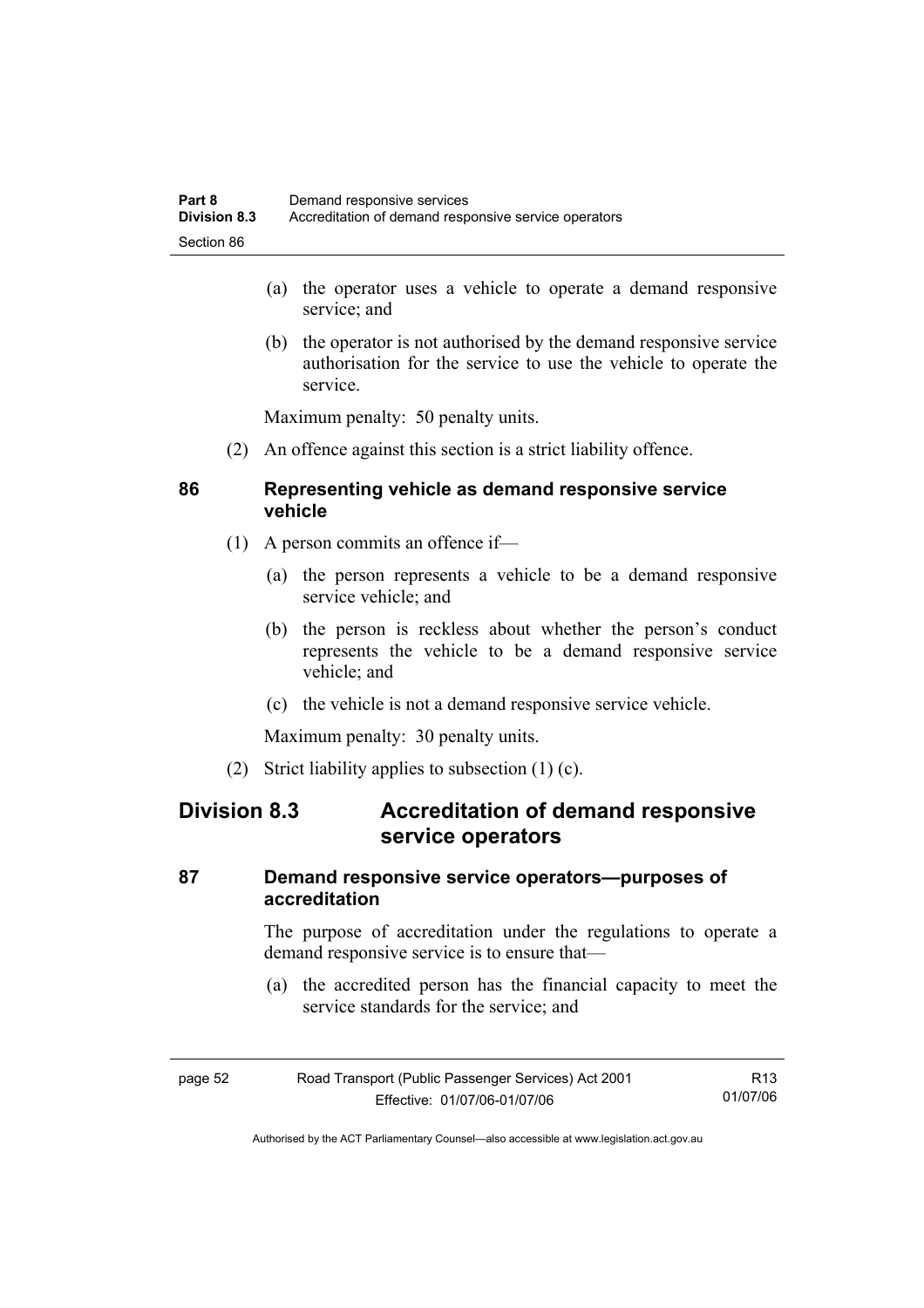(a) the operator uses a vehicle to operate a demand responsive service; and

(b) the operator is not authorised by the demand responsive service authorisation for the service to use the vehicle to operate the service.

Maximum penalty: 50 penalty units.

(2) An offence against this section is a strict liability offence.

### 86 Representing vehicle as demand responsive service vehicle

(1) A person commits an offence if—

(a) the person represents a vehicle to be a demand responsive service vehicle; and

(b) the person is reckless about whether the person's conduct represents the vehicle to be a demand responsive service vehicle; and

(c) the vehicle is not a demand responsive service vehicle.

Maximum penalty: 30 penalty units.

(2) Strict liability applies to subsection (1) (c).

## Division 8.3 Accreditation of demand responsive service operators

### 87 Demand responsive service operators—purposes of accreditation

The purpose of accreditation under the regulations to operate a demand responsive service is to ensure that—

(a) the accredited person has the financial capacity to meet the service standards for the service; and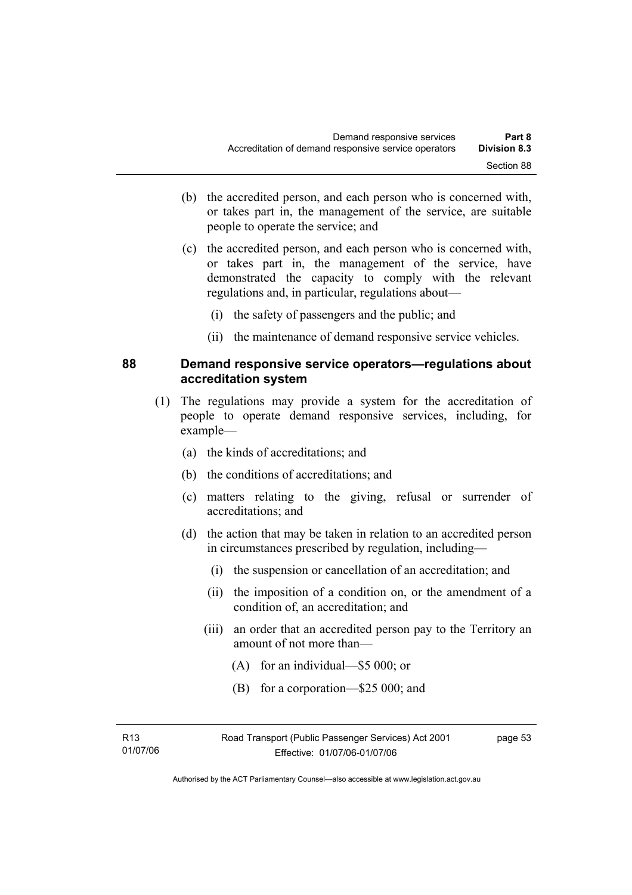(b) the accredited person, and each person who is concerned with, or takes part in, the management of the service, are suitable people to operate the service; and

(c) the accredited person, and each person who is concerned with, or takes part in, the management of the service, have demonstrated the capacity to comply with the relevant regulations and, in particular, regulations about—

(i) the safety of passengers and the public; and

(ii) the maintenance of demand responsive service vehicles.

## 88 Demand responsive service operators—regulations about accreditation system

(1) The regulations may provide a system for the accreditation of people to operate demand responsive services, including, for example—

(a) the kinds of accreditations; and

(b) the conditions of accreditations; and

(c) matters relating to the giving, refusal or surrender of accreditations; and

(d) the action that may be taken in relation to an accredited person in circumstances prescribed by regulation, including—

(i) the suspension or cancellation of an accreditation; and

(ii) the imposition of a condition on, or the amendment of a condition of, an accreditation; and

(iii) an order that an accredited person pay to the Territory an amount of not more than—

(A) for an individual—$5 000; or

(B) for a corporation—$25 000; and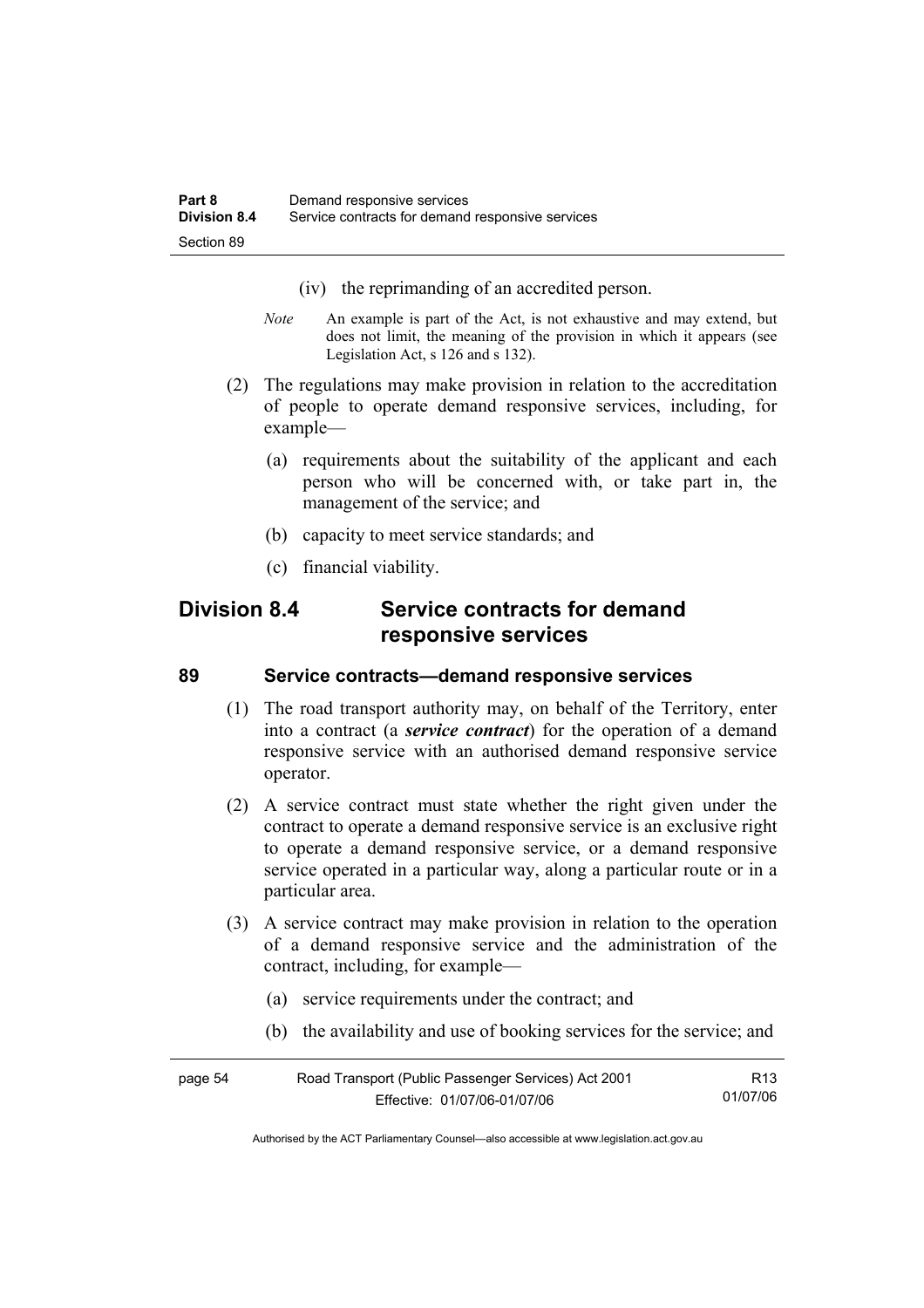(iv) the reprimanding of an accredited person.

*Note* An example is part of the Act, is not exhaustive and may extend, but does not limit, the meaning of the provision in which it appears (see Legislation Act, s 126 and s 132).

(2) The regulations may make provision in relation to the accreditation of people to operate demand responsive services, including, for example—

(a) requirements about the suitability of the applicant and each person who will be concerned with, or take part in, the management of the service; and

(b) capacity to meet service standards; and

(c) financial viability.

## Division 8.4 Service contracts for demand responsive services

### 89 Service contracts—demand responsive services

(1) The road transport authority may, on behalf of the Territory, enter into a contract (a ***service contract***) for the operation of a demand responsive service with an authorised demand responsive service operator.

(2) A service contract must state whether the right given under the contract to operate a demand responsive service is an exclusive right to operate a demand responsive service, or a demand responsive service operated in a particular way, along a particular route or in a particular area.

(3) A service contract may make provision in relation to the operation of a demand responsive service and the administration of the contract, including, for example—

(a) service requirements under the contract; and

(b) the availability and use of booking services for the service; and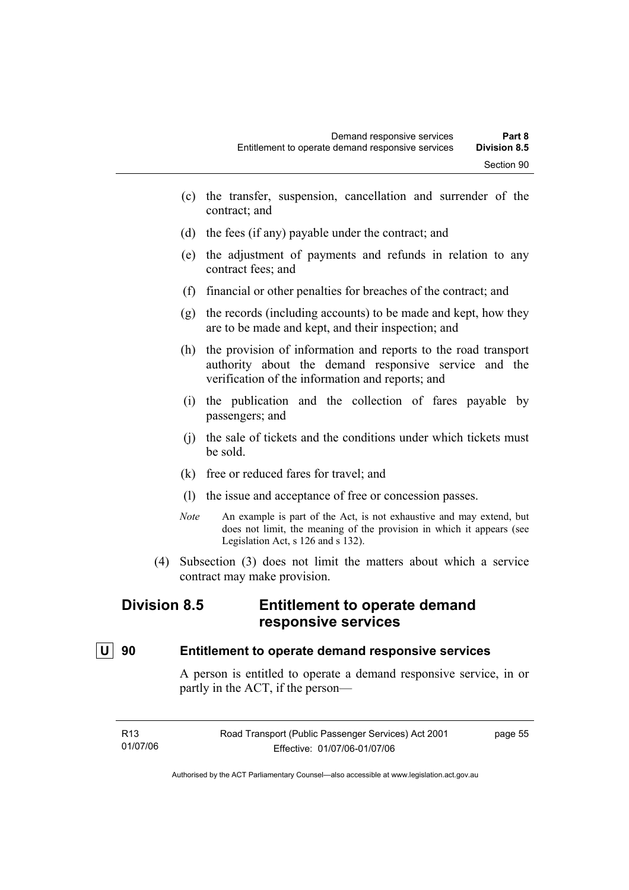(c) the transfer, suspension, cancellation and surrender of the contract; and

(d) the fees (if any) payable under the contract; and

(e) the adjustment of payments and refunds in relation to any contract fees; and

(f) financial or other penalties for breaches of the contract; and

(g) the records (including accounts) to be made and kept, how they are to be made and kept, and their inspection; and

(h) the provision of information and reports to the road transport authority about the demand responsive service and the verification of the information and reports; and

(i) the publication and the collection of fares payable by passengers; and

(j) the sale of tickets and the conditions under which tickets must be sold.

(k) free or reduced fares for travel; and

(l) the issue and acceptance of free or concession passes.

*Note* An example is part of the Act, is not exhaustive and may extend, but does not limit, the meaning of the provision in which it appears (see Legislation Act, s 126 and s 132).

(4) Subsection (3) does not limit the matters about which a service contract may make provision.

## Division 8.5 Entitlement to operate demand responsive services

### U 90 Entitlement to operate demand responsive services

A person is entitled to operate a demand responsive service, in or partly in the ACT, if the person—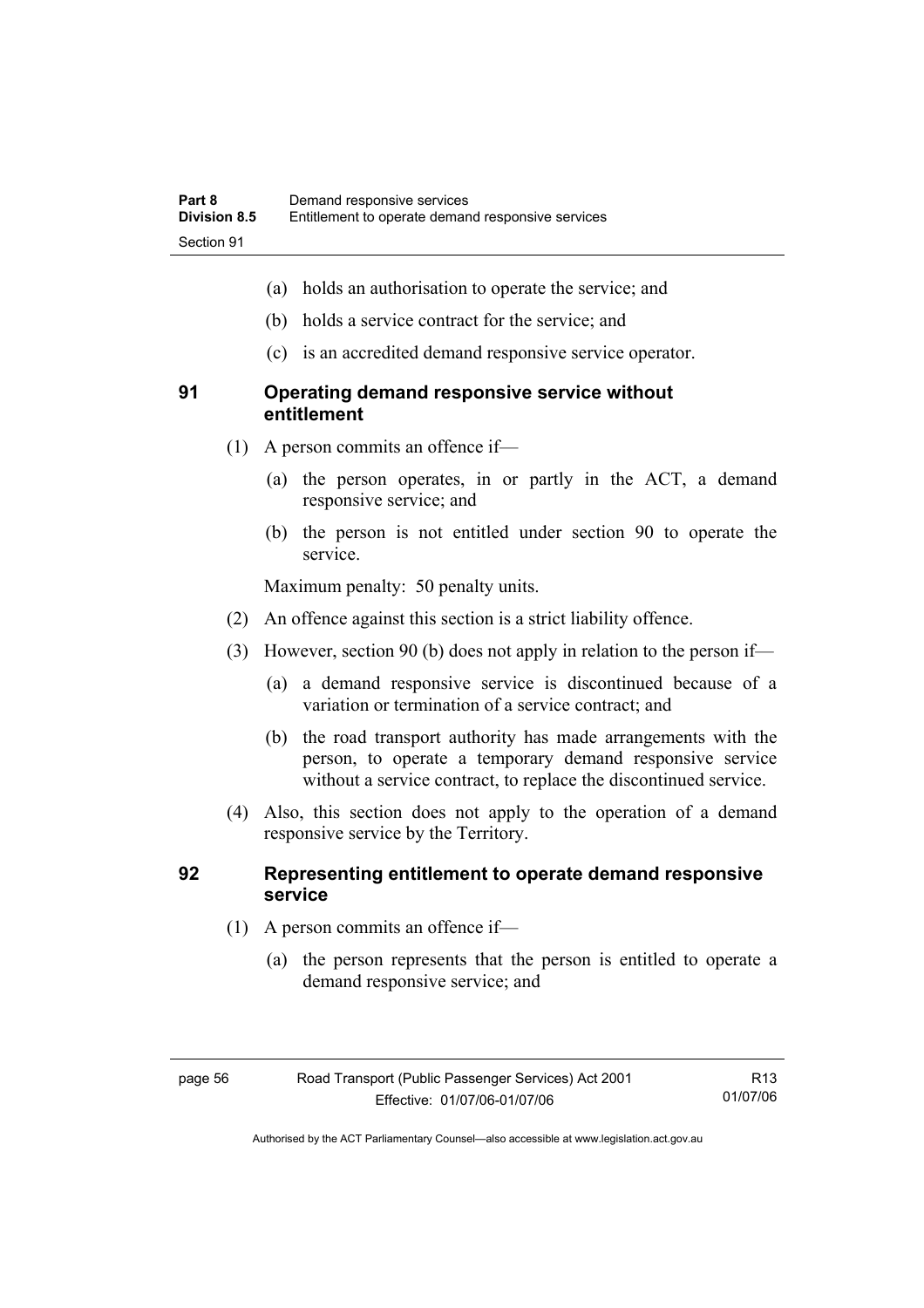(a) holds an authorisation to operate the service; and

(b) holds a service contract for the service; and

(c) is an accredited demand responsive service operator.

## 91 Operating demand responsive service without entitlement

(1) A person commits an offence if—

(a) the person operates, in or partly in the ACT, a demand responsive service; and

(b) the person is not entitled under section 90 to operate the service.

Maximum penalty: 50 penalty units.

(2) An offence against this section is a strict liability offence.

(3) However, section 90 (b) does not apply in relation to the person if—

(a) a demand responsive service is discontinued because of a variation or termination of a service contract; and

(b) the road transport authority has made arrangements with the person, to operate a temporary demand responsive service without a service contract, to replace the discontinued service.

(4) Also, this section does not apply to the operation of a demand responsive service by the Territory.

## 92 Representing entitlement to operate demand responsive service

(1) A person commits an offence if—

(a) the person represents that the person is entitled to operate a demand responsive service; and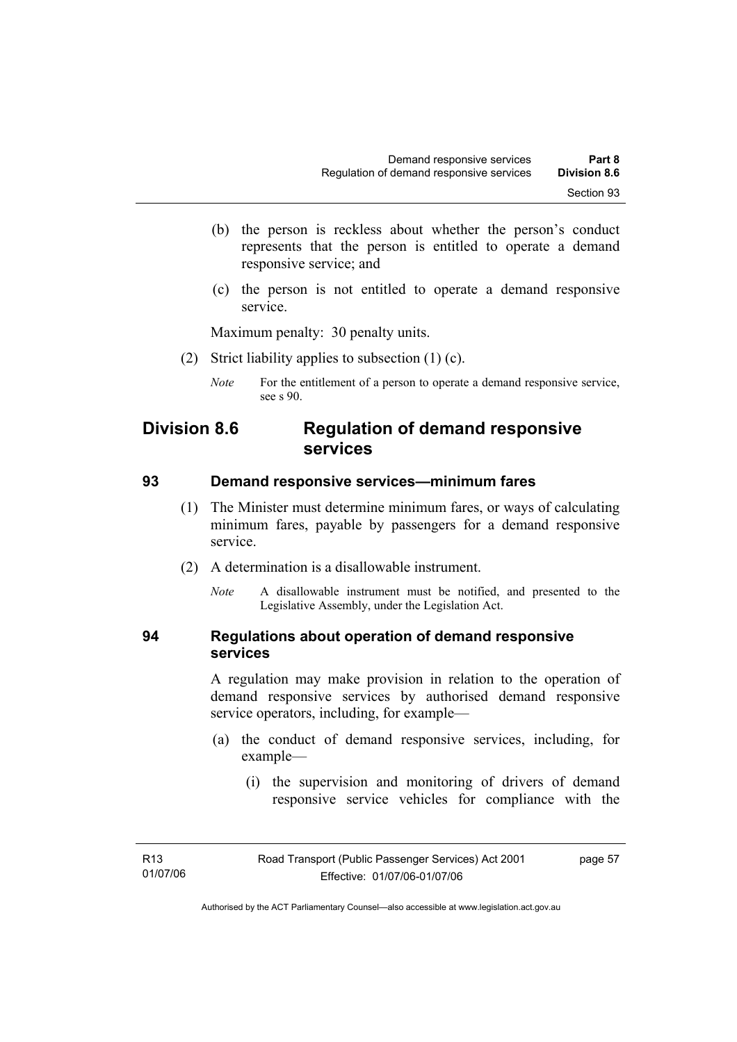(b) the person is reckless about whether the person's conduct represents that the person is entitled to operate a demand responsive service; and

(c) the person is not entitled to operate a demand responsive service.

Maximum penalty: 30 penalty units.

(2) Strict liability applies to subsection (1) (c).

*Note* For the entitlement of a person to operate a demand responsive service, see s 90.

## Division 8.6 Regulation of demand responsive services

### 93 Demand responsive services—minimum fares

(1) The Minister must determine minimum fares, or ways of calculating minimum fares, payable by passengers for a demand responsive service.

(2) A determination is a disallowable instrument.

*Note* A disallowable instrument must be notified, and presented to the Legislative Assembly, under the Legislation Act.

### 94 Regulations about operation of demand responsive services

A regulation may make provision in relation to the operation of demand responsive services by authorised demand responsive service operators, including, for example—

(a) the conduct of demand responsive services, including, for example—

(i) the supervision and monitoring of drivers of demand responsive service vehicles for compliance with the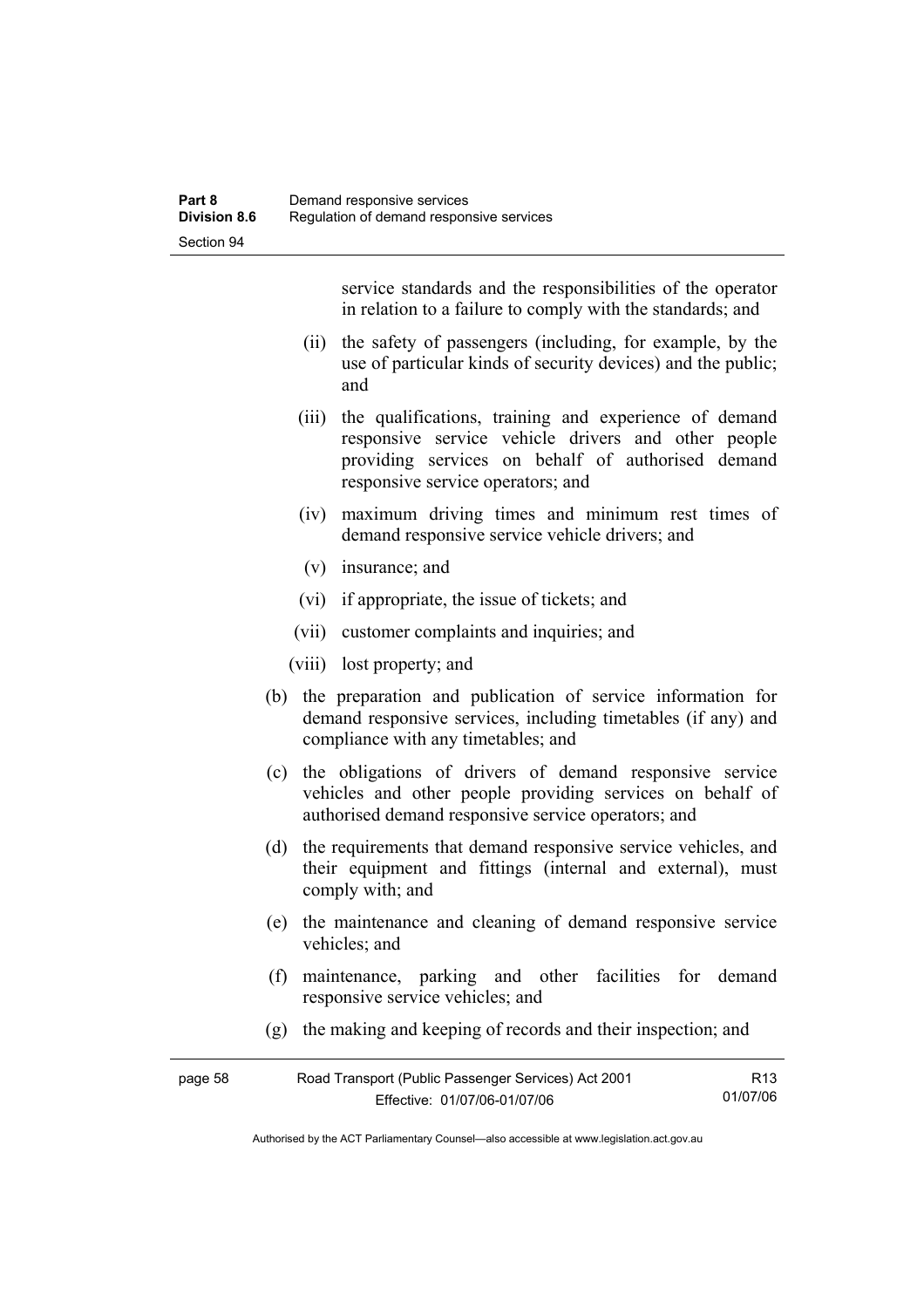service standards and the responsibilities of the operator in relation to a failure to comply with the standards; and

(ii) the safety of passengers (including, for example, by the use of particular kinds of security devices) and the public; and

(iii) the qualifications, training and experience of demand responsive service vehicle drivers and other people providing services on behalf of authorised demand responsive service operators; and

(iv) maximum driving times and minimum rest times of demand responsive service vehicle drivers; and

(v) insurance; and

(vi) if appropriate, the issue of tickets; and

(vii) customer complaints and inquiries; and

(viii) lost property; and

(b) the preparation and publication of service information for demand responsive services, including timetables (if any) and compliance with any timetables; and

(c) the obligations of drivers of demand responsive service vehicles and other people providing services on behalf of authorised demand responsive service operators; and

(d) the requirements that demand responsive service vehicles, and their equipment and fittings (internal and external), must comply with; and

(e) the maintenance and cleaning of demand responsive service vehicles; and

(f) maintenance, parking and other facilities for demand responsive service vehicles; and

(g) the making and keeping of records and their inspection; and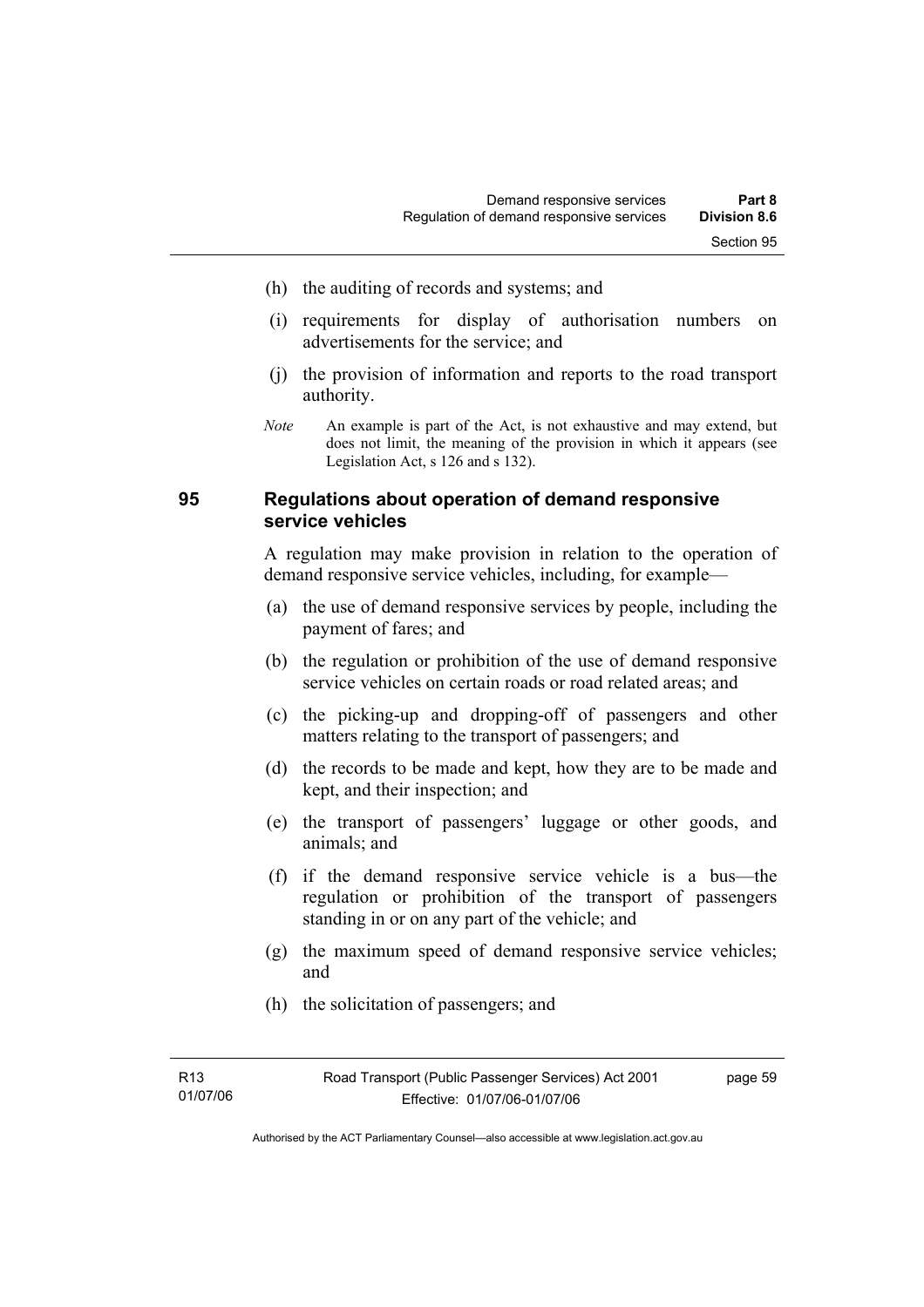(h) the auditing of records and systems; and

(i) requirements for display of authorisation numbers on advertisements for the service; and

(j) the provision of information and reports to the road transport authority.

*Note* An example is part of the Act, is not exhaustive and may extend, but does not limit, the meaning of the provision in which it appears (see Legislation Act, s 126 and s 132).

### 95 Regulations about operation of demand responsive service vehicles

A regulation may make provision in relation to the operation of demand responsive service vehicles, including, for example—

(a) the use of demand responsive services by people, including the payment of fares; and

(b) the regulation or prohibition of the use of demand responsive service vehicles on certain roads or road related areas; and

(c) the picking-up and dropping-off of passengers and other matters relating to the transport of passengers; and

(d) the records to be made and kept, how they are to be made and kept, and their inspection; and

(e) the transport of passengers' luggage or other goods, and animals; and

(f) if the demand responsive service vehicle is a bus—the regulation or prohibition of the transport of passengers standing in or on any part of the vehicle; and

(g) the maximum speed of demand responsive service vehicles; and

(h) the solicitation of passengers; and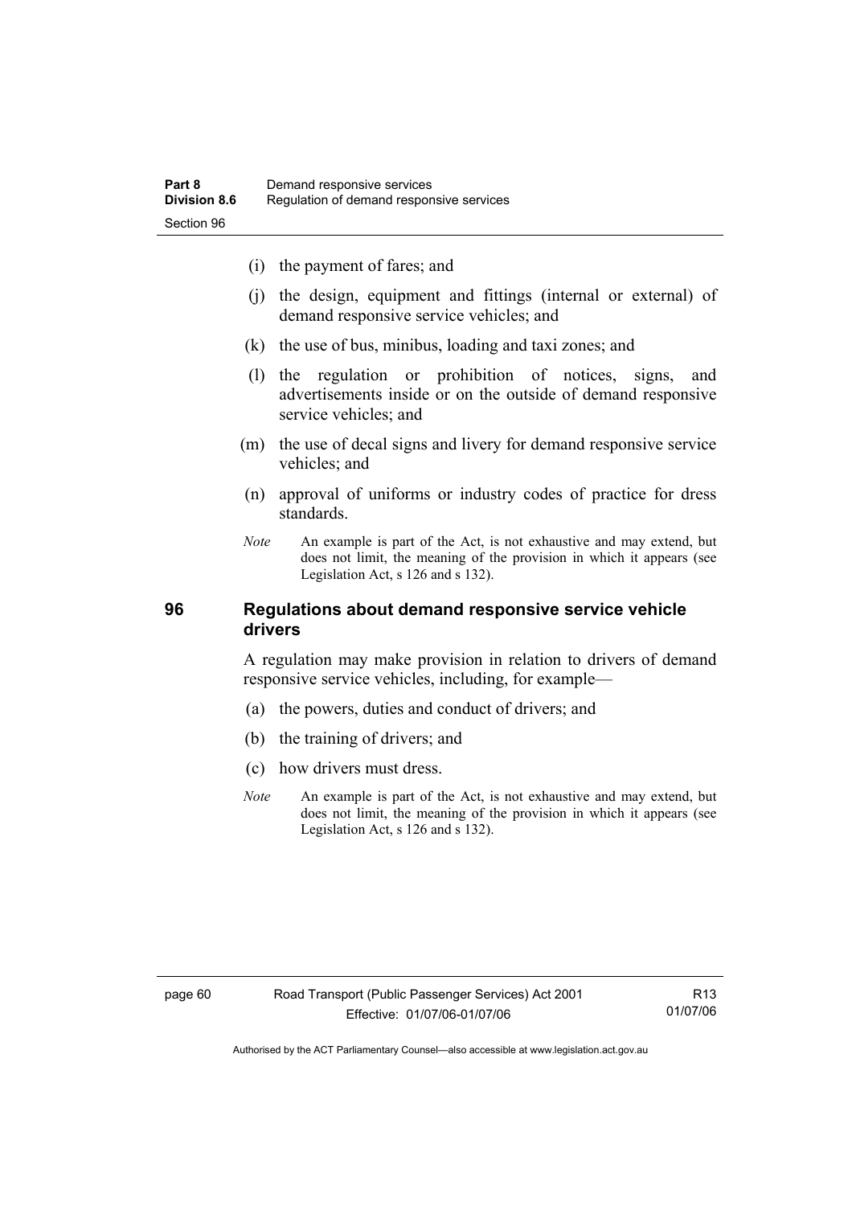(i) the payment of fares; and

(j) the design, equipment and fittings (internal or external) of demand responsive service vehicles; and

(k) the use of bus, minibus, loading and taxi zones; and

(l) the regulation or prohibition of notices, signs, and advertisements inside or on the outside of demand responsive service vehicles; and

(m) the use of decal signs and livery for demand responsive service vehicles; and

(n) approval of uniforms or industry codes of practice for dress standards.

*Note* An example is part of the Act, is not exhaustive and may extend, but does not limit, the meaning of the provision in which it appears (see Legislation Act, s 126 and s 132).

## 96 Regulations about demand responsive service vehicle drivers

A regulation may make provision in relation to drivers of demand responsive service vehicles, including, for example—

(a) the powers, duties and conduct of drivers; and

(b) the training of drivers; and

(c) how drivers must dress.

*Note* An example is part of the Act, is not exhaustive and may extend, but does not limit, the meaning of the provision in which it appears (see Legislation Act, s 126 and s 132).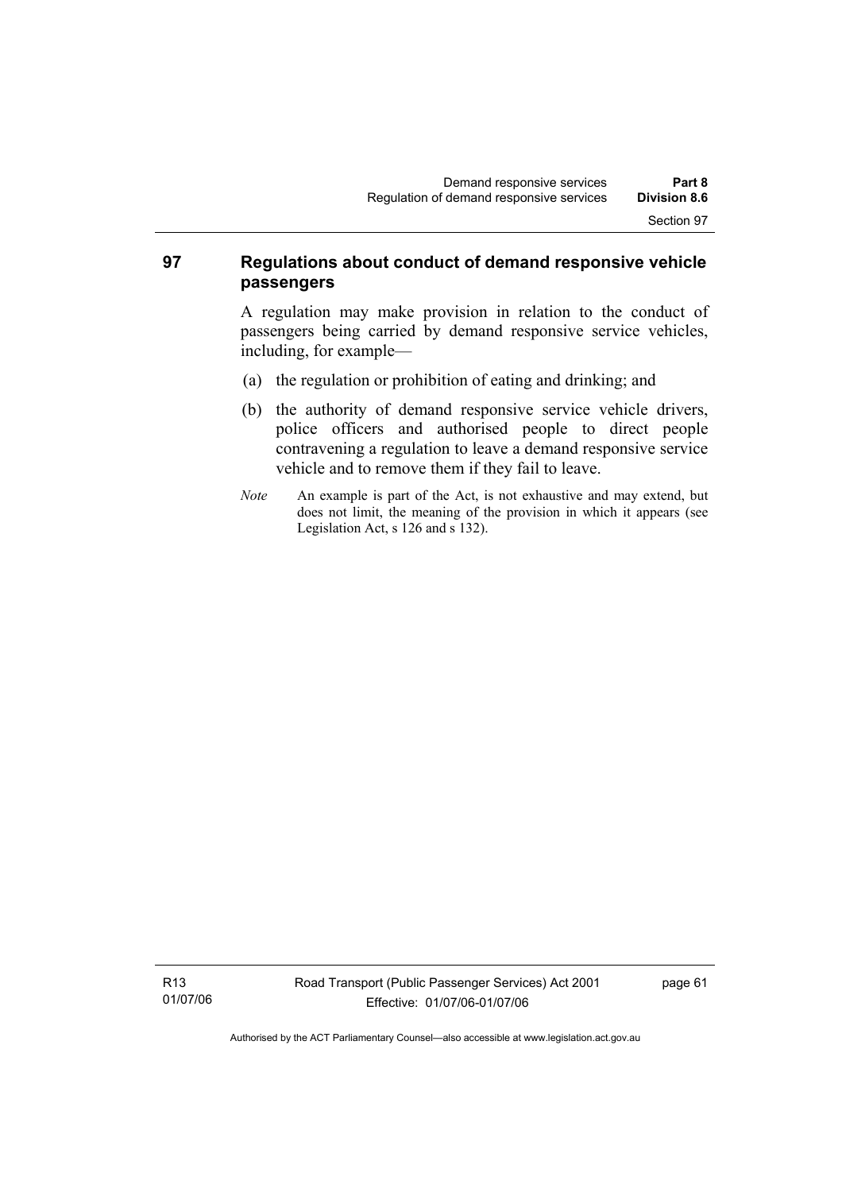## 97 Regulations about conduct of demand responsive vehicle passengers

A regulation may make provision in relation to the conduct of passengers being carried by demand responsive service vehicles, including, for example—

(a) the regulation or prohibition of eating and drinking; and

(b) the authority of demand responsive service vehicle drivers, police officers and authorised people to direct people contravening a regulation to leave a demand responsive service vehicle and to remove them if they fail to leave.

*Note* An example is part of the Act, is not exhaustive and may extend, but does not limit, the meaning of the provision in which it appears (see Legislation Act, s 126 and s 132).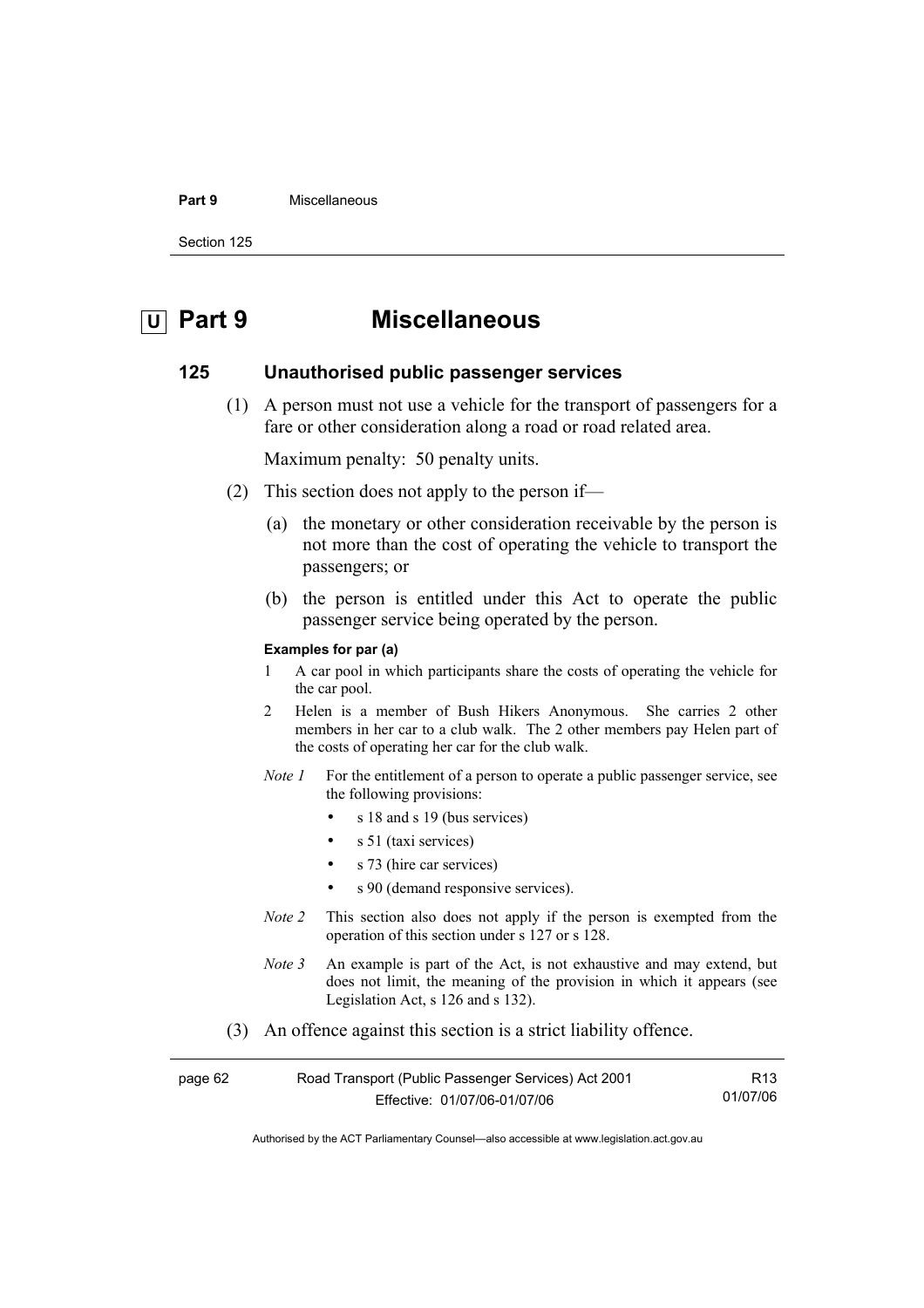# Part 9 Miscellaneous

## 125 Unauthorised public passenger services

(1) A person must not use a vehicle for the transport of passengers for a fare or other consideration along a road or road related area.

Maximum penalty: 50 penalty units.

(2) This section does not apply to the person if—

(a) the monetary or other consideration receivable by the person is not more than the cost of operating the vehicle to transport the passengers; or

(b) the person is entitled under this Act to operate the public passenger service being operated by the person.

**Examples for par (a)**

1 A car pool in which participants share the costs of operating the vehicle for the car pool.

2 Helen is a member of Bush Hikers Anonymous. She carries 2 other members in her car to a club walk. The 2 other members pay Helen part of the costs of operating her car for the club walk.

*Note 1* For the entitlement of a person to operate a public passenger service, see the following provisions:

- s 18 and s 19 (bus services)
- s 51 (taxi services)
- s 73 (hire car services)
- s 90 (demand responsive services).

*Note 2* This section also does not apply if the person is exempted from the operation of this section under s 127 or s 128.

*Note 3* An example is part of the Act, is not exhaustive and may extend, but does not limit, the meaning of the provision in which it appears (see Legislation Act, s 126 and s 132).

(3) An offence against this section is a strict liability offence.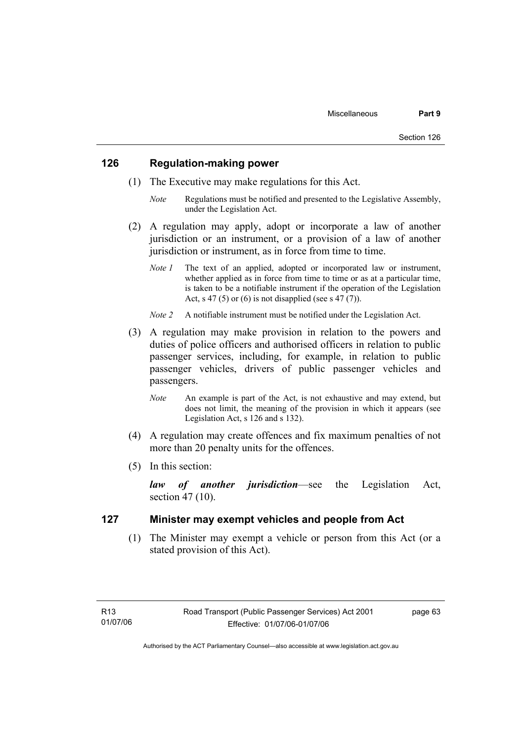## 126 Regulation-making power

(1) The Executive may make regulations for this Act.

*Note* Regulations must be notified and presented to the Legislative Assembly, under the Legislation Act.

(2) A regulation may apply, adopt or incorporate a law of another jurisdiction or an instrument, or a provision of a law of another jurisdiction or instrument, as in force from time to time.

*Note 1* The text of an applied, adopted or incorporated law or instrument, whether applied as in force from time to time or as at a particular time, is taken to be a notifiable instrument if the operation of the Legislation Act, s 47 (5) or (6) is not disapplied (see s 47 (7)).

*Note 2* A notifiable instrument must be notified under the Legislation Act.

(3) A regulation may make provision in relation to the powers and duties of police officers and authorised officers in relation to public passenger services, including, for example, in relation to public passenger vehicles, drivers of public passenger vehicles and passengers.

*Note* An example is part of the Act, is not exhaustive and may extend, but does not limit, the meaning of the provision in which it appears (see Legislation Act, s 126 and s 132).

(4) A regulation may create offences and fix maximum penalties of not more than 20 penalty units for the offences.

(5) In this section:

***law of another jurisdiction***—see the Legislation Act, section 47 (10).

## 127 Minister may exempt vehicles and people from Act

(1) The Minister may exempt a vehicle or person from this Act (or a stated provision of this Act).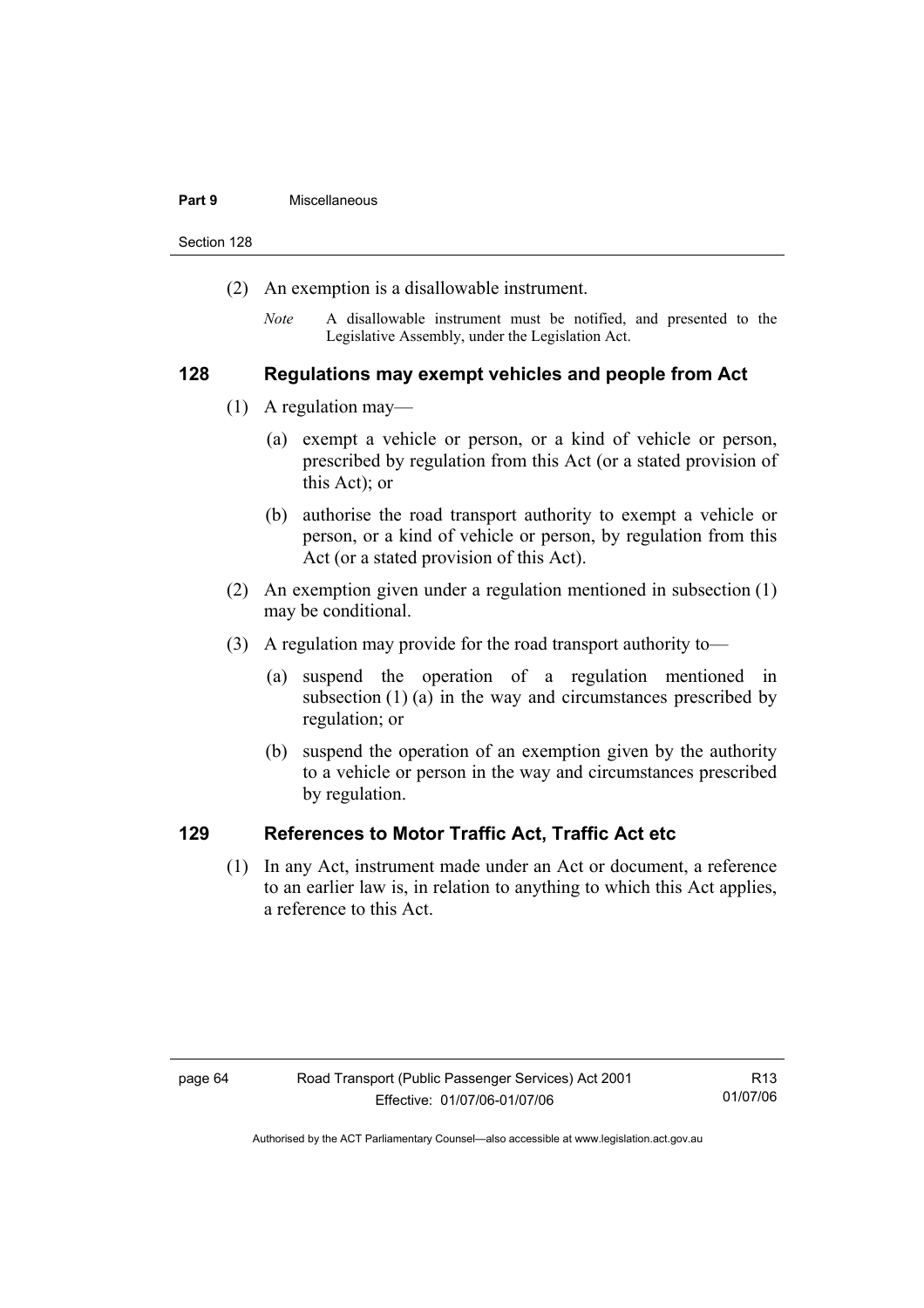(2) An exemption is a disallowable instrument.

*Note* A disallowable instrument must be notified, and presented to the Legislative Assembly, under the Legislation Act.

### 128 Regulations may exempt vehicles and people from Act

(1) A regulation may—

(a) exempt a vehicle or person, or a kind of vehicle or person, prescribed by regulation from this Act (or a stated provision of this Act); or

(b) authorise the road transport authority to exempt a vehicle or person, or a kind of vehicle or person, by regulation from this Act (or a stated provision of this Act).

(2) An exemption given under a regulation mentioned in subsection (1) may be conditional.

(3) A regulation may provide for the road transport authority to—

(a) suspend the operation of a regulation mentioned in subsection (1) (a) in the way and circumstances prescribed by regulation; or

(b) suspend the operation of an exemption given by the authority to a vehicle or person in the way and circumstances prescribed by regulation.

### 129 References to Motor Traffic Act, Traffic Act etc

(1) In any Act, instrument made under an Act or document, a reference to an earlier law is, in relation to anything to which this Act applies, a reference to this Act.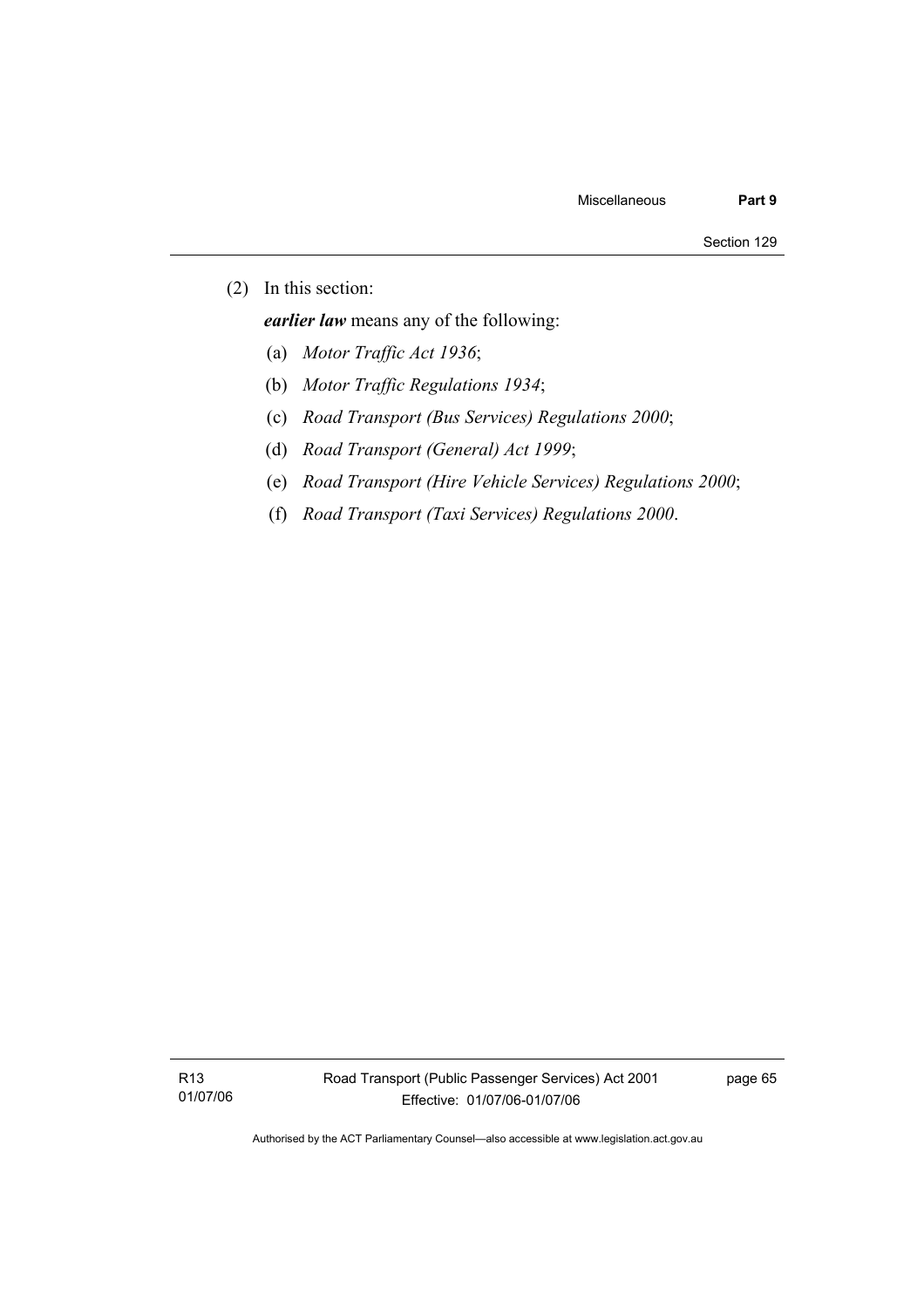(2) In this section:

***earlier law*** means any of the following:

(a) *Motor Traffic Act 1936*;

(b) *Motor Traffic Regulations 1934*;

(c) *Road Transport (Bus Services) Regulations 2000*;

(d) *Road Transport (General) Act 1999*;

(e) *Road Transport (Hire Vehicle Services) Regulations 2000*;

(f) *Road Transport (Taxi Services) Regulations 2000*.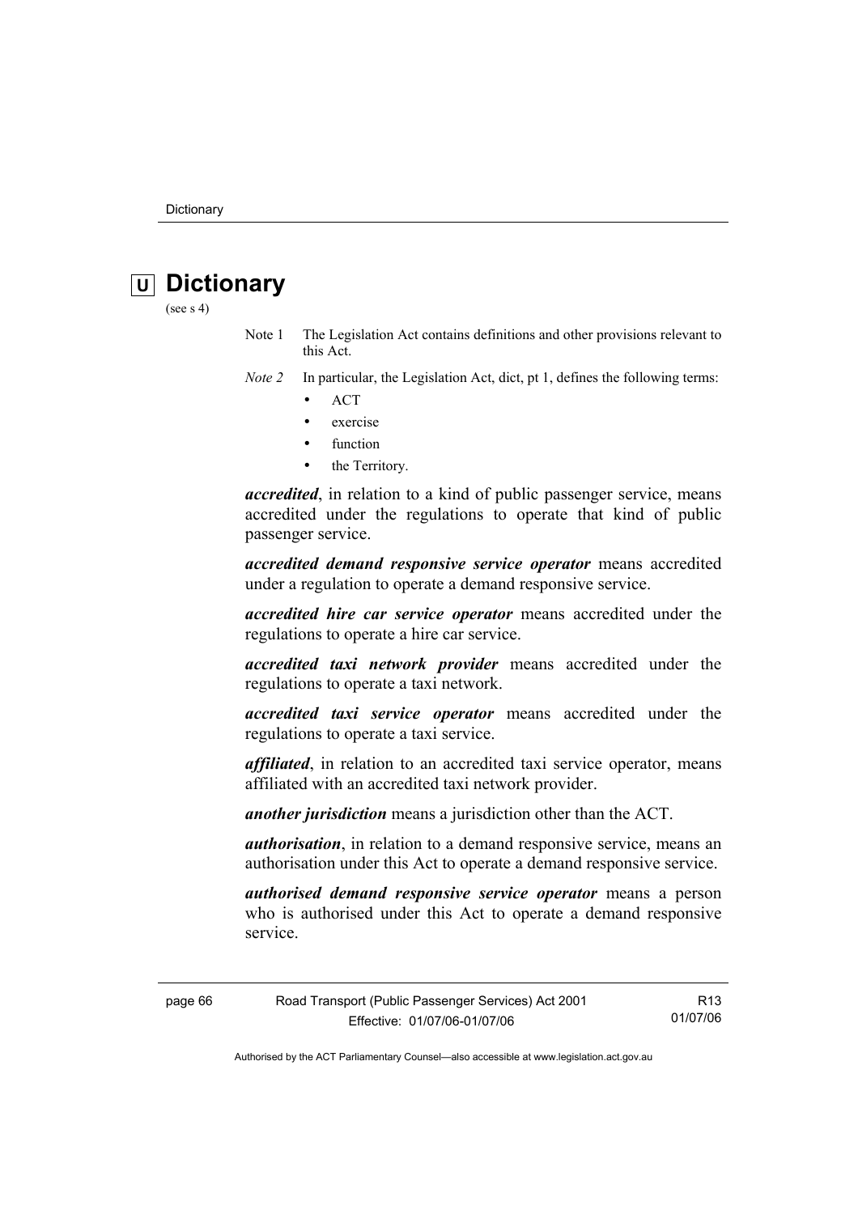# U Dictionary

(see s 4)

Note 1 The Legislation Act contains definitions and other provisions relevant to this Act.

*Note 2* In particular, the Legislation Act, dict, pt 1, defines the following terms:

- ACT
- exercise
- function
- the Territory.

***accredited***, in relation to a kind of public passenger service, means accredited under the regulations to operate that kind of public passenger service.

***accredited demand responsive service operator*** means accredited under a regulation to operate a demand responsive service.

***accredited hire car service operator*** means accredited under the regulations to operate a hire car service.

***accredited taxi network provider*** means accredited under the regulations to operate a taxi network.

***accredited taxi service operator*** means accredited under the regulations to operate a taxi service.

***affiliated***, in relation to an accredited taxi service operator, means affiliated with an accredited taxi network provider.

***another jurisdiction*** means a jurisdiction other than the ACT.

***authorisation***, in relation to a demand responsive service, means an authorisation under this Act to operate a demand responsive service.

***authorised demand responsive service operator*** means a person who is authorised under this Act to operate a demand responsive service.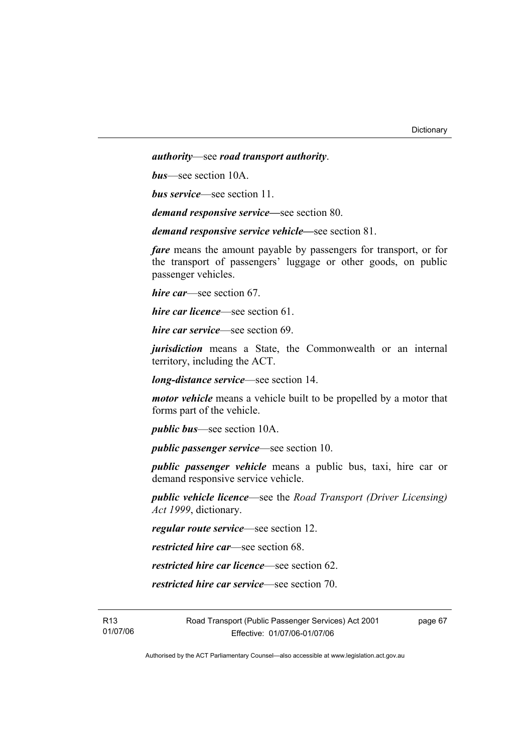***authority***—see ***road transport authority***.

***bus***—see section 10A.

***bus service***—see section 11.

***demand responsive service***—see section 80.

***demand responsive service vehicle***—see section 81.

***fare*** means the amount payable by passengers for transport, or for the transport of passengers' luggage or other goods, on public passenger vehicles.

***hire car***—see section 67.

***hire car licence***—see section 61.

***hire car service***—see section 69.

***jurisdiction*** means a State, the Commonwealth or an internal territory, including the ACT.

***long-distance service***—see section 14.

***motor vehicle*** means a vehicle built to be propelled by a motor that forms part of the vehicle.

***public bus***—see section 10A.

***public passenger service***—see section 10.

***public passenger vehicle*** means a public bus, taxi, hire car or demand responsive service vehicle.

***public vehicle licence***—see the *Road Transport (Driver Licensing) Act 1999*, dictionary.

***regular route service***—see section 12.

***restricted hire car***—see section 68.

***restricted hire car licence***—see section 62.

***restricted hire car service***—see section 70.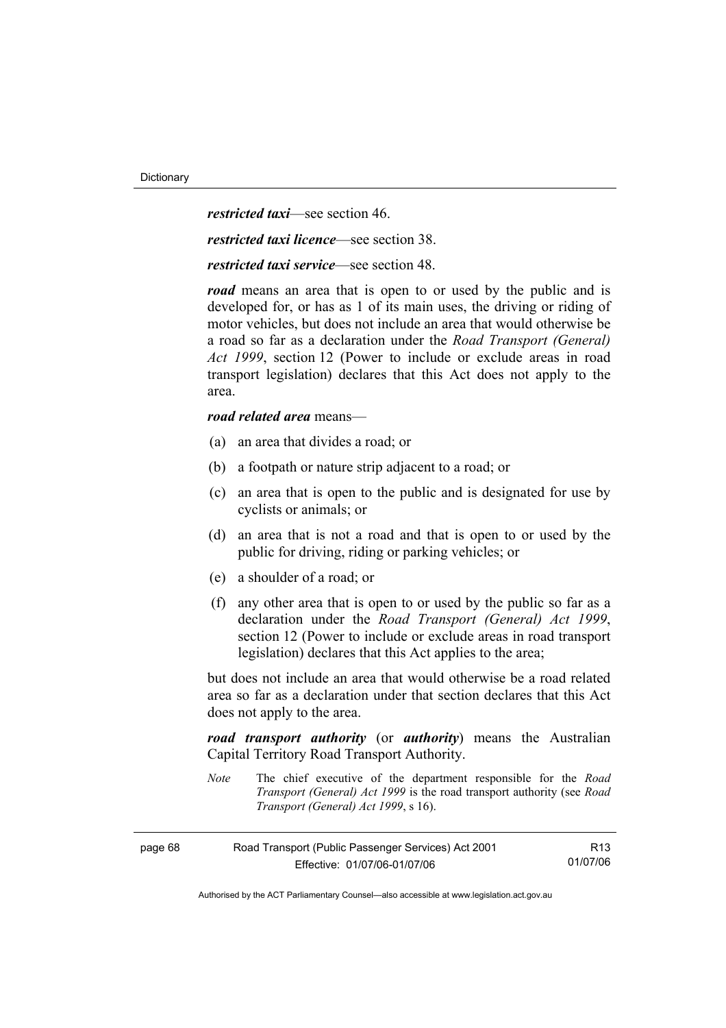***restricted taxi***—see section 46.

***restricted taxi licence***—see section 38.

***restricted taxi service***—see section 48.

***road*** means an area that is open to or used by the public and is developed for, or has as 1 of its main uses, the driving or riding of motor vehicles, but does not include an area that would otherwise be a road so far as a declaration under the *Road Transport (General) Act 1999*, section 12 (Power to include or exclude areas in road transport legislation) declares that this Act does not apply to the area.

***road related area*** means—

(a) an area that divides a road; or

(b) a footpath or nature strip adjacent to a road; or

(c) an area that is open to the public and is designated for use by cyclists or animals; or

(d) an area that is not a road and that is open to or used by the public for driving, riding or parking vehicles; or

(e) a shoulder of a road; or

(f) any other area that is open to or used by the public so far as a declaration under the *Road Transport (General) Act 1999*, section 12 (Power to include or exclude areas in road transport legislation) declares that this Act applies to the area;

but does not include an area that would otherwise be a road related area so far as a declaration under that section declares that this Act does not apply to the area.

***road transport authority*** (or ***authority***) means the Australian Capital Territory Road Transport Authority.

*Note* The chief executive of the department responsible for the *Road Transport (General) Act 1999* is the road transport authority (see *Road Transport (General) Act 1999*, s 16).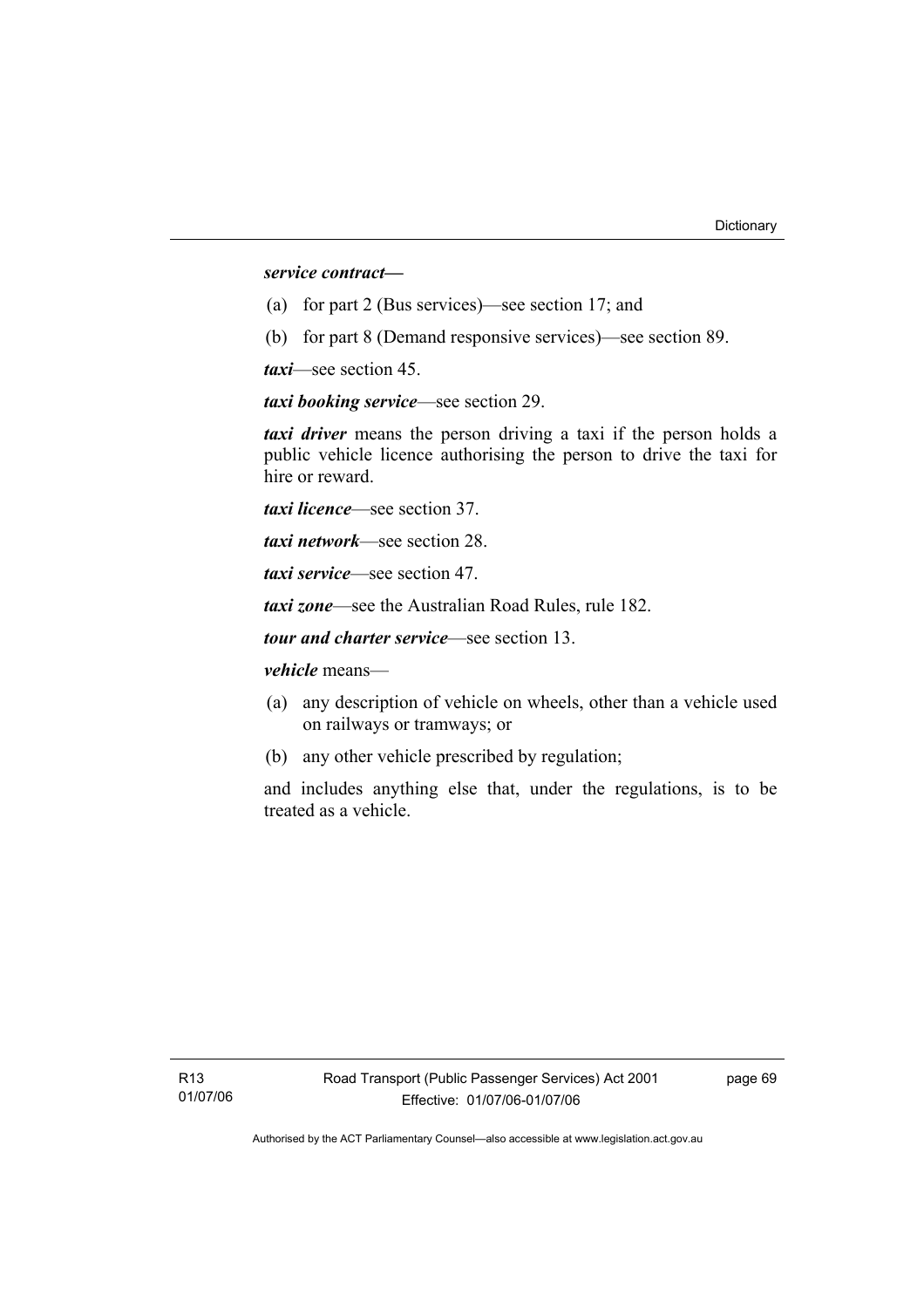***service contract—***

(a) for part 2 (Bus services)—see section 17; and

(b) for part 8 (Demand responsive services)—see section 89.

***taxi***—see section 45.

***taxi booking service***—see section 29.

***taxi driver*** means the person driving a taxi if the person holds a public vehicle licence authorising the person to drive the taxi for hire or reward.

***taxi licence***—see section 37.

***taxi network***—see section 28.

***taxi service***—see section 47.

***taxi zone***—see the Australian Road Rules, rule 182.

***tour and charter service***—see section 13.

***vehicle*** means—

(a) any description of vehicle on wheels, other than a vehicle used on railways or tramways; or

(b) any other vehicle prescribed by regulation;

and includes anything else that, under the regulations, is to be treated as a vehicle.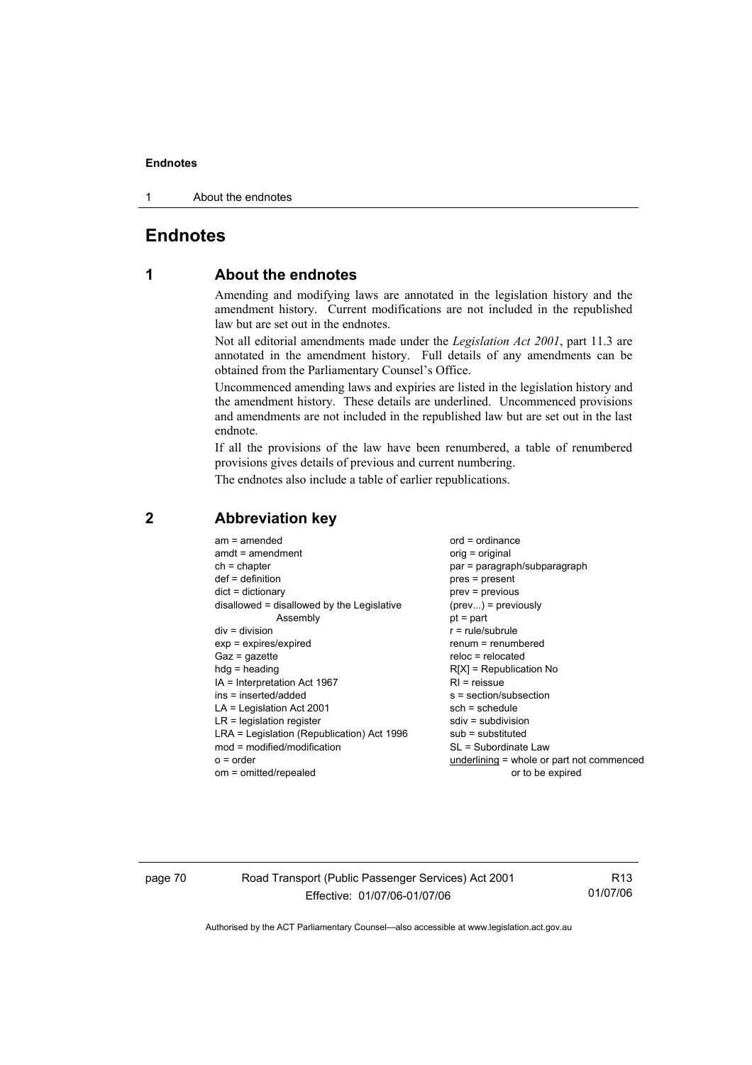# Endnotes

## 1 About the endnotes

Amending and modifying laws are annotated in the legislation history and the amendment history. Current modifications are not included in the republished law but are set out in the endnotes.

Not all editorial amendments made under the *Legislation Act 2001*, part 11.3 are annotated in the amendment history. Full details of any amendments can be obtained from the Parliamentary Counsel's Office.

Uncommenced amending laws and expiries are listed in the legislation history and the amendment history. These details are underlined. Uncommenced provisions and amendments are not included in the republished law but are set out in the last endnote.

If all the provisions of the law have been renumbered, a table of renumbered provisions gives details of previous and current numbering.

The endnotes also include a table of earlier republications.

## 2 Abbreviation key

am = amended
amdt = amendment
ch = chapter
def = definition
dict = dictionary
disallowed = disallowed by the Legislative Assembly
div = division
exp = expires/expired
Gaz = gazette
hdg = heading
IA = Interpretation Act 1967
ins = inserted/added
LA = Legislation Act 2001
LR = legislation register
LRA = Legislation (Republication) Act 1996
mod = modified/modification
o = order
om = omitted/repealed
ord = ordinance
orig = original
par = paragraph/subparagraph
pres = present
prev = previous
(prev...) = previously
pt = part
r = rule/subrule
renum = renumbered
reloc = relocated
R[X] = Republication No
RI = reissue
s = section/subsection
sch = schedule
sdiv = subdivision
sub = substituted
SL = Subordinate Law
underlining = whole or part not commenced or to be expired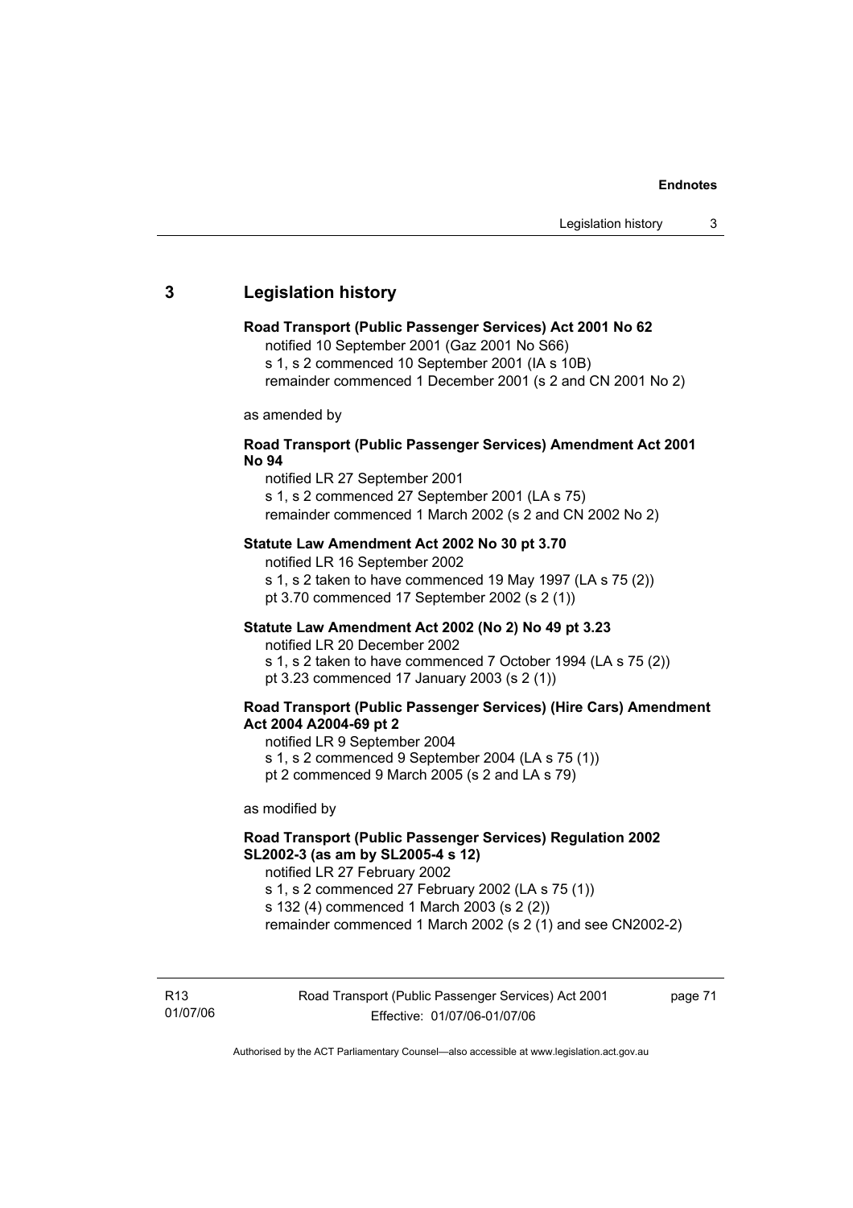## 3 Legislation history

**Road Transport (Public Passenger Services) Act 2001 No 62**

notified 10 September 2001 (Gaz 2001 No S66)
s 1, s 2 commenced 10 September 2001 (IA s 10B)
remainder commenced 1 December 2001 (s 2 and CN 2001 No 2)

as amended by

**Road Transport (Public Passenger Services) Amendment Act 2001 No 94**

notified LR 27 September 2001
s 1, s 2 commenced 27 September 2001 (LA s 75)
remainder commenced 1 March 2002 (s 2 and CN 2002 No 2)

**Statute Law Amendment Act 2002 No 30 pt 3.70**

notified LR 16 September 2002
s 1, s 2 taken to have commenced 19 May 1997 (LA s 75 (2))
pt 3.70 commenced 17 September 2002 (s 2 (1))

**Statute Law Amendment Act 2002 (No 2) No 49 pt 3.23**

notified LR 20 December 2002
s 1, s 2 taken to have commenced 7 October 1994 (LA s 75 (2))
pt 3.23 commenced 17 January 2003 (s 2 (1))

**Road Transport (Public Passenger Services) (Hire Cars) Amendment Act 2004 A2004-69 pt 2**

notified LR 9 September 2004
s 1, s 2 commenced 9 September 2004 (LA s 75 (1))
pt 2 commenced 9 March 2005 (s 2 and LA s 79)

as modified by

**Road Transport (Public Passenger Services) Regulation 2002 SL2002-3 (as am by SL2005-4 s 12)**

notified LR 27 February 2002
s 1, s 2 commenced 27 February 2002 (LA s 75 (1))
s 132 (4) commenced 1 March 2003 (s 2 (2))
remainder commenced 1 March 2002 (s 2 (1) and see CN2002-2)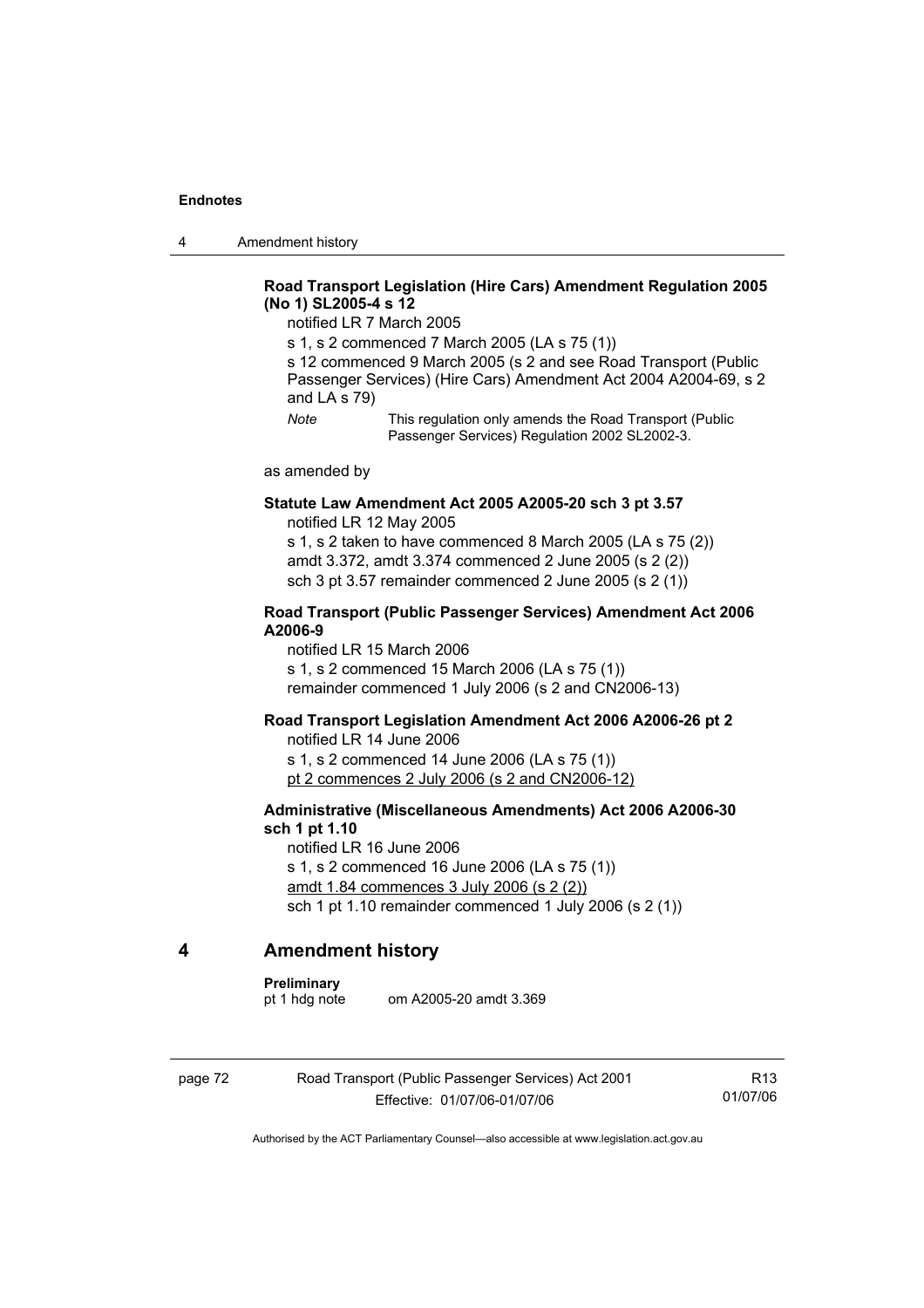**Road Transport Legislation (Hire Cars) Amendment Regulation 2005 (No 1) SL2005-4 s 12**

notified LR 7 March 2005

s 1, s 2 commenced 7 March 2005 (LA s 75 (1))

s 12 commenced 9 March 2005 (s 2 and see Road Transport (Public Passenger Services) (Hire Cars) Amendment Act 2004 A2004-69, s 2 and LA s 79)

*Note* This regulation only amends the Road Transport (Public Passenger Services) Regulation 2002 SL2002-3.

as amended by

**Statute Law Amendment Act 2005 A2005-20 sch 3 pt 3.57**

notified LR 12 May 2005

s 1, s 2 taken to have commenced 8 March 2005 (LA s 75 (2))

amdt 3.372, amdt 3.374 commenced 2 June 2005 (s 2 (2))

sch 3 pt 3.57 remainder commenced 2 June 2005 (s 2 (1))

**Road Transport (Public Passenger Services) Amendment Act 2006 A2006-9**

notified LR 15 March 2006

s 1, s 2 commenced 15 March 2006 (LA s 75 (1))

remainder commenced 1 July 2006 (s 2 and CN2006-13)

**Road Transport Legislation Amendment Act 2006 A2006-26 pt 2**

notified LR 14 June 2006

s 1, s 2 commenced 14 June 2006 (LA s 75 (1))

pt 2 commences 2 July 2006 (s 2 and CN2006-12)

**Administrative (Miscellaneous Amendments) Act 2006 A2006-30 sch 1 pt 1.10**

notified LR 16 June 2006

s 1, s 2 commenced 16 June 2006 (LA s 75 (1))

amdt 1.84 commences 3 July 2006 (s 2 (2))

sch 1 pt 1.10 remainder commenced 1 July 2006 (s 2 (1))

## 4 Amendment history

**Preliminary**

pt 1 hdg note om A2005-20 amdt 3.369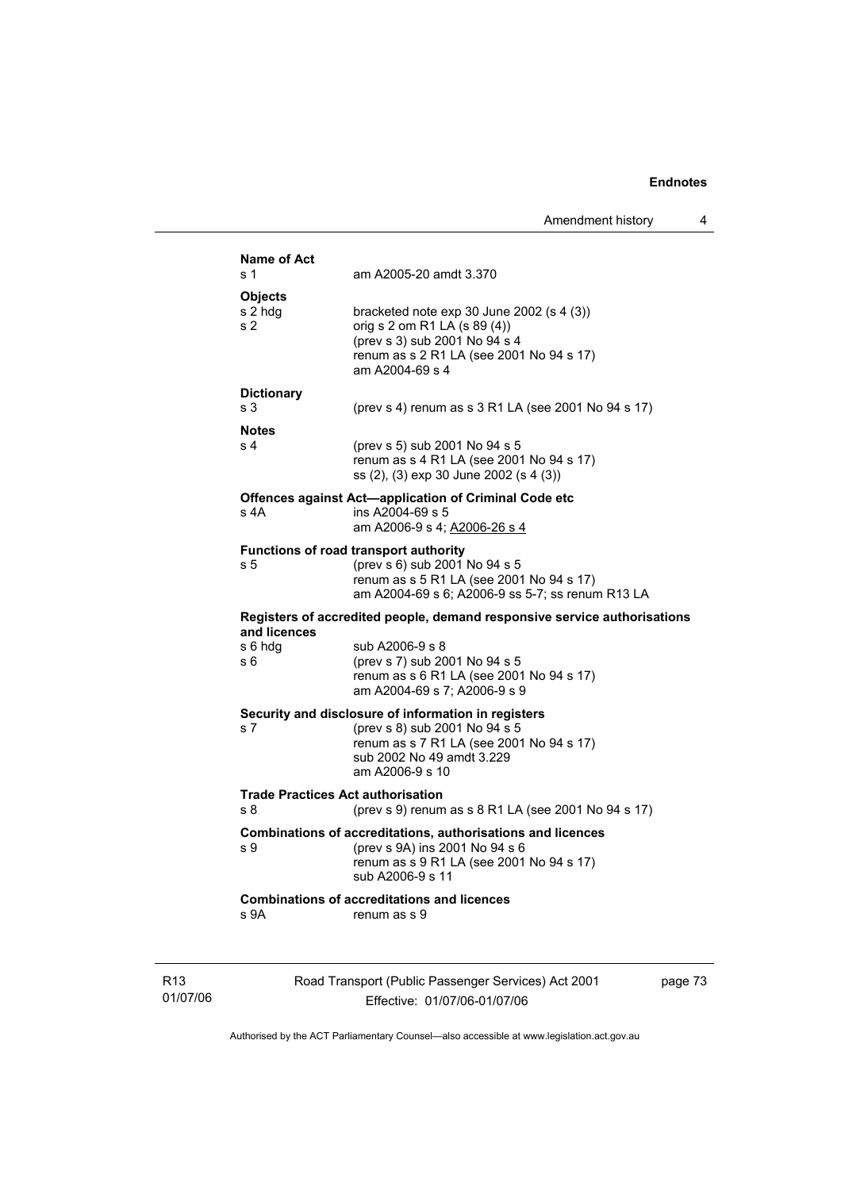**Name of Act**
s 1 am A2005-20 amdt 3.370

**Objects**
s 2 hdg bracketed note exp 30 June 2002 (s 4 (3))
s 2 orig s 2 om R1 LA (s 89 (4))
(prev s 3) sub 2001 No 94 s 4
renum as s 2 R1 LA (see 2001 No 94 s 17)
am A2004-69 s 4

**Dictionary**
s 3 (prev s 4) renum as s 3 R1 LA (see 2001 No 94 s 17)

**Notes**
s 4 (prev s 5) sub 2001 No 94 s 5
renum as s 4 R1 LA (see 2001 No 94 s 17)
ss (2), (3) exp 30 June 2002 (s 4 (3))

**Offences against Act—application of Criminal Code etc**
s 4A ins A2004-69 s 5
am A2006-9 s 4; A2006-26 s 4

**Functions of road transport authority**
s 5 (prev s 6) sub 2001 No 94 s 5
renum as s 5 R1 LA (see 2001 No 94 s 17)
am A2004-69 s 6; A2006-9 ss 5-7; ss renum R13 LA

**Registers of accredited people, demand responsive service authorisations and licences**
s 6 hdg sub A2006-9 s 8
s 6 (prev s 7) sub 2001 No 94 s 5
renum as s 6 R1 LA (see 2001 No 94 s 17)
am A2004-69 s 7; A2006-9 s 9

**Security and disclosure of information in registers**
s 7 (prev s 8) sub 2001 No 94 s 5
renum as s 7 R1 LA (see 2001 No 94 s 17)
sub 2002 No 49 amdt 3.229
am A2006-9 s 10

**Trade Practices Act authorisation**
s 8 (prev s 9) renum as s 8 R1 LA (see 2001 No 94 s 17)

**Combinations of accreditations, authorisations and licences**
s 9 (prev s 9A) ins 2001 No 94 s 6
renum as s 9 R1 LA (see 2001 No 94 s 17)
sub A2006-9 s 11

**Combinations of accreditations and licences**
s 9A renum as s 9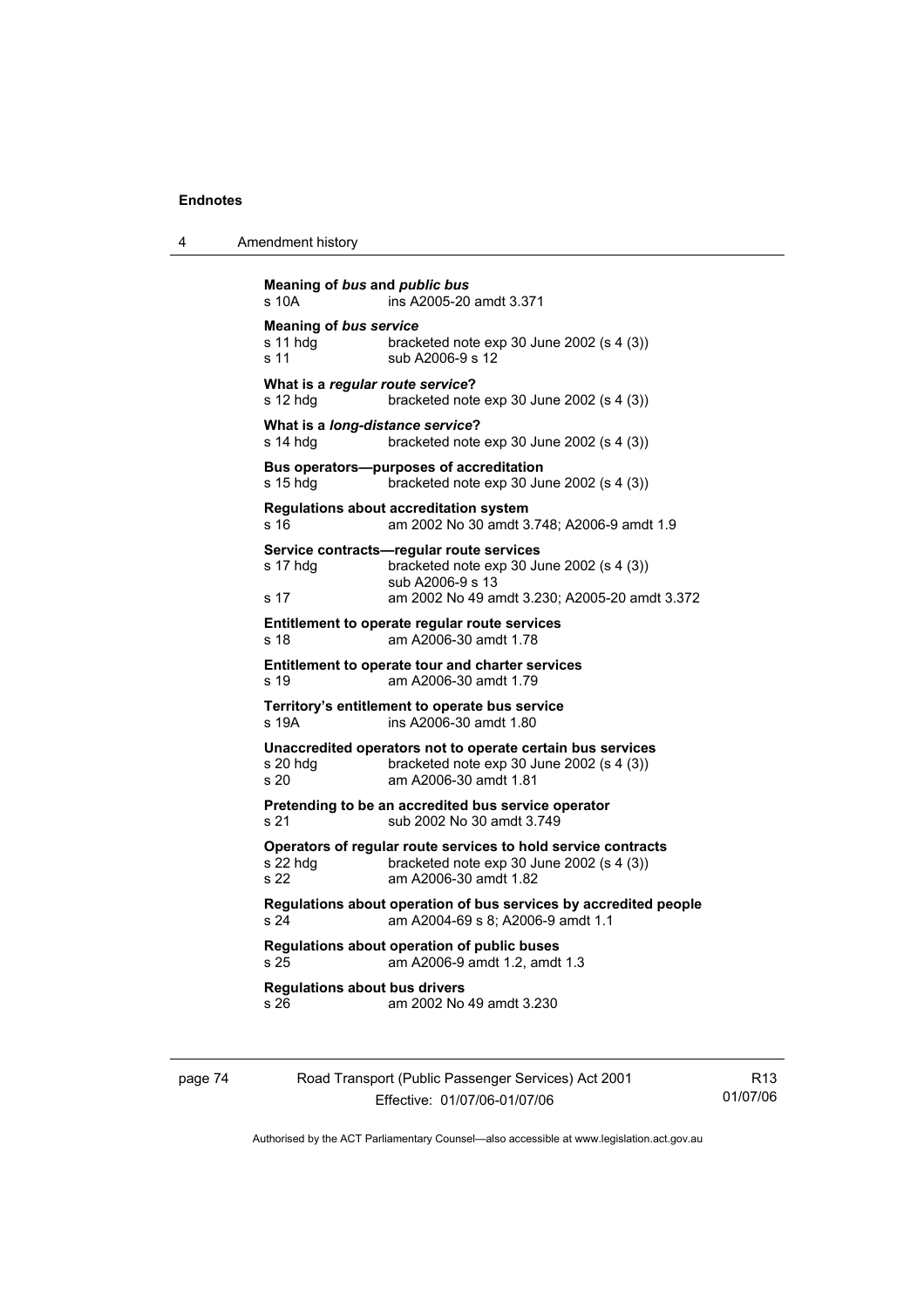**Meaning of *bus* and *public bus***
s 10A ins A2005-20 amdt 3.371

**Meaning of *bus service***
s 11 hdg bracketed note exp 30 June 2002 (s 4 (3))
s 11 sub A2006-9 s 12

**What is a *regular route service*?**
s 12 hdg bracketed note exp 30 June 2002 (s 4 (3))

**What is a *long-distance service*?**
s 14 hdg bracketed note exp 30 June 2002 (s 4 (3))

**Bus operators—purposes of accreditation**
s 15 hdg bracketed note exp 30 June 2002 (s 4 (3))

**Regulations about accreditation system**
s 16 am 2002 No 30 amdt 3.748; A2006-9 amdt 1.9

**Service contracts—regular route services**
s 17 hdg bracketed note exp 30 June 2002 (s 4 (3))
sub A2006-9 s 13
s 17 am 2002 No 49 amdt 3.230; A2005-20 amdt 3.372

**Entitlement to operate regular route services**
s 18 am A2006-30 amdt 1.78

**Entitlement to operate tour and charter services**
s 19 am A2006-30 amdt 1.79

**Territory's entitlement to operate bus service**
s 19A ins A2006-30 amdt 1.80

**Unaccredited operators not to operate certain bus services**
s 20 hdg bracketed note exp 30 June 2002 (s 4 (3))
s 20 am A2006-30 amdt 1.81

**Pretending to be an accredited bus service operator**
s 21 sub 2002 No 30 amdt 3.749

**Operators of regular route services to hold service contracts**
s 22 hdg bracketed note exp 30 June 2002 (s 4 (3))
s 22 am A2006-30 amdt 1.82

**Regulations about operation of bus services by accredited people**
s 24 am A2004-69 s 8; A2006-9 amdt 1.1

**Regulations about operation of public buses**
s 25 am A2006-9 amdt 1.2, amdt 1.3

**Regulations about bus drivers**
s 26 am 2002 No 49 amdt 3.230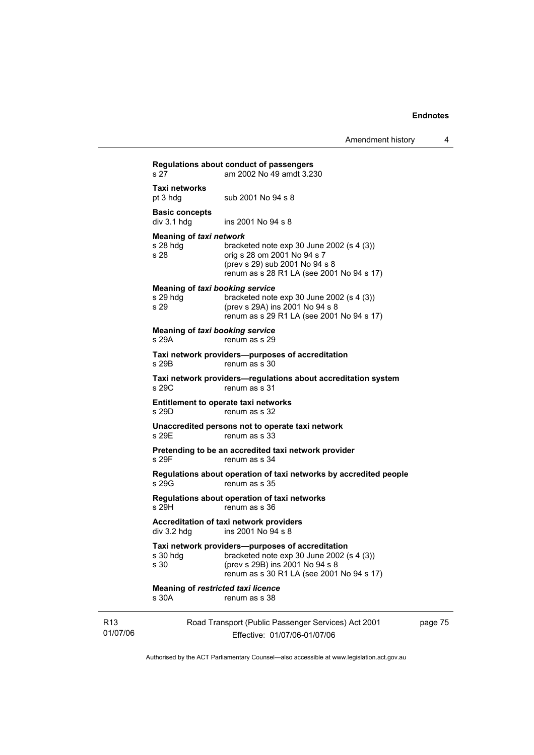**Regulations about conduct of passengers**
s 27 am 2002 No 49 amdt 3.230

**Taxi networks**
pt 3 hdg sub 2001 No 94 s 8

**Basic concepts**
div 3.1 hdg ins 2001 No 94 s 8

**Meaning of *taxi network***
s 28 hdg bracketed note exp 30 June 2002 (s 4 (3))
s 28 orig s 28 om 2001 No 94 s 7
(prev s 29) sub 2001 No 94 s 8
renum as s 28 R1 LA (see 2001 No 94 s 17)

**Meaning of *taxi booking service***
s 29 hdg bracketed note exp 30 June 2002 (s 4 (3))
s 29 (prev s 29A) ins 2001 No 94 s 8
renum as s 29 R1 LA (see 2001 No 94 s 17)

**Meaning of *taxi booking service***
s 29A renum as s 29

**Taxi network providers—purposes of accreditation**
s 29B renum as s 30

**Taxi network providers—regulations about accreditation system**
s 29C renum as s 31

**Entitlement to operate taxi networks**
s 29D renum as s 32

**Unaccredited persons not to operate taxi network**
s 29E renum as s 33

**Pretending to be an accredited taxi network provider**
s 29F renum as s 34

**Regulations about operation of taxi networks by accredited people**
s 29G renum as s 35

**Regulations about operation of taxi networks**
s 29H renum as s 36

**Accreditation of taxi network providers**
div 3.2 hdg ins 2001 No 94 s 8

**Taxi network providers—purposes of accreditation**
s 30 hdg bracketed note exp 30 June 2002 (s 4 (3))
s 30 (prev s 29B) ins 2001 No 94 s 8
renum as s 30 R1 LA (see 2001 No 94 s 17)

**Meaning of *restricted taxi licence***
s 30A renum as s 38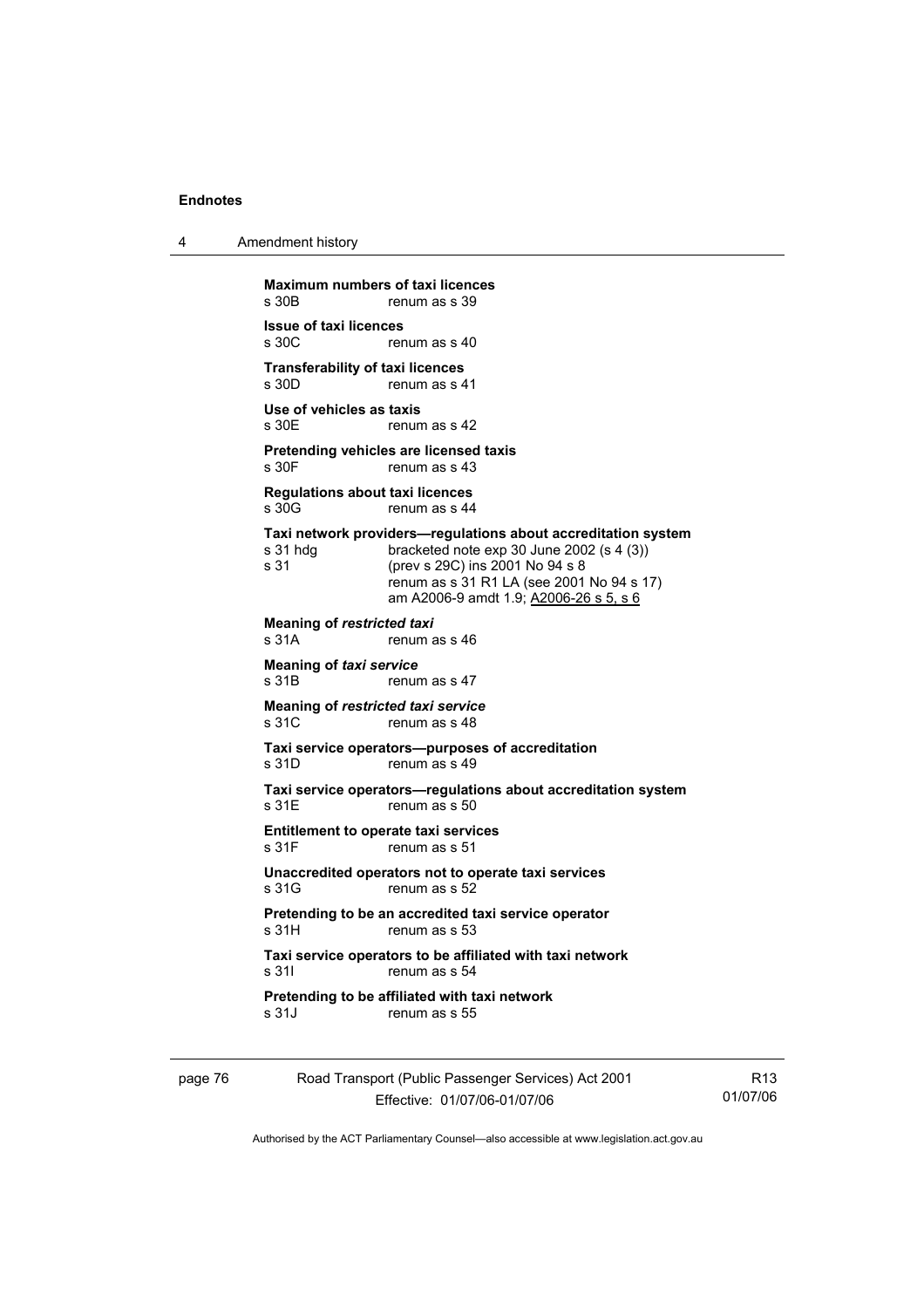**Maximum numbers of taxi licences**
s 30B renum as s 39

**Issue of taxi licences**
s 30C renum as s 40

**Transferability of taxi licences**
s 30D renum as s 41

**Use of vehicles as taxis**
s 30E renum as s 42

**Pretending vehicles are licensed taxis**
s 30F renum as s 43

**Regulations about taxi licences**
s 30G renum as s 44

**Taxi network providers—regulations about accreditation system**
s 31 hdg bracketed note exp 30 June 2002 (s 4 (3))
s 31 (prev s 29C) ins 2001 No 94 s 8
renum as s 31 R1 LA (see 2001 No 94 s 17)
am A2006-9 amdt 1.9; A2006-26 s 5, s 6

**Meaning of *restricted taxi***
s 31A renum as s 46

**Meaning of *taxi service***
s 31B renum as s 47

**Meaning of *restricted taxi service***
s 31C renum as s 48

**Taxi service operators—purposes of accreditation**
s 31D renum as s 49

**Taxi service operators—regulations about accreditation system**
s 31E renum as s 50

**Entitlement to operate taxi services**
s 31F renum as s 51

**Unaccredited operators not to operate taxi services**
s 31G renum as s 52

**Pretending to be an accredited taxi service operator**
s 31H renum as s 53

**Taxi service operators to be affiliated with taxi network**
s 31I renum as s 54

**Pretending to be affiliated with taxi network**
s 31J renum as s 55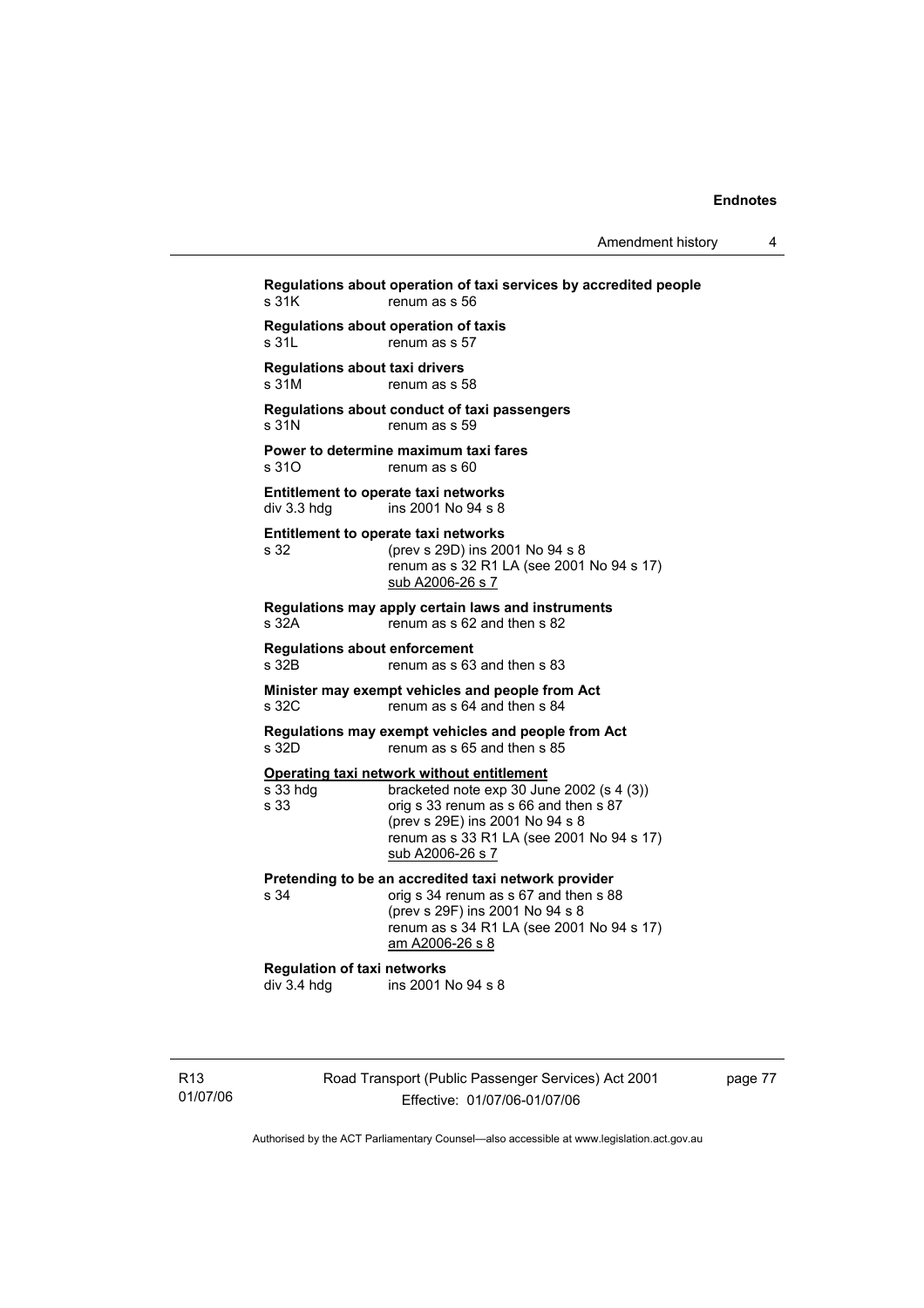**Regulations about operation of taxi services by accredited people**
s 31K renum as s 56

**Regulations about operation of taxis**
s 31L renum as s 57

**Regulations about taxi drivers**
s 31M renum as s 58

**Regulations about conduct of taxi passengers**
s 31N renum as s 59

**Power to determine maximum taxi fares**
s 31O renum as s 60

**Entitlement to operate taxi networks**
div 3.3 hdg ins 2001 No 94 s 8

**Entitlement to operate taxi networks**
s 32 (prev s 29D) ins 2001 No 94 s 8
renum as s 32 R1 LA (see 2001 No 94 s 17)
sub A2006-26 s 7

**Regulations may apply certain laws and instruments**
s 32A renum as s 62 and then s 82

**Regulations about enforcement**
s 32B renum as s 63 and then s 83

**Minister may exempt vehicles and people from Act**
s 32C renum as s 64 and then s 84

**Regulations may exempt vehicles and people from Act**
s 32D renum as s 65 and then s 85

**Operating taxi network without entitlement**
s 33 hdg bracketed note exp 30 June 2002 (s 4 (3))
s 33 orig s 33 renum as s 66 and then s 87
(prev s 29E) ins 2001 No 94 s 8
renum as s 33 R1 LA (see 2001 No 94 s 17)
sub A2006-26 s 7

**Pretending to be an accredited taxi network provider**
s 34 orig s 34 renum as s 67 and then s 88
(prev s 29F) ins 2001 No 94 s 8
renum as s 34 R1 LA (see 2001 No 94 s 17)
am A2006-26 s 8

**Regulation of taxi networks**
div 3.4 hdg ins 2001 No 94 s 8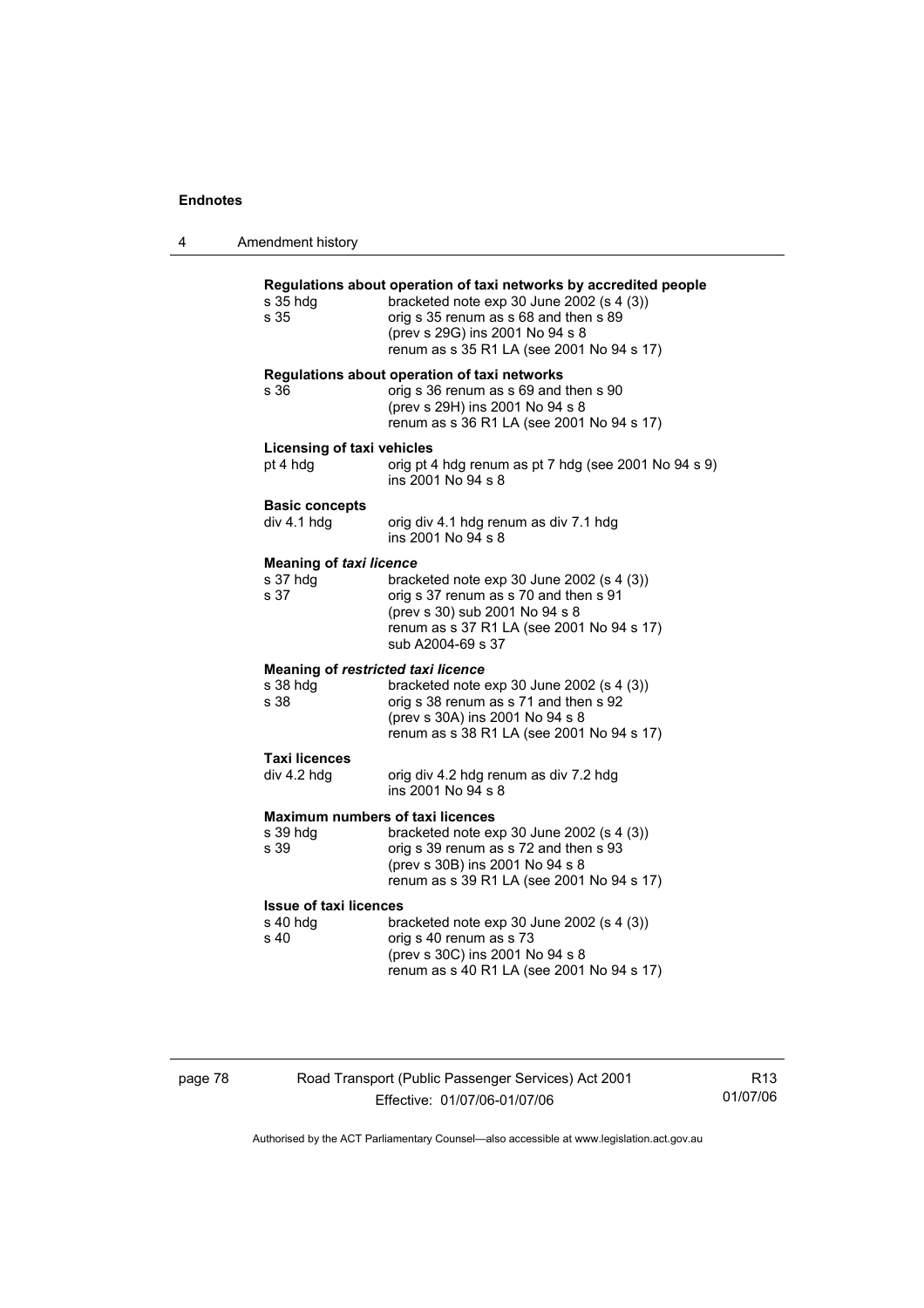**Regulations about operation of taxi networks by accredited people**

| | |
|---|---|
| s 35 hdg | bracketed note exp 30 June 2002 (s 4 (3)) |
| s 35 | orig s 35 renum as s 68 and then s 89<br>(prev s 29G) ins 2001 No 94 s 8<br>renum as s 35 R1 LA (see 2001 No 94 s 17) |

**Regulations about operation of taxi networks**

| | |
|---|---|
| s 36 | orig s 36 renum as s 69 and then s 90<br>(prev s 29H) ins 2001 No 94 s 8<br>renum as s 36 R1 LA (see 2001 No 94 s 17) |

**Licensing of taxi vehicles**

| | |
|---|---|
| pt 4 hdg | orig pt 4 hdg renum as pt 7 hdg (see 2001 No 94 s 9)<br>ins 2001 No 94 s 8 |

**Basic concepts**

| | |
|---|---|
| div 4.1 hdg | orig div 4.1 hdg renum as div 7.1 hdg<br>ins 2001 No 94 s 8 |

**Meaning of *taxi licence***

| | |
|---|---|
| s 37 hdg | bracketed note exp 30 June 2002 (s 4 (3)) |
| s 37 | orig s 37 renum as s 70 and then s 91<br>(prev s 30) sub 2001 No 94 s 8<br>renum as s 37 R1 LA (see 2001 No 94 s 17)<br>sub A2004-69 s 37 |

**Meaning of *restricted taxi licence***

| | |
|---|---|
| s 38 hdg | bracketed note exp 30 June 2002 (s 4 (3)) |
| s 38 | orig s 38 renum as s 71 and then s 92<br>(prev s 30A) ins 2001 No 94 s 8<br>renum as s 38 R1 LA (see 2001 No 94 s 17) |

**Taxi licences**

| | |
|---|---|
| div 4.2 hdg | orig div 4.2 hdg renum as div 7.2 hdg<br>ins 2001 No 94 s 8 |

**Maximum numbers of taxi licences**

| | |
|---|---|
| s 39 hdg | bracketed note exp 30 June 2002 (s 4 (3)) |
| s 39 | orig s 39 renum as s 72 and then s 93<br>(prev s 30B) ins 2001 No 94 s 8<br>renum as s 39 R1 LA (see 2001 No 94 s 17) |

**Issue of taxi licences**

| | |
|---|---|
| s 40 hdg | bracketed note exp 30 June 2002 (s 4 (3)) |
| s 40 | orig s 40 renum as s 73<br>(prev s 30C) ins 2001 No 94 s 8<br>renum as s 40 R1 LA (see 2001 No 94 s 17) |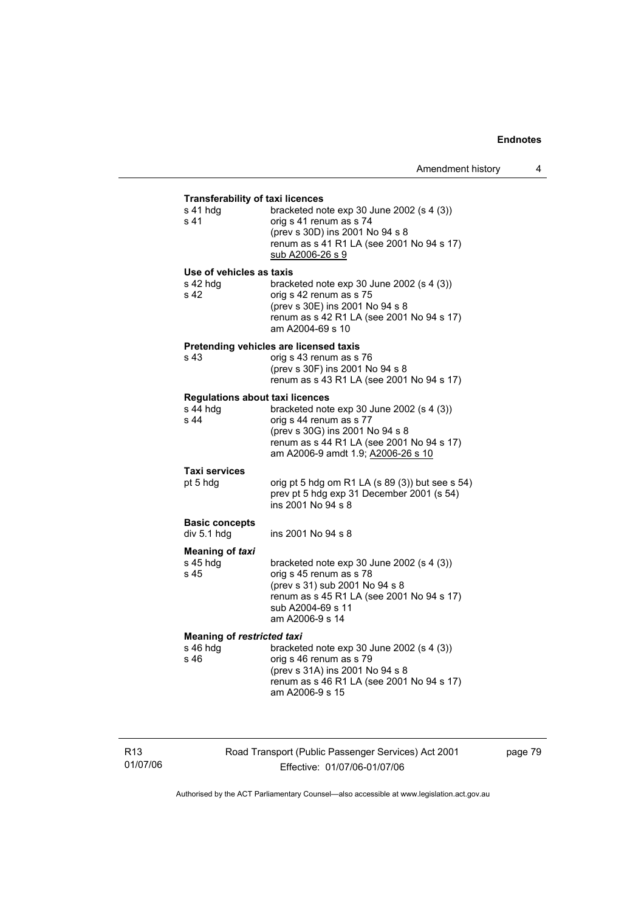**Transferability of taxi licences**

s 41 hdg bracketed note exp 30 June 2002 (s 4 (3))
s 41 orig s 41 renum as s 74
(prev s 30D) ins 2001 No 94 s 8
renum as s 41 R1 LA (see 2001 No 94 s 17)
sub A2006-26 s 9

**Use of vehicles as taxis**

s 42 hdg bracketed note exp 30 June 2002 (s 4 (3))
s 42 orig s 42 renum as s 75
(prev s 30E) ins 2001 No 94 s 8
renum as s 42 R1 LA (see 2001 No 94 s 17)
am A2004-69 s 10

**Pretending vehicles are licensed taxis**

s 43 orig s 43 renum as s 76
(prev s 30F) ins 2001 No 94 s 8
renum as s 43 R1 LA (see 2001 No 94 s 17)

**Regulations about taxi licences**

s 44 hdg bracketed note exp 30 June 2002 (s 4 (3))
s 44 orig s 44 renum as s 77
(prev s 30G) ins 2001 No 94 s 8
renum as s 44 R1 LA (see 2001 No 94 s 17)
am A2006-9 amdt 1.9; A2006-26 s 10

**Taxi services**

pt 5 hdg orig pt 5 hdg om R1 LA (s 89 (3)) but see s 54)
prev pt 5 hdg exp 31 December 2001 (s 54)
ins 2001 No 94 s 8

**Basic concepts**

div 5.1 hdg ins 2001 No 94 s 8

**Meaning of *taxi***

s 45 hdg bracketed note exp 30 June 2002 (s 4 (3))
s 45 orig s 45 renum as s 78
(prev s 31) sub 2001 No 94 s 8
renum as s 45 R1 LA (see 2001 No 94 s 17)
sub A2004-69 s 11
am A2006-9 s 14

**Meaning of *restricted taxi***

s 46 hdg bracketed note exp 30 June 2002 (s 4 (3))
s 46 orig s 46 renum as s 79
(prev s 31A) ins 2001 No 94 s 8
renum as s 46 R1 LA (see 2001 No 94 s 17)
am A2006-9 s 15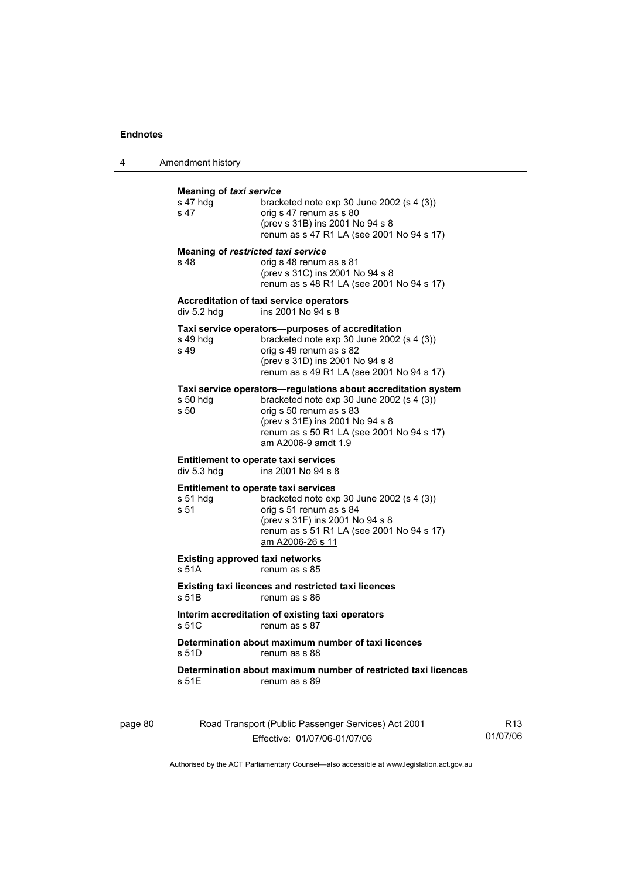**Meaning of *taxi service***

| | |
|---|---|
| s 47 hdg | bracketed note exp 30 June 2002 (s 4 (3)) |
| s 47 | orig s 47 renum as s 80<br>(prev s 31B) ins 2001 No 94 s 8<br>renum as s 47 R1 LA (see 2001 No 94 s 17) |

**Meaning of *restricted taxi service***

| | |
|---|---|
| s 48 | orig s 48 renum as s 81<br>(prev s 31C) ins 2001 No 94 s 8<br>renum as s 48 R1 LA (see 2001 No 94 s 17) |

**Accreditation of taxi service operators**

| | |
|---|---|
| div 5.2 hdg | ins 2001 No 94 s 8 |

**Taxi service operators—purposes of accreditation**

| | |
|---|---|
| s 49 hdg | bracketed note exp 30 June 2002 (s 4 (3)) |
| s 49 | orig s 49 renum as s 82<br>(prev s 31D) ins 2001 No 94 s 8<br>renum as s 49 R1 LA (see 2001 No 94 s 17) |

**Taxi service operators—regulations about accreditation system**

| | |
|---|---|
| s 50 hdg | bracketed note exp 30 June 2002 (s 4 (3)) |
| s 50 | orig s 50 renum as s 83<br>(prev s 31E) ins 2001 No 94 s 8<br>renum as s 50 R1 LA (see 2001 No 94 s 17)<br>am A2006-9 amdt 1.9 |

**Entitlement to operate taxi services**

| | |
|---|---|
| div 5.3 hdg | ins 2001 No 94 s 8 |

**Entitlement to operate taxi services**

| | |
|---|---|
| s 51 hdg | bracketed note exp 30 June 2002 (s 4 (3)) |
| s 51 | orig s 51 renum as s 84<br>(prev s 31F) ins 2001 No 94 s 8<br>renum as s 51 R1 LA (see 2001 No 94 s 17)<br>am A2006-26 s 11 |

**Existing approved taxi networks**

| | |
|---|---|
| s 51A | renum as s 85 |

**Existing taxi licences and restricted taxi licences**

| | |
|---|---|
| s 51B | renum as s 86 |

**Interim accreditation of existing taxi operators**

| | |
|---|---|
| s 51C | renum as s 87 |

**Determination about maximum number of taxi licences**

| | |
|---|---|
| s 51D | renum as s 88 |

**Determination about maximum number of restricted taxi licences**

| | |
|---|---|
| s 51E | renum as s 89 |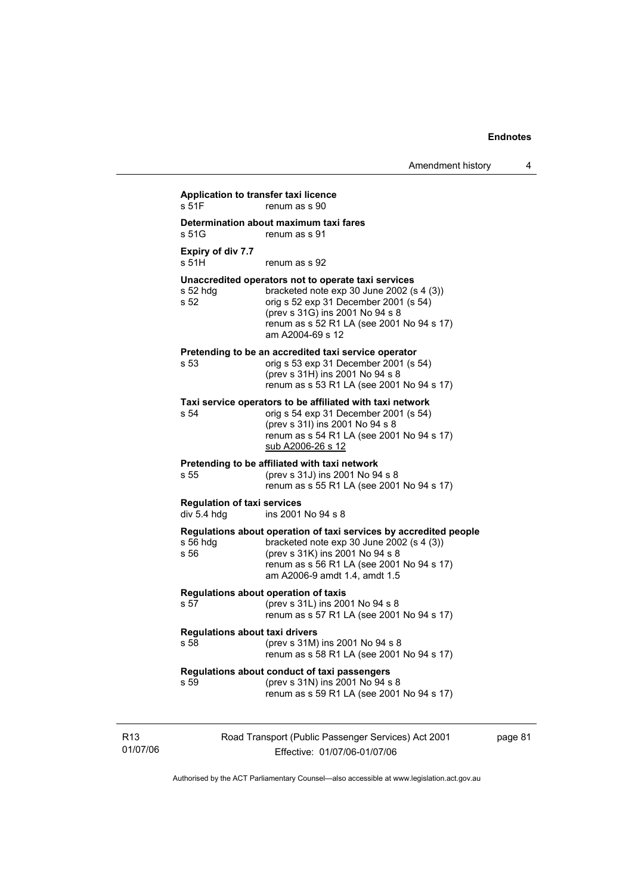**Application to transfer taxi licence**
s 51F renum as s 90

**Determination about maximum taxi fares**
s 51G renum as s 91

**Expiry of div 7.7**
s 51H renum as s 92

**Unaccredited operators not to operate taxi services**
s 52 hdg bracketed note exp 30 June 2002 (s 4 (3))
s 52 orig s 52 exp 31 December 2001 (s 54)
(prev s 31G) ins 2001 No 94 s 8
renum as s 52 R1 LA (see 2001 No 94 s 17)
am A2004-69 s 12

**Pretending to be an accredited taxi service operator**
s 53 orig s 53 exp 31 December 2001 (s 54)
(prev s 31H) ins 2001 No 94 s 8
renum as s 53 R1 LA (see 2001 No 94 s 17)

**Taxi service operators to be affiliated with taxi network**
s 54 orig s 54 exp 31 December 2001 (s 54)
(prev s 31I) ins 2001 No 94 s 8
renum as s 54 R1 LA (see 2001 No 94 s 17)
sub A2006-26 s 12

**Pretending to be affiliated with taxi network**
s 55 (prev s 31J) ins 2001 No 94 s 8
renum as s 55 R1 LA (see 2001 No 94 s 17)

**Regulation of taxi services**
div 5.4 hdg ins 2001 No 94 s 8

**Regulations about operation of taxi services by accredited people**
s 56 hdg bracketed note exp 30 June 2002 (s 4 (3))
s 56 (prev s 31K) ins 2001 No 94 s 8
renum as s 56 R1 LA (see 2001 No 94 s 17)
am A2006-9 amdt 1.4, amdt 1.5

**Regulations about operation of taxis**
s 57 (prev s 31L) ins 2001 No 94 s 8
renum as s 57 R1 LA (see 2001 No 94 s 17)

**Regulations about taxi drivers**
s 58 (prev s 31M) ins 2001 No 94 s 8
renum as s 58 R1 LA (see 2001 No 94 s 17)

**Regulations about conduct of taxi passengers**
s 59 (prev s 31N) ins 2001 No 94 s 8
renum as s 59 R1 LA (see 2001 No 94 s 17)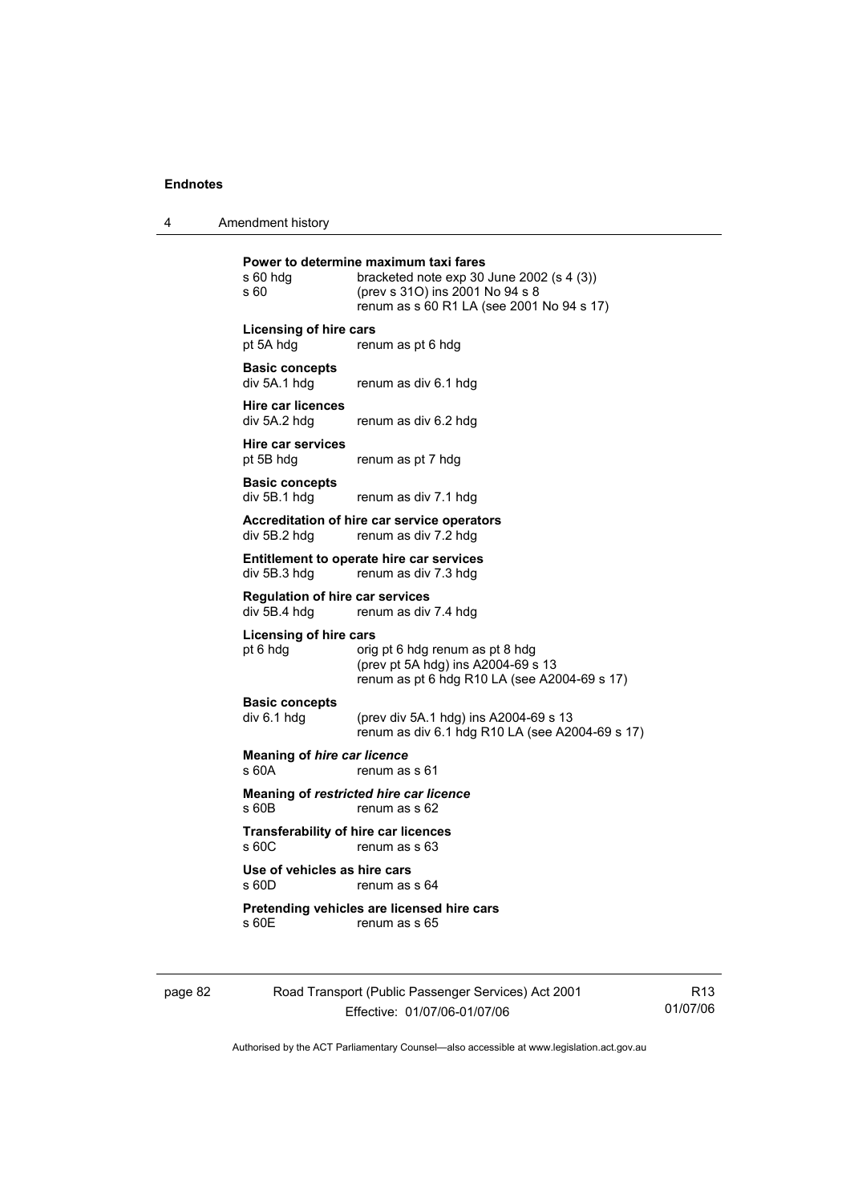**Power to determine maximum taxi fares**

s 60 hdg — bracketed note exp 30 June 2002 (s 4 (3))

s 60 — (prev s 31O) ins 2001 No 94 s 8
renum as s 60 R1 LA (see 2001 No 94 s 17)

**Licensing of hire cars**

pt 5A hdg — renum as pt 6 hdg

**Basic concepts**

div 5A.1 hdg — renum as div 6.1 hdg

**Hire car licences**

div 5A.2 hdg — renum as div 6.2 hdg

**Hire car services**

pt 5B hdg — renum as pt 7 hdg

**Basic concepts**

div 5B.1 hdg — renum as div 7.1 hdg

**Accreditation of hire car service operators**

div 5B.2 hdg — renum as div 7.2 hdg

**Entitlement to operate hire car services**

div 5B.3 hdg — renum as div 7.3 hdg

**Regulation of hire car services**

div 5B.4 hdg — renum as div 7.4 hdg

**Licensing of hire cars**

pt 6 hdg — orig pt 6 hdg renum as pt 8 hdg
(prev pt 5A hdg) ins A2004-69 s 13
renum as pt 6 hdg R10 LA (see A2004-69 s 17)

**Basic concepts**

div 6.1 hdg — (prev div 5A.1 hdg) ins A2004-69 s 13
renum as div 6.1 hdg R10 LA (see A2004-69 s 17)

**Meaning of *hire car licence***

s 60A — renum as s 61

**Meaning of *restricted hire car licence***

s 60B — renum as s 62

**Transferability of hire car licences**

s 60C — renum as s 63

**Use of vehicles as hire cars**

s 60D — renum as s 64

**Pretending vehicles are licensed hire cars**

s 60E — renum as s 65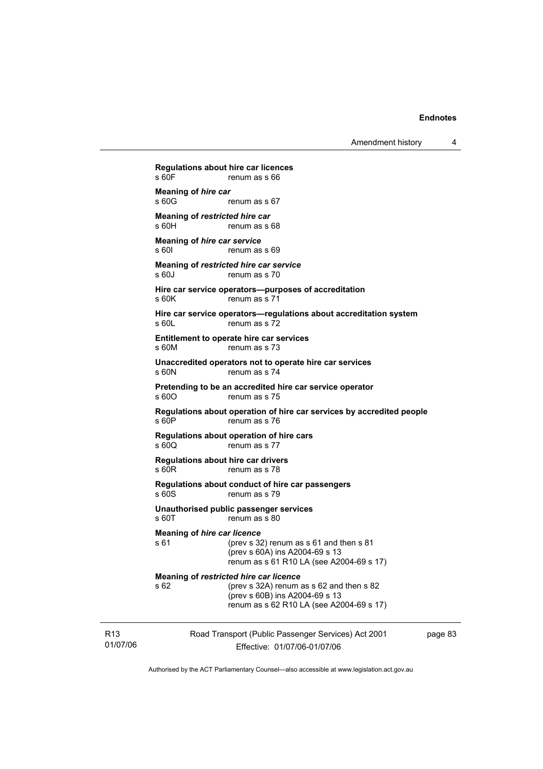**Regulations about hire car licences**
s 60F renum as s 66

**Meaning of *hire car***
s 60G renum as s 67

**Meaning of *restricted hire car***
s 60H renum as s 68

**Meaning of *hire car service***
s 60I renum as s 69

**Meaning of *restricted hire car service***
s 60J renum as s 70

**Hire car service operators—purposes of accreditation**
s 60K renum as s 71

**Hire car service operators—regulations about accreditation system**
s 60L renum as s 72

**Entitlement to operate hire car services**
s 60M renum as s 73

**Unaccredited operators not to operate hire car services**
s 60N renum as s 74

**Pretending to be an accredited hire car service operator**
s 60O renum as s 75

**Regulations about operation of hire car services by accredited people**
s 60P renum as s 76

**Regulations about operation of hire cars**
s 60Q renum as s 77

**Regulations about hire car drivers**
s 60R renum as s 78

**Regulations about conduct of hire car passengers**
s 60S renum as s 79

**Unauthorised public passenger services**
s 60T renum as s 80

**Meaning of *hire car licence***
s 61 (prev s 32) renum as s 61 and then s 81
(prev s 60A) ins A2004-69 s 13
renum as s 61 R10 LA (see A2004-69 s 17)

**Meaning of *restricted hire car licence***
s 62 (prev s 32A) renum as s 62 and then s 82
(prev s 60B) ins A2004-69 s 13
renum as s 62 R10 LA (see A2004-69 s 17)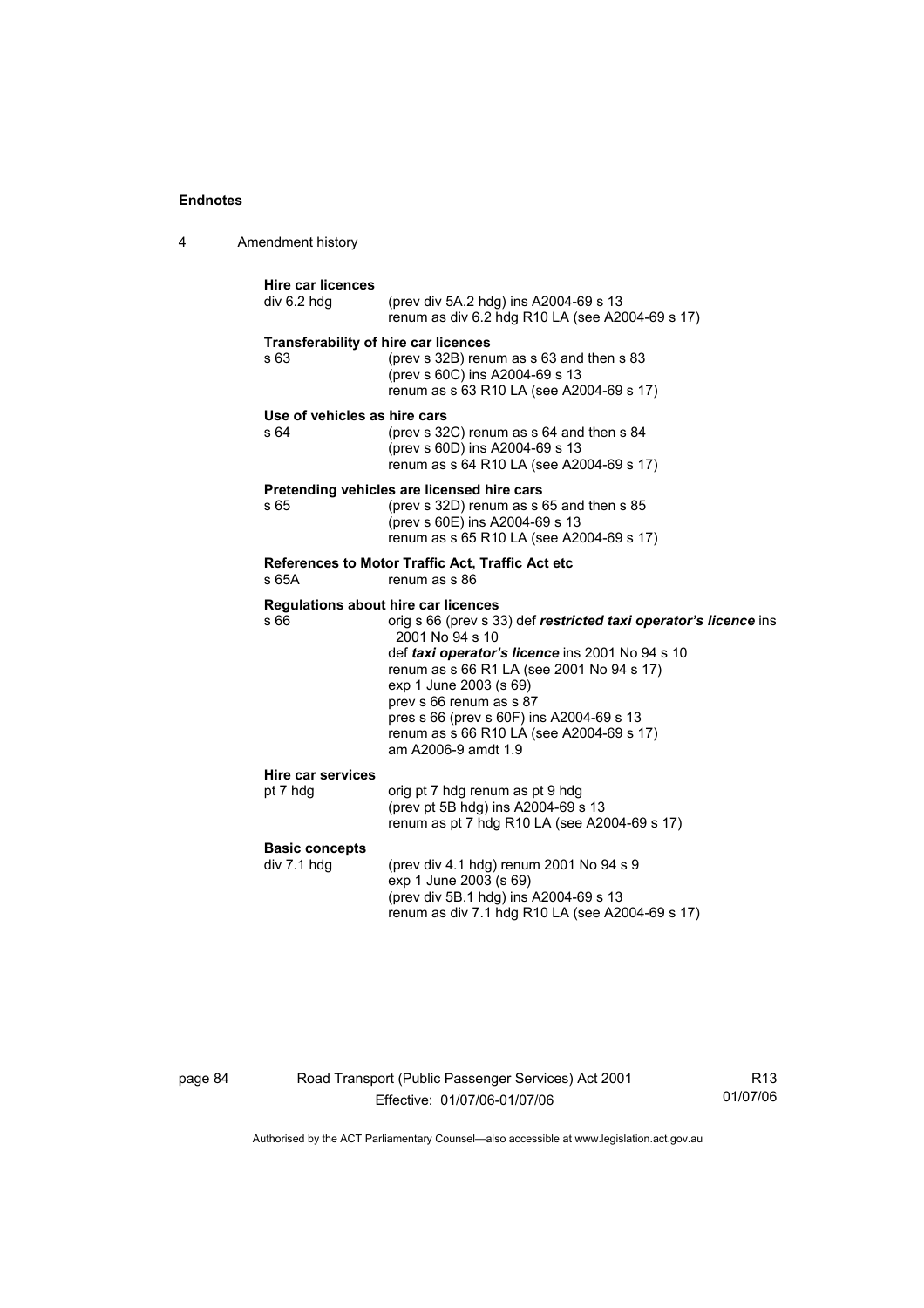**Hire car licences**

div 6.2 hdg — (prev div 5A.2 hdg) ins A2004-69 s 13
renum as div 6.2 hdg R10 LA (see A2004-69 s 17)

**Transferability of hire car licences**

s 63 — (prev s 32B) renum as s 63 and then s 83
(prev s 60C) ins A2004-69 s 13
renum as s 63 R10 LA (see A2004-69 s 17)

**Use of vehicles as hire cars**

s 64 — (prev s 32C) renum as s 64 and then s 84
(prev s 60D) ins A2004-69 s 13
renum as s 64 R10 LA (see A2004-69 s 17)

**Pretending vehicles are licensed hire cars**

s 65 — (prev s 32D) renum as s 65 and then s 85
(prev s 60E) ins A2004-69 s 13
renum as s 65 R10 LA (see A2004-69 s 17)

**References to Motor Traffic Act, Traffic Act etc**

s 65A — renum as s 86

**Regulations about hire car licences**

s 66 — orig s 66 (prev s 33) def ***restricted taxi operator's licence*** ins 2001 No 94 s 10
def ***taxi operator's licence*** ins 2001 No 94 s 10
renum as s 66 R1 LA (see 2001 No 94 s 17)
exp 1 June 2003 (s 69)
prev s 66 renum as s 87
pres s 66 (prev s 60F) ins A2004-69 s 13
renum as s 66 R10 LA (see A2004-69 s 17)
am A2006-9 amdt 1.9

**Hire car services**

pt 7 hdg — orig pt 7 hdg renum as pt 9 hdg
(prev pt 5B hdg) ins A2004-69 s 13
renum as pt 7 hdg R10 LA (see A2004-69 s 17)

**Basic concepts**

div 7.1 hdg — (prev div 4.1 hdg) renum 2001 No 94 s 9
exp 1 June 2003 (s 69)
(prev div 5B.1 hdg) ins A2004-69 s 13
renum as div 7.1 hdg R10 LA (see A2004-69 s 17)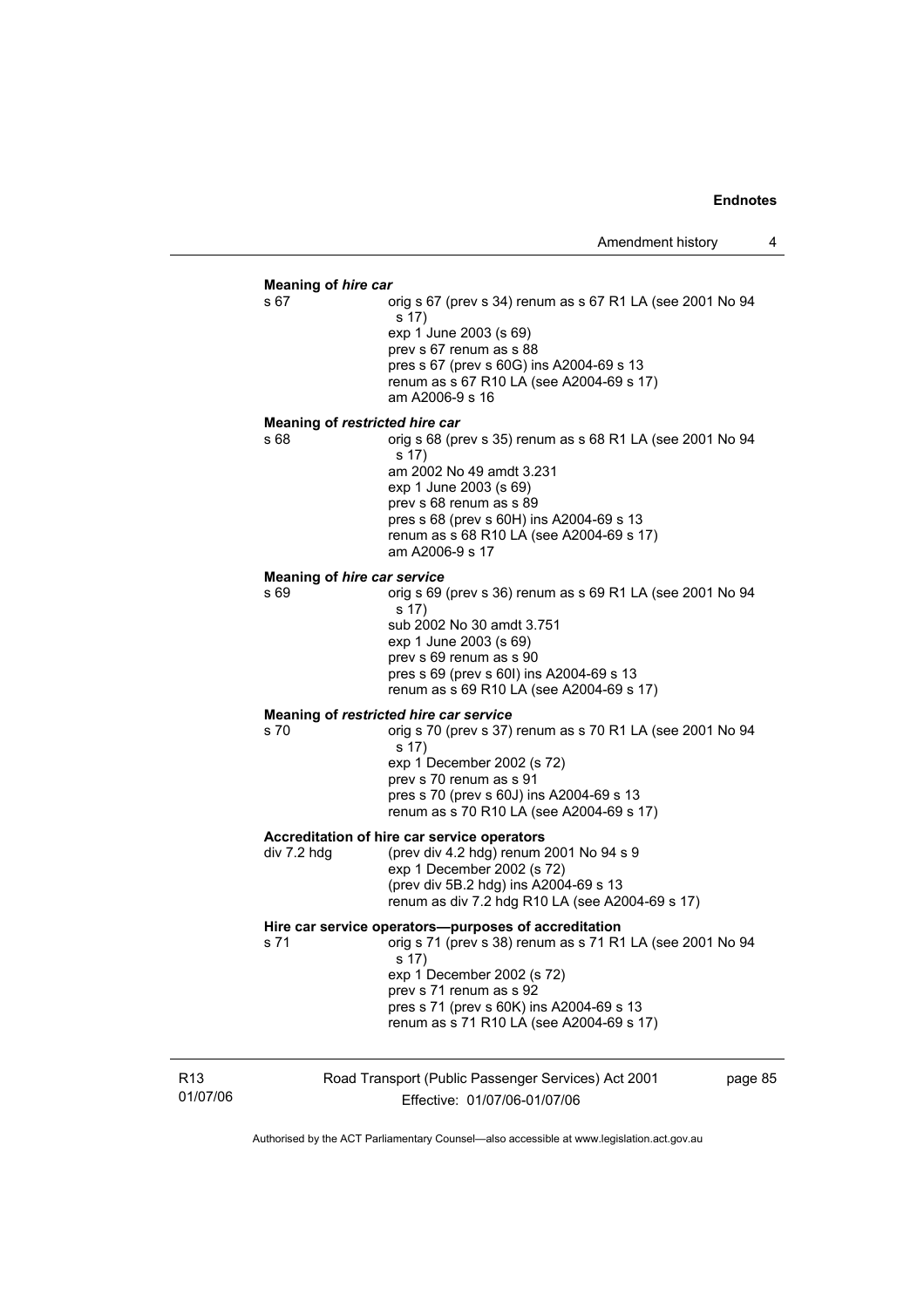**Meaning of *hire car***

s 67 — orig s 67 (prev s 34) renum as s 67 R1 LA (see 2001 No 94 s 17)
exp 1 June 2003 (s 69)
prev s 67 renum as s 88
pres s 67 (prev s 60G) ins A2004-69 s 13
renum as s 67 R10 LA (see A2004-69 s 17)
am A2006-9 s 16

**Meaning of *restricted hire car***

s 68 — orig s 68 (prev s 35) renum as s 68 R1 LA (see 2001 No 94 s 17)
am 2002 No 49 amdt 3.231
exp 1 June 2003 (s 69)
prev s 68 renum as s 89
pres s 68 (prev s 60H) ins A2004-69 s 13
renum as s 68 R10 LA (see A2004-69 s 17)
am A2006-9 s 17

**Meaning of *hire car service***

s 69 — orig s 69 (prev s 36) renum as s 69 R1 LA (see 2001 No 94 s 17)
sub 2002 No 30 amdt 3.751
exp 1 June 2003 (s 69)
prev s 69 renum as s 90
pres s 69 (prev s 60I) ins A2004-69 s 13
renum as s 69 R10 LA (see A2004-69 s 17)

**Meaning of *restricted hire car service***

s 70 — orig s 70 (prev s 37) renum as s 70 R1 LA (see 2001 No 94 s 17)
exp 1 December 2002 (s 72)
prev s 70 renum as s 91
pres s 70 (prev s 60J) ins A2004-69 s 13
renum as s 70 R10 LA (see A2004-69 s 17)

**Accreditation of hire car service operators**

div 7.2 hdg — (prev div 4.2 hdg) renum 2001 No 94 s 9
exp 1 December 2002 (s 72)
(prev div 5B.2 hdg) ins A2004-69 s 13
renum as div 7.2 hdg R10 LA (see A2004-69 s 17)

**Hire car service operators—purposes of accreditation**

s 71 — orig s 71 (prev s 38) renum as s 71 R1 LA (see 2001 No 94 s 17)
exp 1 December 2002 (s 72)
prev s 71 renum as s 92
pres s 71 (prev s 60K) ins A2004-69 s 13
renum as s 71 R10 LA (see A2004-69 s 17)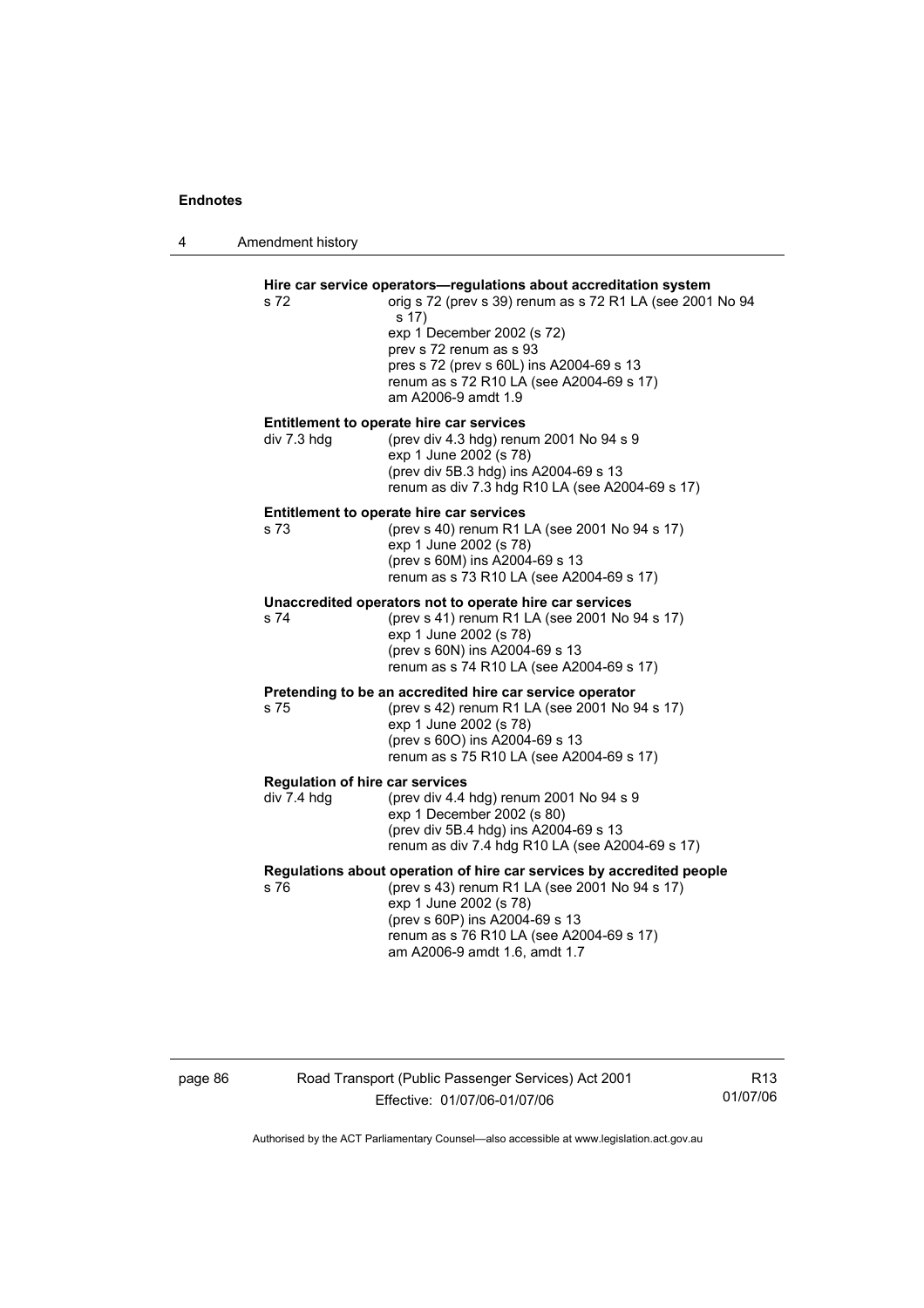**Hire car service operators—regulations about accreditation system**

s 72 orig s 72 (prev s 39) renum as s 72 R1 LA (see 2001 No 94 s 17)
exp 1 December 2002 (s 72)
prev s 72 renum as s 93
pres s 72 (prev s 60L) ins A2004-69 s 13
renum as s 72 R10 LA (see A2004-69 s 17)
am A2006-9 amdt 1.9

**Entitlement to operate hire car services**

div 7.3 hdg (prev div 4.3 hdg) renum 2001 No 94 s 9
exp 1 June 2002 (s 78)
(prev div 5B.3 hdg) ins A2004-69 s 13
renum as div 7.3 hdg R10 LA (see A2004-69 s 17)

**Entitlement to operate hire car services**

s 73 (prev s 40) renum R1 LA (see 2001 No 94 s 17)
exp 1 June 2002 (s 78)
(prev s 60M) ins A2004-69 s 13
renum as s 73 R10 LA (see A2004-69 s 17)

**Unaccredited operators not to operate hire car services**

s 74 (prev s 41) renum R1 LA (see 2001 No 94 s 17)
exp 1 June 2002 (s 78)
(prev s 60N) ins A2004-69 s 13
renum as s 74 R10 LA (see A2004-69 s 17)

**Pretending to be an accredited hire car service operator**

s 75 (prev s 42) renum R1 LA (see 2001 No 94 s 17)
exp 1 June 2002 (s 78)
(prev s 60O) ins A2004-69 s 13
renum as s 75 R10 LA (see A2004-69 s 17)

**Regulation of hire car services**

div 7.4 hdg (prev div 4.4 hdg) renum 2001 No 94 s 9
exp 1 December 2002 (s 80)
(prev div 5B.4 hdg) ins A2004-69 s 13
renum as div 7.4 hdg R10 LA (see A2004-69 s 17)

**Regulations about operation of hire car services by accredited people**

s 76 (prev s 43) renum R1 LA (see 2001 No 94 s 17)
exp 1 June 2002 (s 78)
(prev s 60P) ins A2004-69 s 13
renum as s 76 R10 LA (see A2004-69 s 17)
am A2006-9 amdt 1.6, amdt 1.7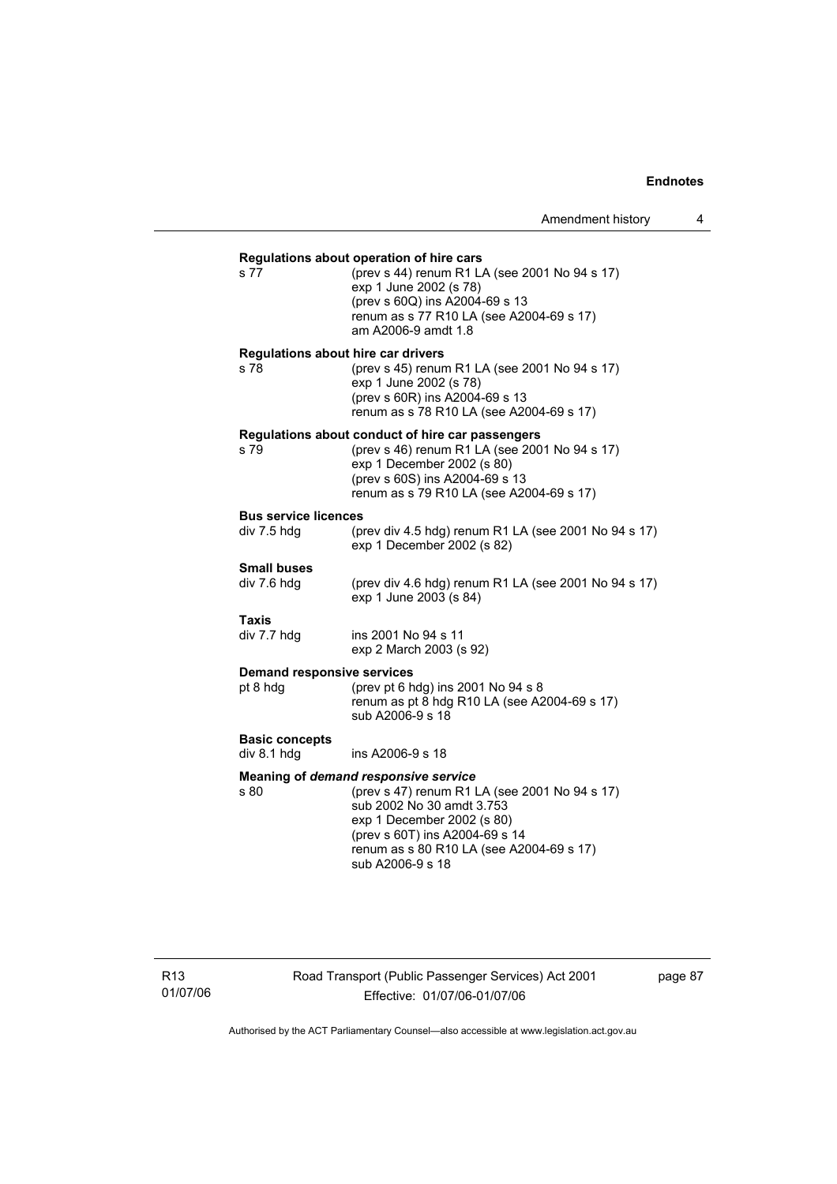**Regulations about operation of hire cars**

s 77
(prev s 44) renum R1 LA (see 2001 No 94 s 17)
exp 1 June 2002 (s 78)
(prev s 60Q) ins A2004-69 s 13
renum as s 77 R10 LA (see A2004-69 s 17)
am A2006-9 amdt 1.8

**Regulations about hire car drivers**

s 78
(prev s 45) renum R1 LA (see 2001 No 94 s 17)
exp 1 June 2002 (s 78)
(prev s 60R) ins A2004-69 s 13
renum as s 78 R10 LA (see A2004-69 s 17)

**Regulations about conduct of hire car passengers**

s 79
(prev s 46) renum R1 LA (see 2001 No 94 s 17)
exp 1 December 2002 (s 80)
(prev s 60S) ins A2004-69 s 13
renum as s 79 R10 LA (see A2004-69 s 17)

**Bus service licences**

div 7.5 hdg
(prev div 4.5 hdg) renum R1 LA (see 2001 No 94 s 17)
exp 1 December 2002 (s 82)

**Small buses**

div 7.6 hdg
(prev div 4.6 hdg) renum R1 LA (see 2001 No 94 s 17)
exp 1 June 2003 (s 84)

**Taxis**

div 7.7 hdg
ins 2001 No 94 s 11
exp 2 March 2003 (s 92)

**Demand responsive services**

pt 8 hdg
(prev pt 6 hdg) ins 2001 No 94 s 8
renum as pt 8 hdg R10 LA (see A2004-69 s 17)
sub A2006-9 s 18

**Basic concepts**

div 8.1 hdg
ins A2006-9 s 18

**Meaning of *demand responsive service***

s 80
(prev s 47) renum R1 LA (see 2001 No 94 s 17)
sub 2002 No 30 amdt 3.753
exp 1 December 2002 (s 80)
(prev s 60T) ins A2004-69 s 14
renum as s 80 R10 LA (see A2004-69 s 17)
sub A2006-9 s 18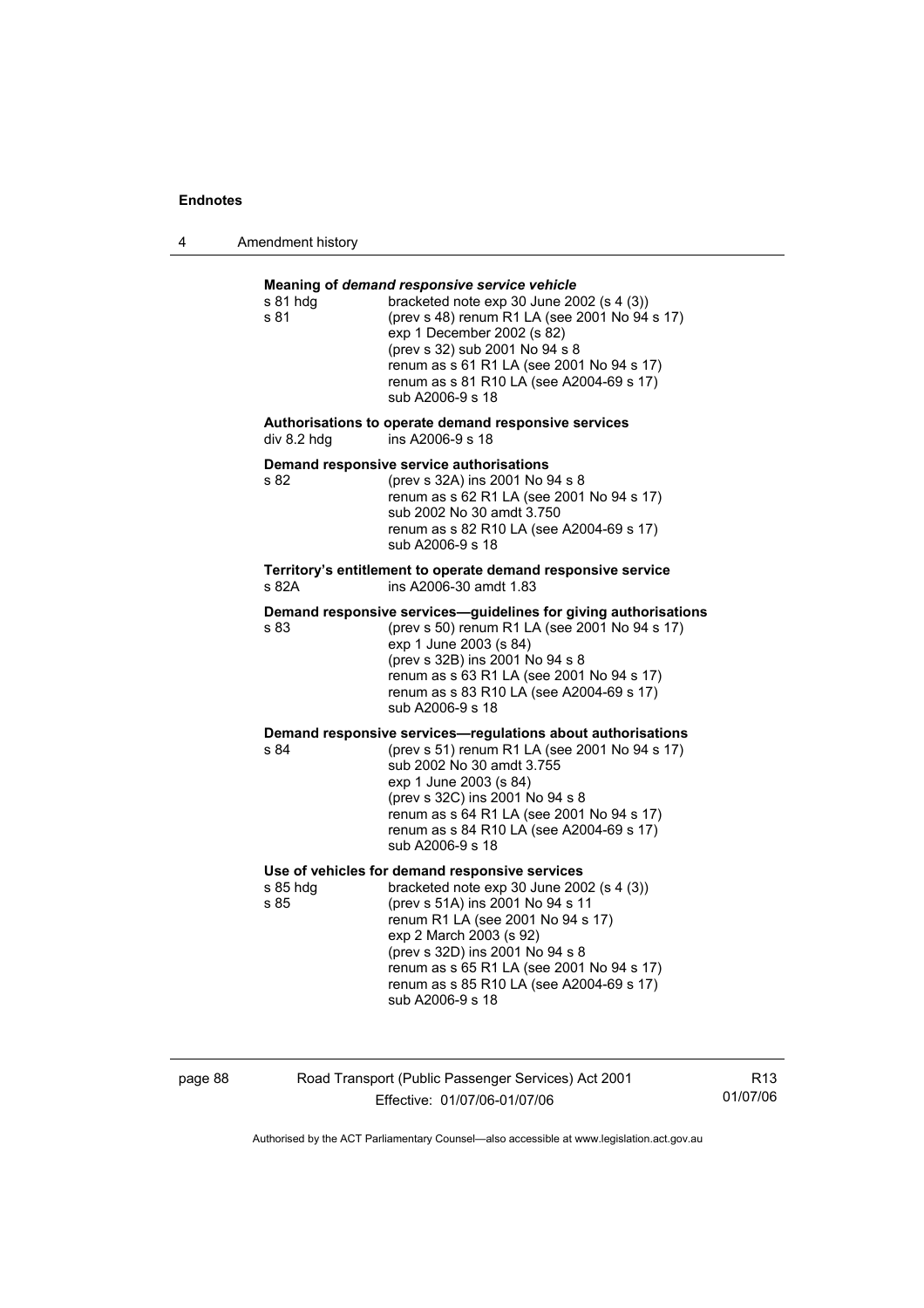**Meaning of *demand responsive service vehicle***

s 81 hdg bracketed note exp 30 June 2002 (s 4 (3))
s 81 (prev s 48) renum R1 LA (see 2001 No 94 s 17)
exp 1 December 2002 (s 82)
(prev s 32) sub 2001 No 94 s 8
renum as s 61 R1 LA (see 2001 No 94 s 17)
renum as s 81 R10 LA (see A2004-69 s 17)
sub A2006-9 s 18

**Authorisations to operate demand responsive services**

div 8.2 hdg ins A2006-9 s 18

**Demand responsive service authorisations**

s 82 (prev s 32A) ins 2001 No 94 s 8
renum as s 62 R1 LA (see 2001 No 94 s 17)
sub 2002 No 30 amdt 3.750
renum as s 82 R10 LA (see A2004-69 s 17)
sub A2006-9 s 18

**Territory's entitlement to operate demand responsive service**

s 82A ins A2006-30 amdt 1.83

**Demand responsive services—guidelines for giving authorisations**

s 83 (prev s 50) renum R1 LA (see 2001 No 94 s 17)
exp 1 June 2003 (s 84)
(prev s 32B) ins 2001 No 94 s 8
renum as s 63 R1 LA (see 2001 No 94 s 17)
renum as s 83 R10 LA (see A2004-69 s 17)
sub A2006-9 s 18

**Demand responsive services—regulations about authorisations**

s 84 (prev s 51) renum R1 LA (see 2001 No 94 s 17)
sub 2002 No 30 amdt 3.755
exp 1 June 2003 (s 84)
(prev s 32C) ins 2001 No 94 s 8
renum as s 64 R1 LA (see 2001 No 94 s 17)
renum as s 84 R10 LA (see A2004-69 s 17)
sub A2006-9 s 18

**Use of vehicles for demand responsive services**

s 85 hdg bracketed note exp 30 June 2002 (s 4 (3))
s 85 (prev s 51A) ins 2001 No 94 s 11
renum R1 LA (see 2001 No 94 s 17)
exp 2 March 2003 (s 92)
(prev s 32D) ins 2001 No 94 s 8
renum as s 65 R1 LA (see 2001 No 94 s 17)
renum as s 85 R10 LA (see A2004-69 s 17)
sub A2006-9 s 18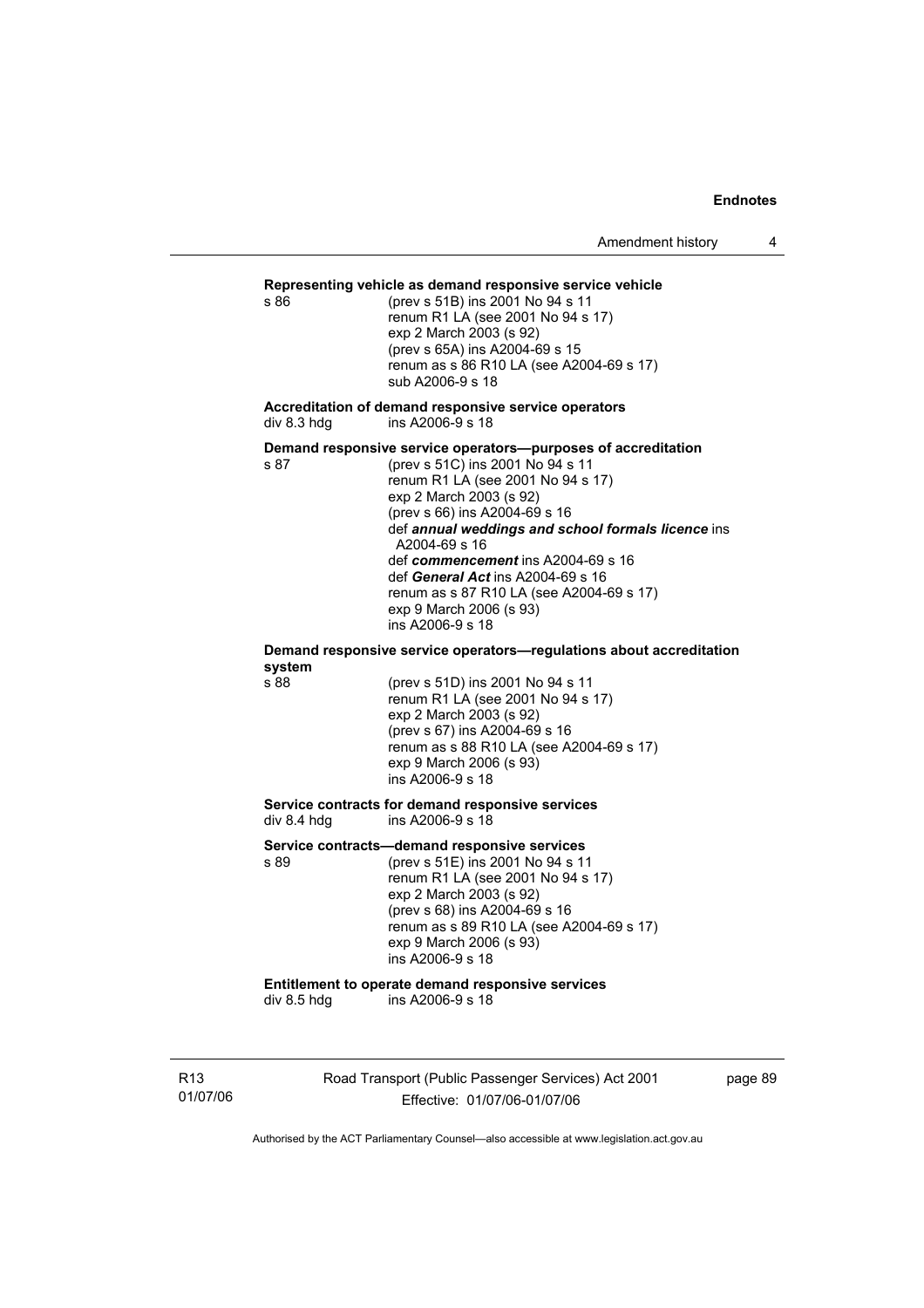**Representing vehicle as demand responsive service vehicle**

s 86 (prev s 51B) ins 2001 No 94 s 11
renum R1 LA (see 2001 No 94 s 17)
exp 2 March 2003 (s 92)
(prev s 65A) ins A2004-69 s 15
renum as s 86 R10 LA (see A2004-69 s 17)
sub A2006-9 s 18

**Accreditation of demand responsive service operators**

div 8.3 hdg ins A2006-9 s 18

**Demand responsive service operators—purposes of accreditation**

s 87 (prev s 51C) ins 2001 No 94 s 11
renum R1 LA (see 2001 No 94 s 17)
exp 2 March 2003 (s 92)
(prev s 66) ins A2004-69 s 16
def ***annual weddings and school formals licence*** ins A2004-69 s 16
def ***commencement*** ins A2004-69 s 16
def ***General Act*** ins A2004-69 s 16
renum as s 87 R10 LA (see A2004-69 s 17)
exp 9 March 2006 (s 93)
ins A2006-9 s 18

**Demand responsive service operators—regulations about accreditation system**

s 88 (prev s 51D) ins 2001 No 94 s 11
renum R1 LA (see 2001 No 94 s 17)
exp 2 March 2003 (s 92)
(prev s 67) ins A2004-69 s 16
renum as s 88 R10 LA (see A2004-69 s 17)
exp 9 March 2006 (s 93)
ins A2006-9 s 18

**Service contracts for demand responsive services**

div 8.4 hdg ins A2006-9 s 18

**Service contracts—demand responsive services**

s 89 (prev s 51E) ins 2001 No 94 s 11
renum R1 LA (see 2001 No 94 s 17)
exp 2 March 2003 (s 92)
(prev s 68) ins A2004-69 s 16
renum as s 89 R10 LA (see A2004-69 s 17)
exp 9 March 2006 (s 93)
ins A2006-9 s 18

**Entitlement to operate demand responsive services**

div 8.5 hdg ins A2006-9 s 18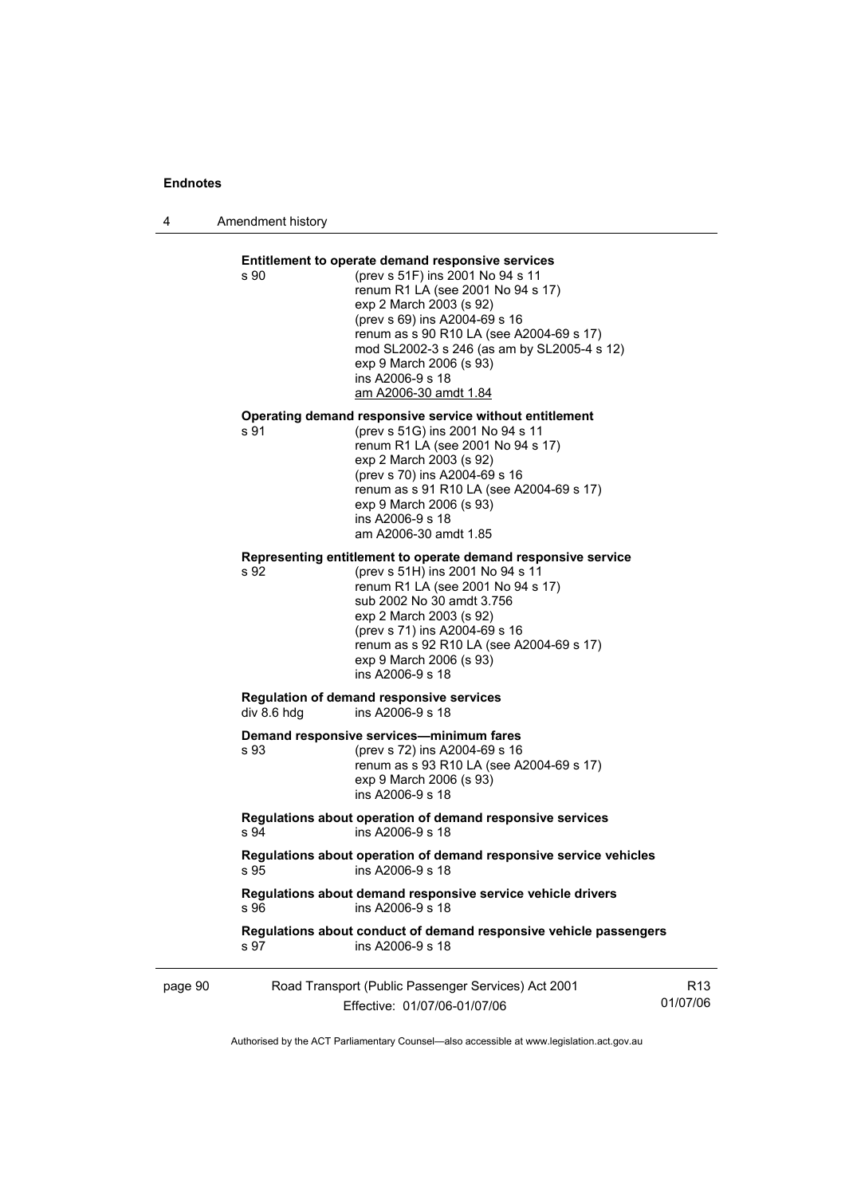**Entitlement to operate demand responsive services**

s 90 (prev s 51F) ins 2001 No 94 s 11
renum R1 LA (see 2001 No 94 s 17)
exp 2 March 2003 (s 92)
(prev s 69) ins A2004-69 s 16
renum as s 90 R10 LA (see A2004-69 s 17)
mod SL2002-3 s 246 (as am by SL2005-4 s 12)
exp 9 March 2006 (s 93)
ins A2006-9 s 18
am A2006-30 amdt 1.84

**Operating demand responsive service without entitlement**

s 91 (prev s 51G) ins 2001 No 94 s 11
renum R1 LA (see 2001 No 94 s 17)
exp 2 March 2003 (s 92)
(prev s 70) ins A2004-69 s 16
renum as s 91 R10 LA (see A2004-69 s 17)
exp 9 March 2006 (s 93)
ins A2006-9 s 18
am A2006-30 amdt 1.85

**Representing entitlement to operate demand responsive service**

s 92 (prev s 51H) ins 2001 No 94 s 11
renum R1 LA (see 2001 No 94 s 17)
sub 2002 No 30 amdt 3.756
exp 2 March 2003 (s 92)
(prev s 71) ins A2004-69 s 16
renum as s 92 R10 LA (see A2004-69 s 17)
exp 9 March 2006 (s 93)
ins A2006-9 s 18

**Regulation of demand responsive services**

div 8.6 hdg ins A2006-9 s 18

**Demand responsive services—minimum fares**

s 93 (prev s 72) ins A2004-69 s 16
renum as s 93 R10 LA (see A2004-69 s 17)
exp 9 March 2006 (s 93)
ins A2006-9 s 18

**Regulations about operation of demand responsive services**

s 94 ins A2006-9 s 18

**Regulations about operation of demand responsive service vehicles**

s 95 ins A2006-9 s 18

**Regulations about demand responsive service vehicle drivers**

s 96 ins A2006-9 s 18

**Regulations about conduct of demand responsive vehicle passengers**

s 97 ins A2006-9 s 18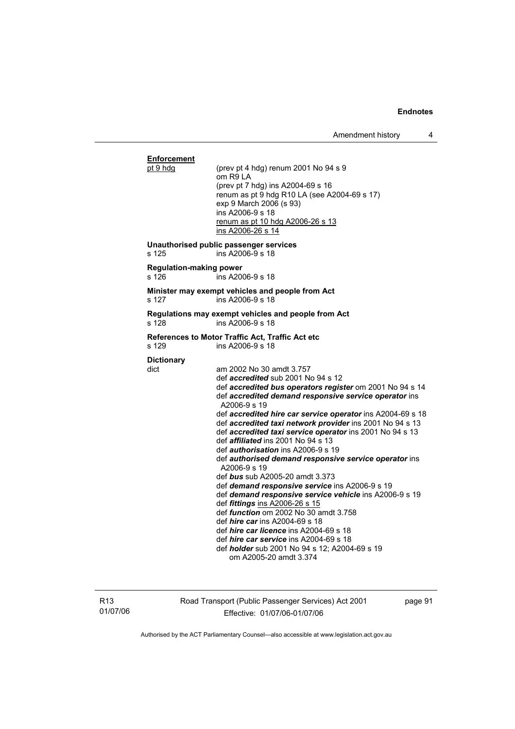**Enforcement**

pt 9 hdg (prev pt 4 hdg) renum 2001 No 94 s 9
om R9 LA
(prev pt 7 hdg) ins A2004-69 s 16
renum as pt 9 hdg R10 LA (see A2004-69 s 17)
exp 9 March 2006 (s 93)
ins A2006-9 s 18
renum as pt 10 hdg A2006-26 s 13
ins A2006-26 s 14

**Unauthorised public passenger services**

s 125 ins A2006-9 s 18

**Regulation-making power**

s 126 ins A2006-9 s 18

**Minister may exempt vehicles and people from Act**

s 127 ins A2006-9 s 18

**Regulations may exempt vehicles and people from Act**

s 128 ins A2006-9 s 18

**References to Motor Traffic Act, Traffic Act etc**

s 129 ins A2006-9 s 18

**Dictionary**

dict am 2002 No 30 amdt 3.757
def ***accredited*** sub 2001 No 94 s 12
def ***accredited bus operators register*** om 2001 No 94 s 14
def ***accredited demand responsive service operator*** ins A2006-9 s 19
def ***accredited hire car service operator*** ins A2004-69 s 18
def ***accredited taxi network provider*** ins 2001 No 94 s 13
def ***accredited taxi service operator*** ins 2001 No 94 s 13
def ***affiliated*** ins 2001 No 94 s 13
def ***authorisation*** ins A2006-9 s 19
def ***authorised demand responsive service operator*** ins A2006-9 s 19
def ***bus*** sub A2005-20 amdt 3.373
def ***demand responsive service*** ins A2006-9 s 19
def ***demand responsive service vehicle*** ins A2006-9 s 19
def ***fittings*** ins A2006-26 s 15
def ***function*** om 2002 No 30 amdt 3.758
def ***hire car*** ins A2004-69 s 18
def ***hire car licence*** ins A2004-69 s 18
def ***hire car service*** ins A2004-69 s 18
def ***holder*** sub 2001 No 94 s 12; A2004-69 s 19
om A2005-20 amdt 3.374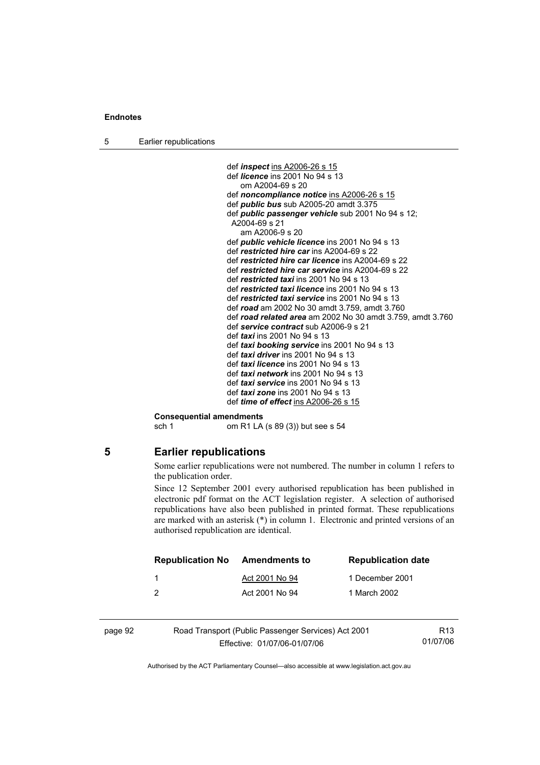def ***inspect*** ins A2006-26 s 15
def ***licence*** ins 2001 No 94 s 13
om A2004-69 s 20
def ***noncompliance notice*** ins A2006-26 s 15
def ***public bus*** sub A2005-20 amdt 3.375
def ***public passenger vehicle*** sub 2001 No 94 s 12; A2004-69 s 21
am A2006-9 s 20
def ***public vehicle licence*** ins 2001 No 94 s 13
def ***restricted hire car*** ins A2004-69 s 22
def ***restricted hire car licence*** ins A2004-69 s 22
def ***restricted hire car service*** ins A2004-69 s 22
def ***restricted taxi*** ins 2001 No 94 s 13
def ***restricted taxi licence*** ins 2001 No 94 s 13
def ***restricted taxi service*** ins 2001 No 94 s 13
def ***road*** am 2002 No 30 amdt 3.759, amdt 3.760
def ***road related area*** am 2002 No 30 amdt 3.759, amdt 3.760
def ***service contract*** sub A2006-9 s 21
def ***taxi*** ins 2001 No 94 s 13
def ***taxi booking service*** ins 2001 No 94 s 13
def ***taxi driver*** ins 2001 No 94 s 13
def ***taxi licence*** ins 2001 No 94 s 13
def ***taxi network*** ins 2001 No 94 s 13
def ***taxi service*** ins 2001 No 94 s 13
def ***taxi zone*** ins 2001 No 94 s 13
def ***time of effect*** ins A2006-26 s 15

**Consequential amendments**
sch 1 om R1 LA (s 89 (3)) but see s 54

## 5 Earlier republications

Some earlier republications were not numbered. The number in column 1 refers to the publication order.

Since 12 September 2001 every authorised republication has been published in electronic pdf format on the ACT legislation register. A selection of authorised republications have also been published in printed format. These republications are marked with an asterisk (*) in column 1. Electronic and printed versions of an authorised republication are identical.

| Republication No | Amendments to | Republication date |
|---|---|---|
| 1 | Act 2001 No 94 | 1 December 2001 |
| 2 | Act 2001 No 94 | 1 March 2002 |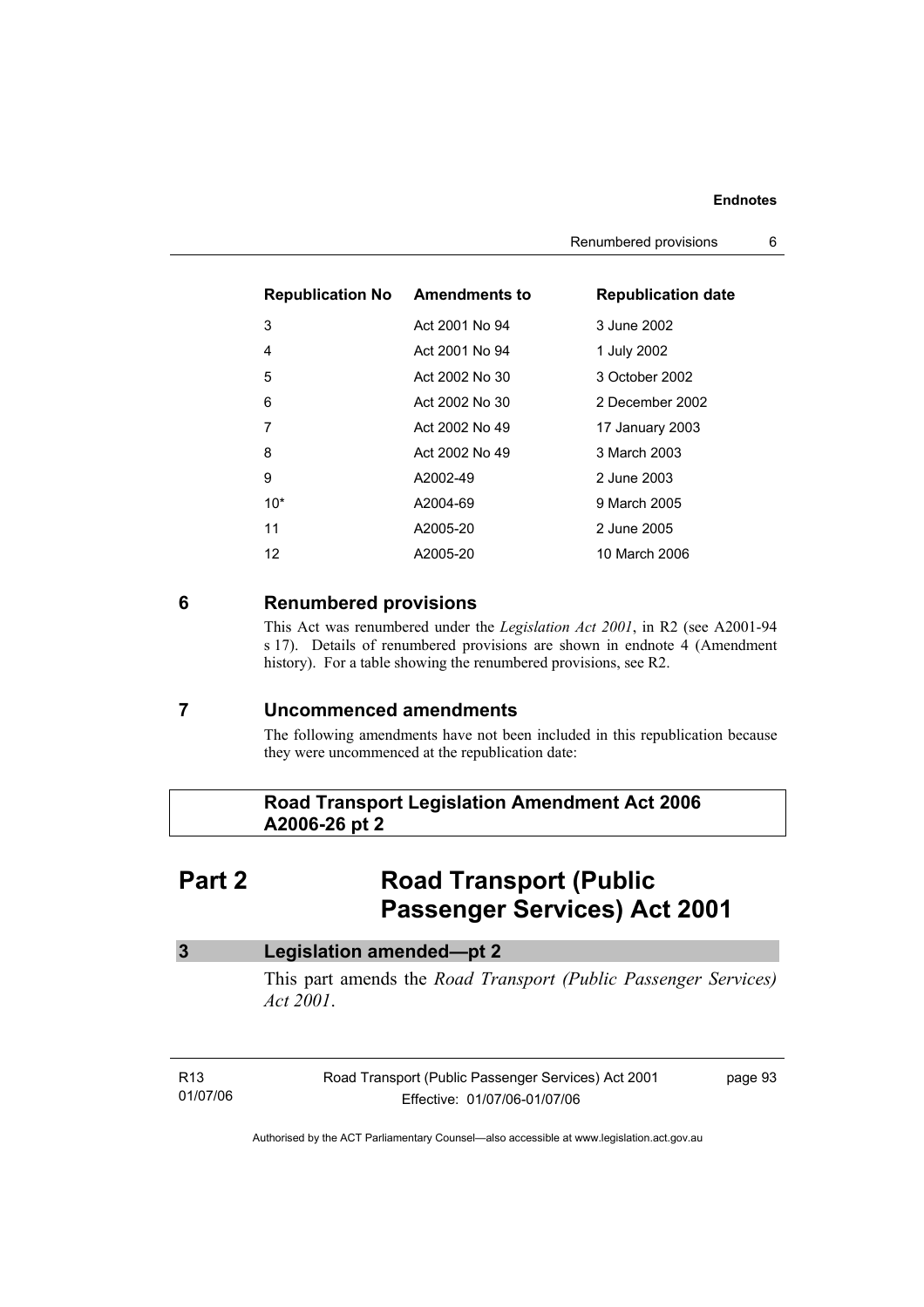| Republication No | Amendments to | Republication date |
| --- | --- | --- |
| 3 | Act 2001 No 94 | 3 June 2002 |
| 4 | Act 2001 No 94 | 1 July 2002 |
| 5 | Act 2002 No 30 | 3 October 2002 |
| 6 | Act 2002 No 30 | 2 December 2002 |
| 7 | Act 2002 No 49 | 17 January 2003 |
| 8 | Act 2002 No 49 | 3 March 2003 |
| 9 | A2002-49 | 2 June 2003 |
| 10* | A2004-69 | 9 March 2005 |
| 11 | A2005-20 | 2 June 2005 |
| 12 | A2005-20 | 10 March 2006 |

## 6 Renumbered provisions

This Act was renumbered under the *Legislation Act 2001*, in R2 (see A2001-94 s 17). Details of renumbered provisions are shown in endnote 4 (Amendment history). For a table showing the renumbered provisions, see R2.

## 7 Uncommenced amendments

The following amendments have not been included in this republication because they were uncommenced at the republication date:

**Road Transport Legislation Amendment Act 2006 A2006-26 pt 2**

# Part 2 Road Transport (Public Passenger Services) Act 2001

### 3 Legislation amended—pt 2

This part amends the *Road Transport (Public Passenger Services) Act 2001*.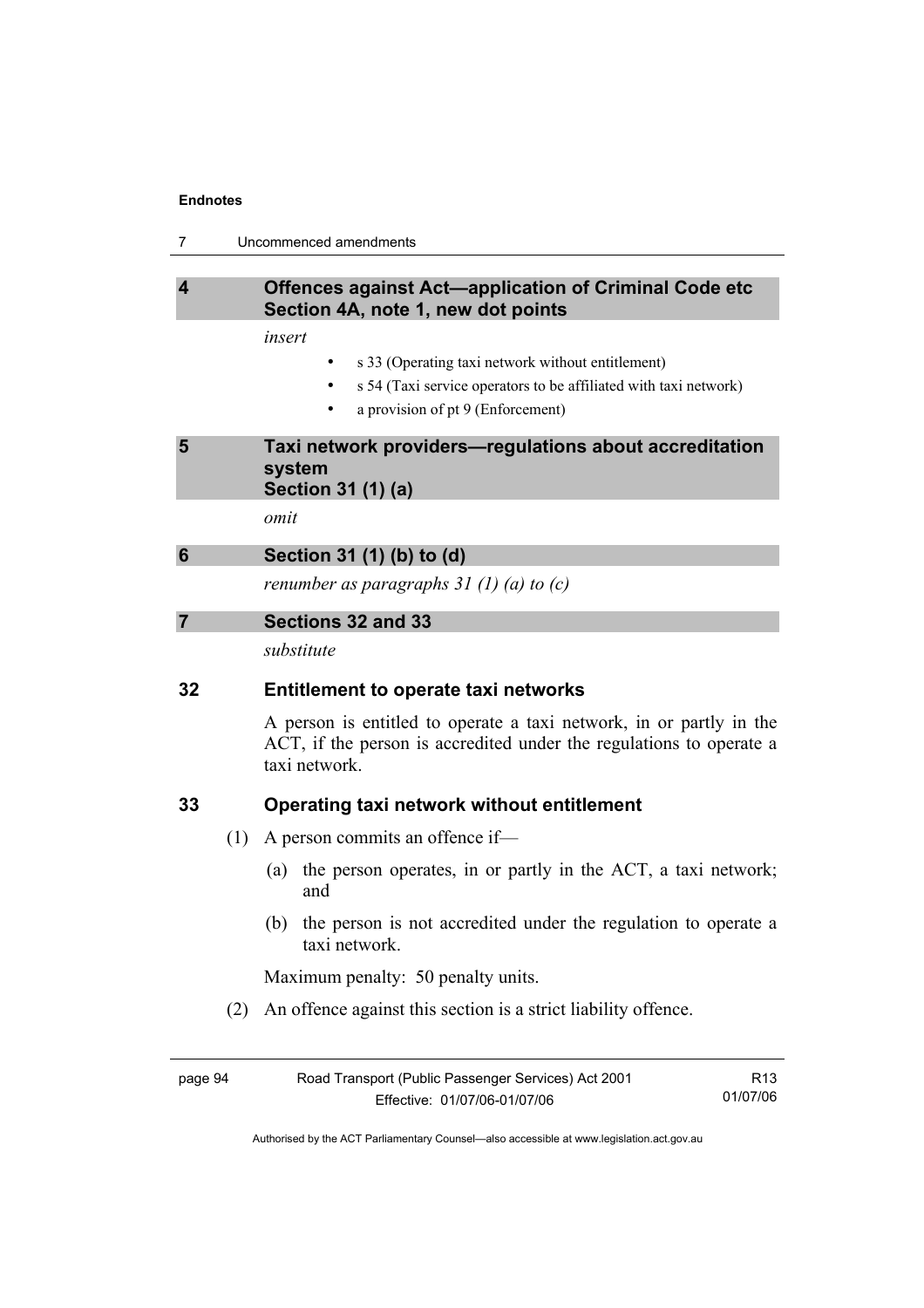## 4 Offences against Act—application of Criminal Code etc Section 4A, note 1, new dot points

*insert*

- s 33 (Operating taxi network without entitlement)
- s 54 (Taxi service operators to be affiliated with taxi network)
- a provision of pt 9 (Enforcement)

## 5 Taxi network providers—regulations about accreditation system Section 31 (1) (a)

*omit*

## 6 Section 31 (1) (b) to (d)

*renumber as paragraphs 31 (1) (a) to (c)*

## 7 Sections 32 and 33

*substitute*

### 32 Entitlement to operate taxi networks

A person is entitled to operate a taxi network, in or partly in the ACT, if the person is accredited under the regulations to operate a taxi network.

### 33 Operating taxi network without entitlement

(1) A person commits an offence if—

(a) the person operates, in or partly in the ACT, a taxi network; and

(b) the person is not accredited under the regulation to operate a taxi network.

Maximum penalty: 50 penalty units.

(2) An offence against this section is a strict liability offence.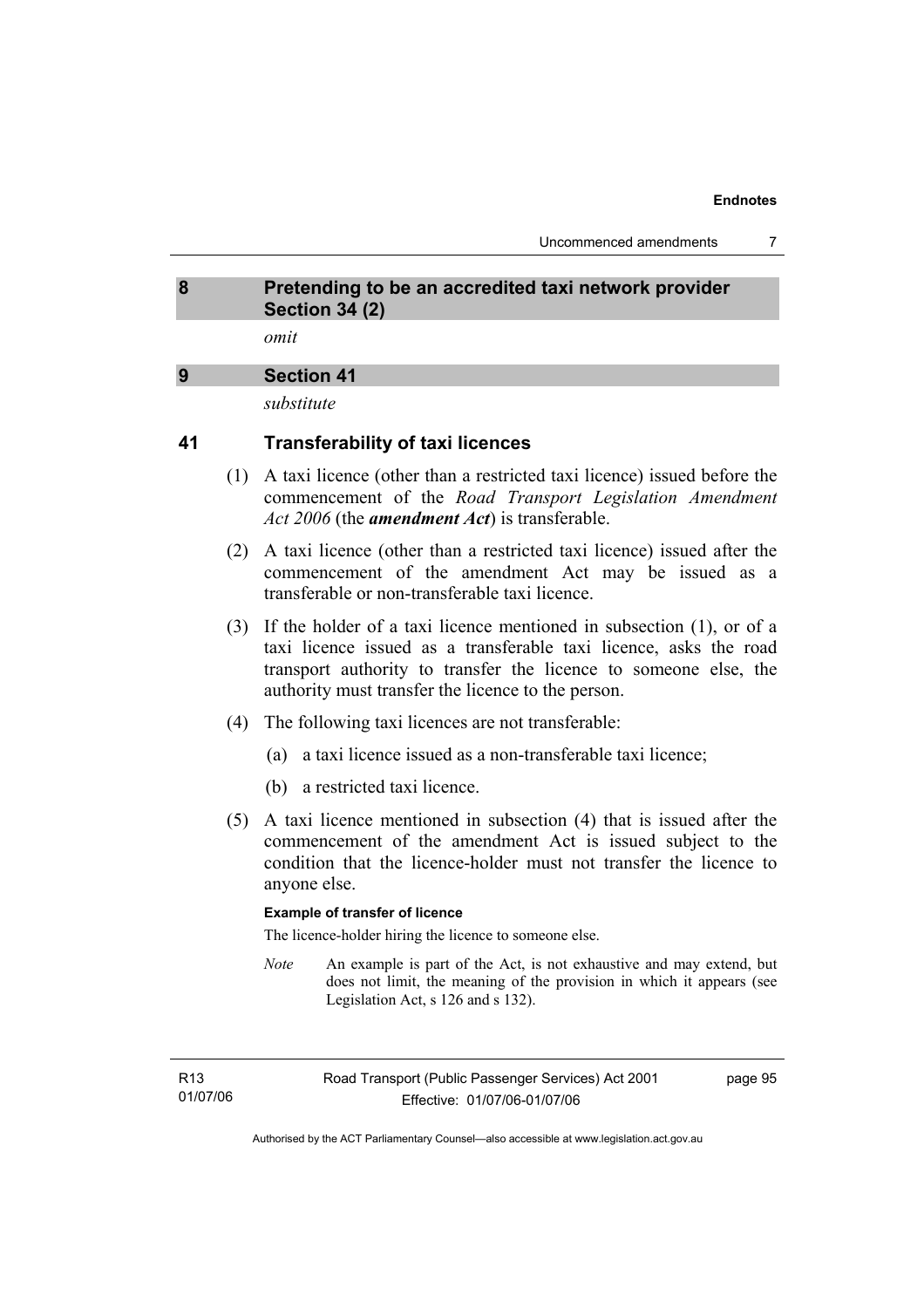## 8 Pretending to be an accredited taxi network provider Section 34 (2)

*omit*

## 9 Section 41

*substitute*

### 41 Transferability of taxi licences

(1) A taxi licence (other than a restricted taxi licence) issued before the commencement of the *Road Transport Legislation Amendment Act 2006* (the ***amendment Act***) is transferable.

(2) A taxi licence (other than a restricted taxi licence) issued after the commencement of the amendment Act may be issued as a transferable or non-transferable taxi licence.

(3) If the holder of a taxi licence mentioned in subsection (1), or of a taxi licence issued as a transferable taxi licence, asks the road transport authority to transfer the licence to someone else, the authority must transfer the licence to the person.

(4) The following taxi licences are not transferable:

(a) a taxi licence issued as a non-transferable taxi licence;

(b) a restricted taxi licence.

(5) A taxi licence mentioned in subsection (4) that is issued after the commencement of the amendment Act is issued subject to the condition that the licence-holder must not transfer the licence to anyone else.

**Example of transfer of licence**

The licence-holder hiring the licence to someone else.

*Note* An example is part of the Act, is not exhaustive and may extend, but does not limit, the meaning of the provision in which it appears (see Legislation Act, s 126 and s 132).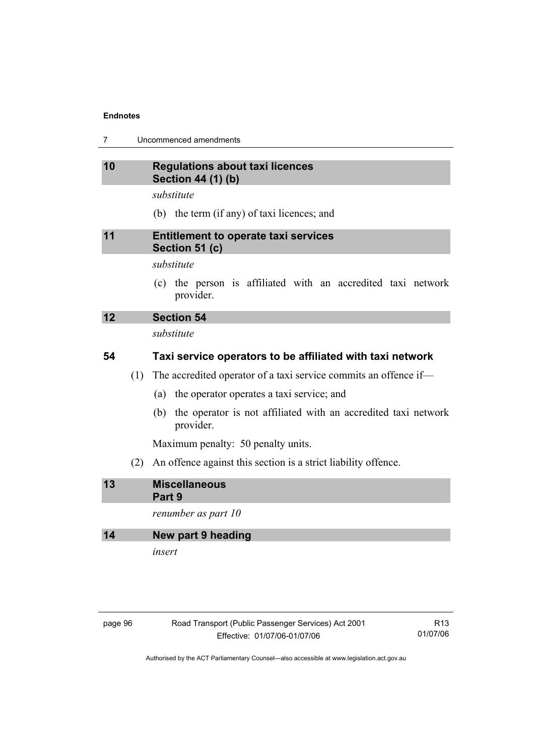## 10 Regulations about taxi licences
## Section 44 (1) (b)

*substitute*

(b) the term (if any) of taxi licences; and

## 11 Entitlement to operate taxi services
## Section 51 (c)

*substitute*

(c) the person is affiliated with an accredited taxi network provider.

## 12 Section 54

*substitute*

### 54 Taxi service operators to be affiliated with taxi network

(1) The accredited operator of a taxi service commits an offence if—

(a) the operator operates a taxi service; and

(b) the operator is not affiliated with an accredited taxi network provider.

Maximum penalty: 50 penalty units.

(2) An offence against this section is a strict liability offence.

## 13 Miscellaneous
## Part 9

*renumber as part 10*

## 14 New part 9 heading

*insert*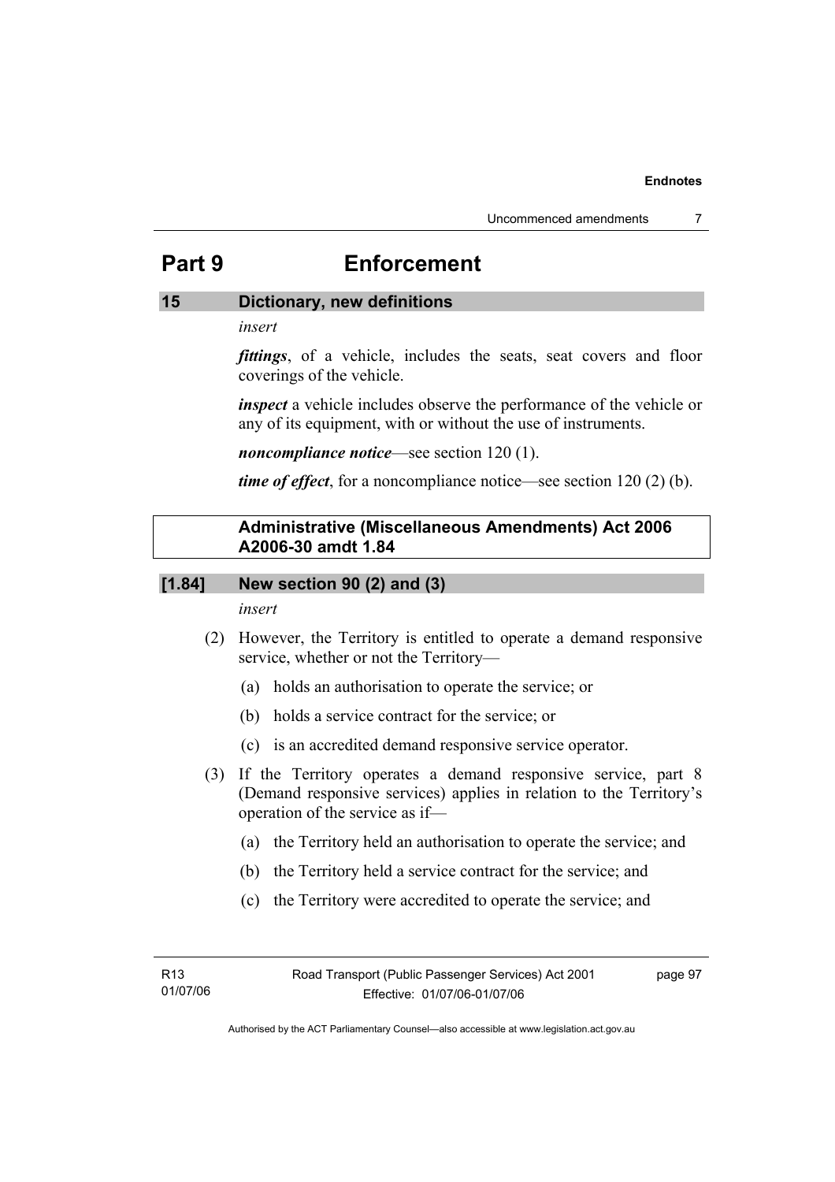# Part 9 Enforcement

## 15 Dictionary, new definitions

*insert*

***fittings***, of a vehicle, includes the seats, seat covers and floor coverings of the vehicle.

***inspect*** a vehicle includes observe the performance of the vehicle or any of its equipment, with or without the use of instruments.

***noncompliance notice***—see section 120 (1).

***time of effect***, for a noncompliance notice—see section 120 (2) (b).

**Administrative (Miscellaneous Amendments) Act 2006 A2006-30 amdt 1.84**

## [1.84] New section 90 (2) and (3)

*insert*

(2) However, the Territory is entitled to operate a demand responsive service, whether or not the Territory—

- (a) holds an authorisation to operate the service; or
- (b) holds a service contract for the service; or
- (c) is an accredited demand responsive service operator.

(3) If the Territory operates a demand responsive service, part 8 (Demand responsive services) applies in relation to the Territory's operation of the service as if—

- (a) the Territory held an authorisation to operate the service; and
- (b) the Territory held a service contract for the service; and
- (c) the Territory were accredited to operate the service; and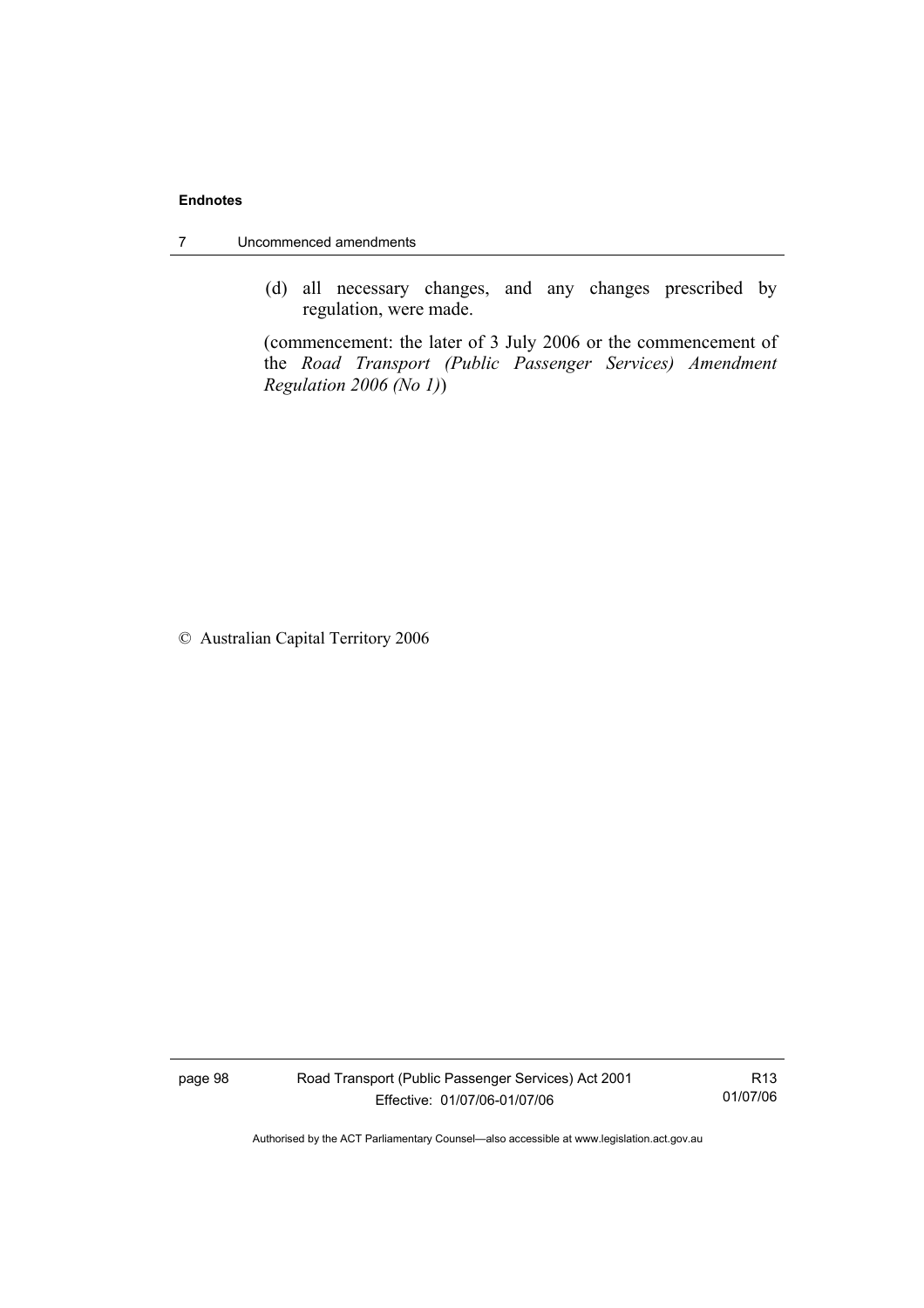(d) all necessary changes, and any changes prescribed by regulation, were made.

(commencement: the later of 3 July 2006 or the commencement of the *Road Transport (Public Passenger Services) Amendment Regulation 2006 (No 1)*)

© Australian Capital Territory 2006